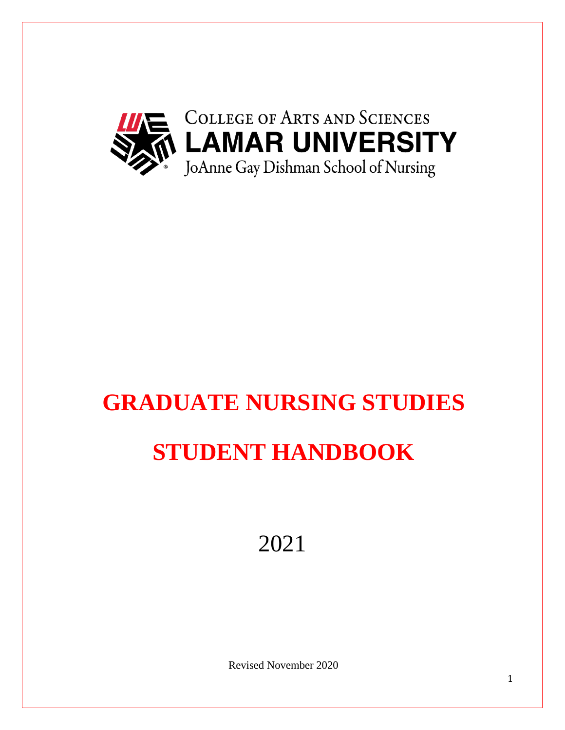College of Arts and Sciences

**LAMAR UNIVERSITY**

JoAnne Gay Dishman School of Nursing

# GRADUATE NURSING STUDIES

# STUDENT HANDBOOK

2021

Revised November 2020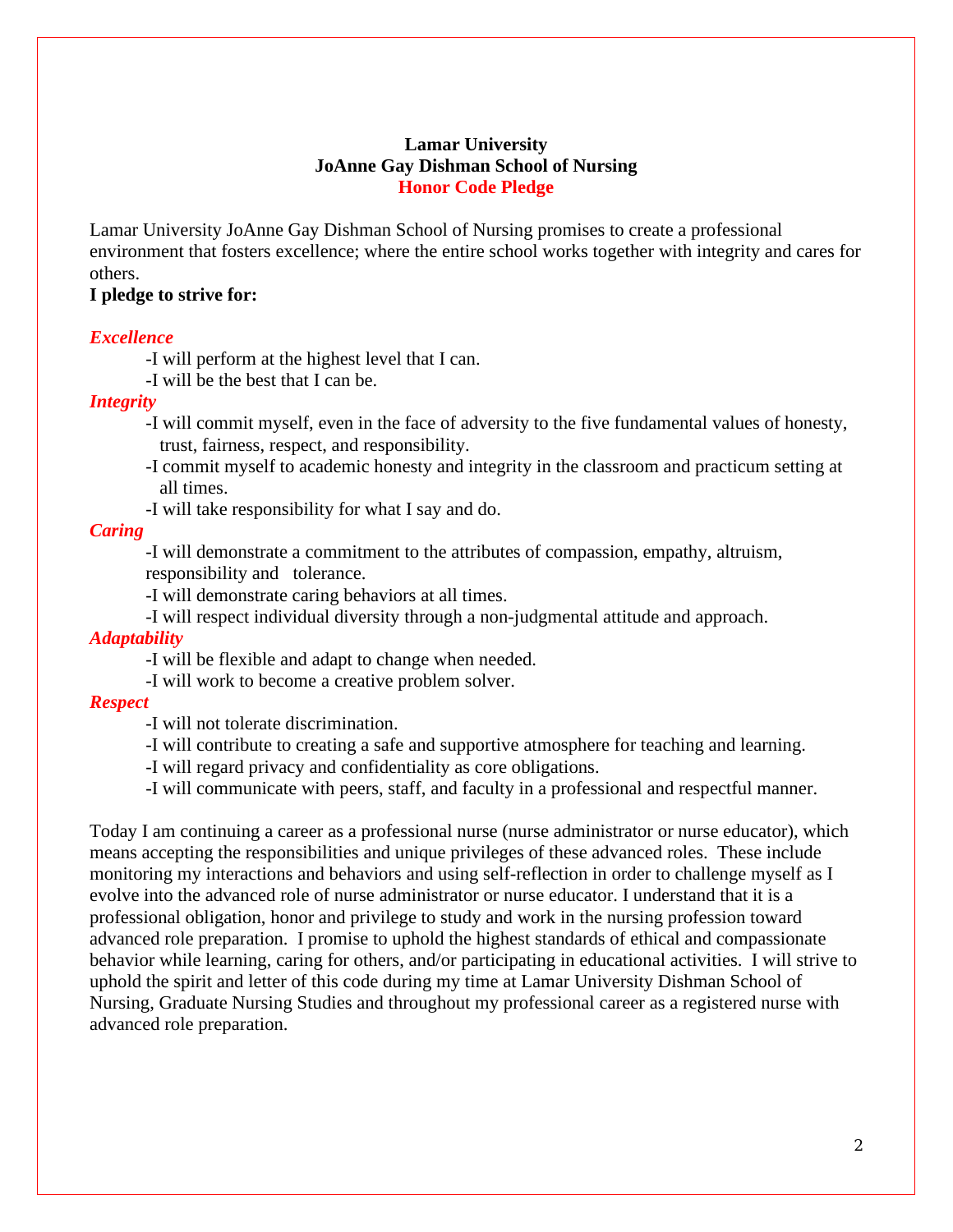**Lamar University**
**JoAnne Gay Dishman School of Nursing**
**Honor Code Pledge**

Lamar University JoAnne Gay Dishman School of Nursing promises to create a professional environment that fosters excellence; where the entire school works together with integrity and cares for others.

**I pledge to strive for:**

***Excellence***

-I will perform at the highest level that I can.

-I will be the best that I can be.

***Integrity***

-I will commit myself, even in the face of adversity to the five fundamental values of honesty, trust, fairness, respect, and responsibility.

-I commit myself to academic honesty and integrity in the classroom and practicum setting at all times.

-I will take responsibility for what I say and do.

***Caring***

-I will demonstrate a commitment to the attributes of compassion, empathy, altruism, responsibility and tolerance.

-I will demonstrate caring behaviors at all times.

-I will respect individual diversity through a non-judgmental attitude and approach.

***Adaptability***

-I will be flexible and adapt to change when needed.

-I will work to become a creative problem solver.

***Respect***

-I will not tolerate discrimination.

-I will contribute to creating a safe and supportive atmosphere for teaching and learning.

-I will regard privacy and confidentiality as core obligations.

-I will communicate with peers, staff, and faculty in a professional and respectful manner.

Today I am continuing a career as a professional nurse (nurse administrator or nurse educator), which means accepting the responsibilities and unique privileges of these advanced roles. These include monitoring my interactions and behaviors and using self-reflection in order to challenge myself as I evolve into the advanced role of nurse administrator or nurse educator. I understand that it is a professional obligation, honor and privilege to study and work in the nursing profession toward advanced role preparation. I promise to uphold the highest standards of ethical and compassionate behavior while learning, caring for others, and/or participating in educational activities. I will strive to uphold the spirit and letter of this code during my time at Lamar University Dishman School of Nursing, Graduate Nursing Studies and throughout my professional career as a registered nurse with advanced role preparation.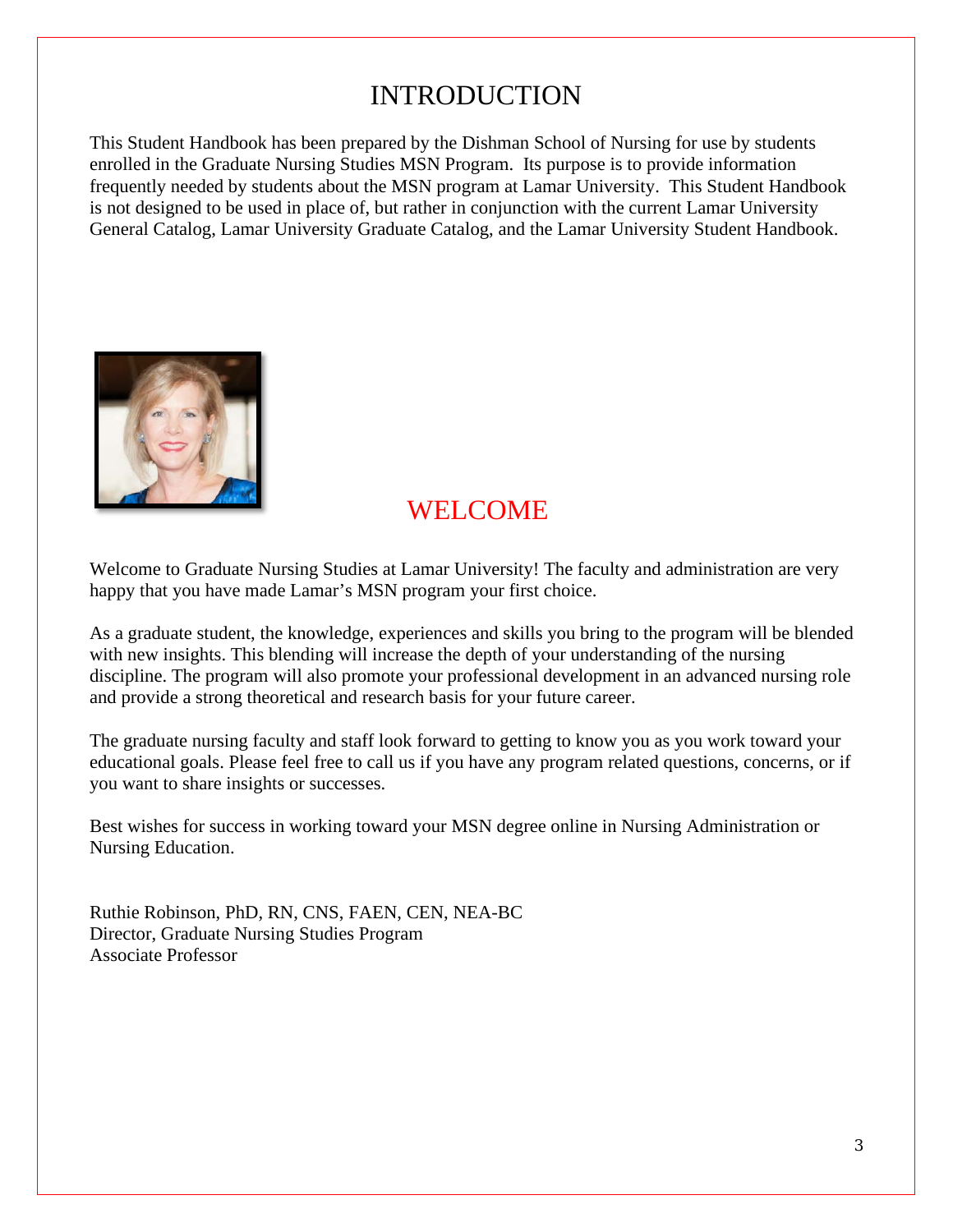# INTRODUCTION

This Student Handbook has been prepared by the Dishman School of Nursing for use by students enrolled in the Graduate Nursing Studies MSN Program. Its purpose is to provide information frequently needed by students about the MSN program at Lamar University. This Student Handbook is not designed to be used in place of, but rather in conjunction with the current Lamar University General Catalog, Lamar University Graduate Catalog, and the Lamar University Student Handbook.

# WELCOME

Welcome to Graduate Nursing Studies at Lamar University! The faculty and administration are very happy that you have made Lamar's MSN program your first choice.

As a graduate student, the knowledge, experiences and skills you bring to the program will be blended with new insights. This blending will increase the depth of your understanding of the nursing discipline. The program will also promote your professional development in an advanced nursing role and provide a strong theoretical and research basis for your future career.

The graduate nursing faculty and staff look forward to getting to know you as you work toward your educational goals. Please feel free to call us if you have any program related questions, concerns, or if you want to share insights or successes.

Best wishes for success in working toward your MSN degree online in Nursing Administration or Nursing Education.

Ruthie Robinson, PhD, RN, CNS, FAEN, CEN, NEA-BC
Director, Graduate Nursing Studies Program
Associate Professor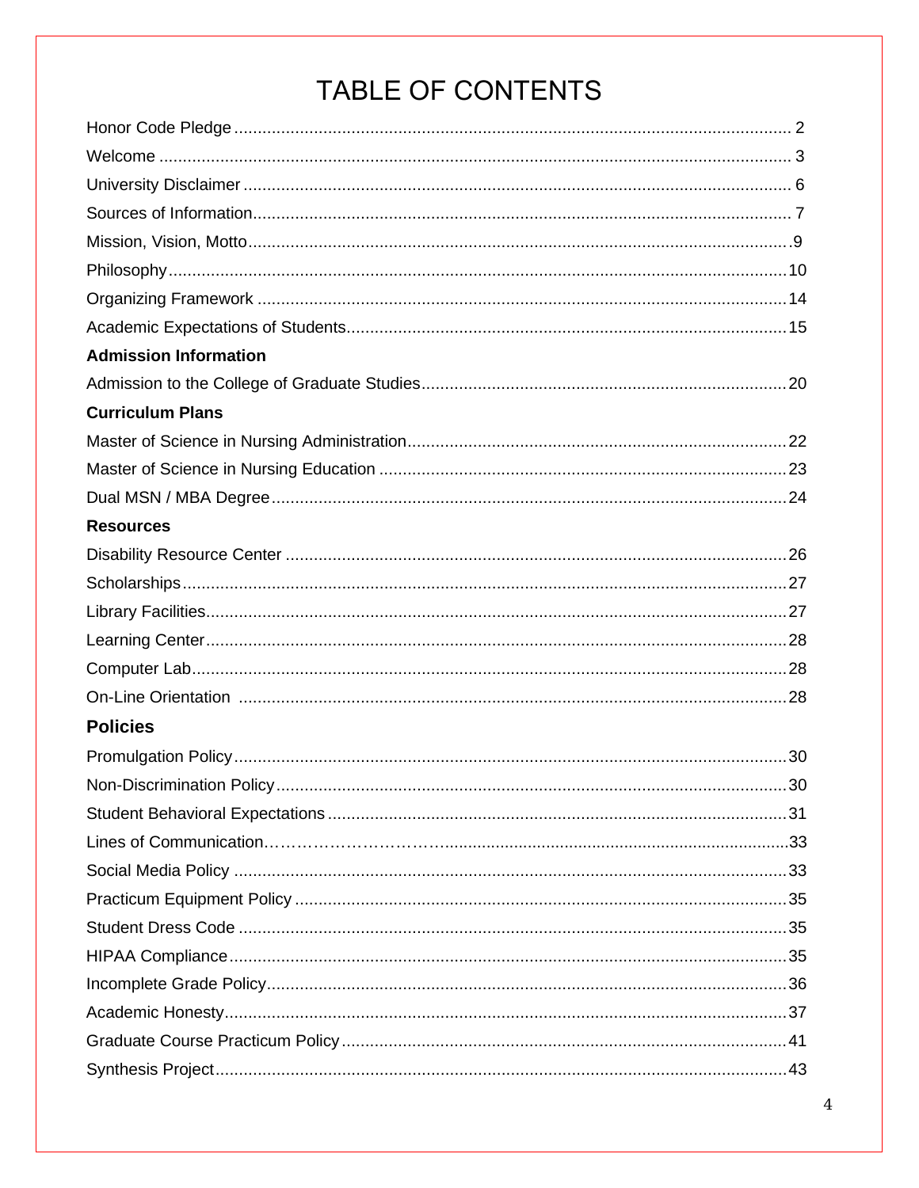# TABLE OF CONTENTS

Honor Code Pledge .................................................. 2
Welcome .................................................. 3
University Disclaimer .................................................. 6
Sources of Information .................................................. 7
Mission, Vision, Motto .................................................. 9
Philosophy .................................................. 10
Organizing Framework .................................................. 14
Academic Expectations of Students .................................................. 15

**Admission Information**

Admission to the College of Graduate Studies .................................................. 20

**Curriculum Plans**

Master of Science in Nursing Administration .................................................. 22
Master of Science in Nursing Education .................................................. 23
Dual MSN / MBA Degree .................................................. 24

**Resources**

Disability Resource Center .................................................. 26
Scholarships .................................................. 27
Library Facilities .................................................. 27
Learning Center .................................................. 28
Computer Lab .................................................. 28
On-Line Orientation .................................................. 28

**Policies**

Promulgation Policy .................................................. 30
Non-Discrimination Policy .................................................. 30
Student Behavioral Expectations .................................................. 31
Lines of Communication .................................................. 33
Social Media Policy .................................................. 33
Practicum Equipment Policy .................................................. 35
Student Dress Code .................................................. 35
HIPAA Compliance .................................................. 35
Incomplete Grade Policy .................................................. 36
Academic Honesty .................................................. 37
Graduate Course Practicum Policy .................................................. 41
Synthesis Project .................................................. 43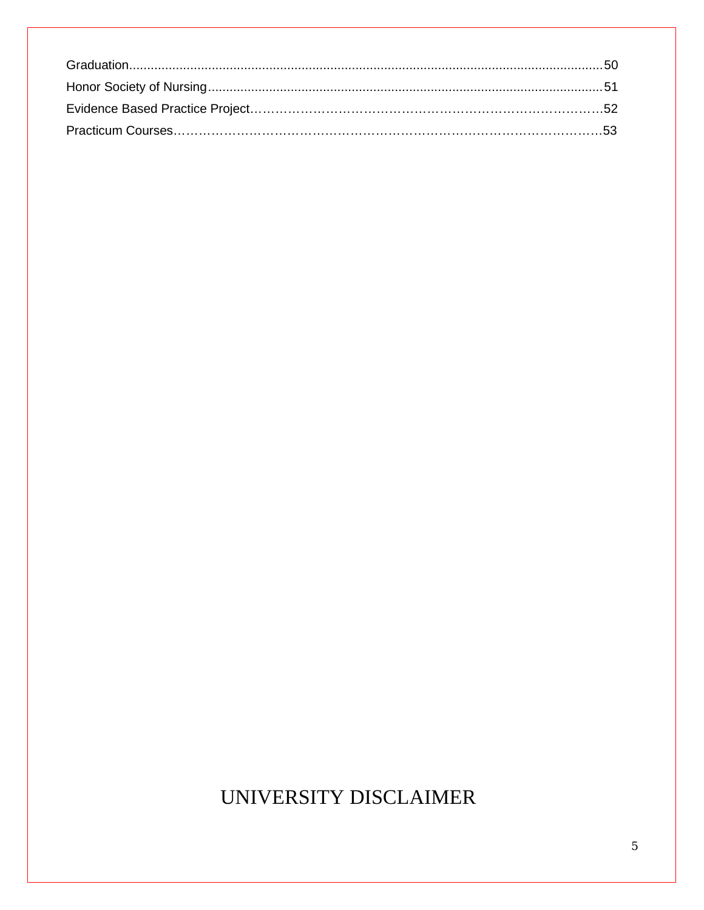Graduation....................................................................................................................................50
Honor Society of Nursing..............................................................................................................51
Evidence Based Practice Project…………………………………………………………………………52
Practicum Courses………………………………………………………………………………………53

# UNIVERSITY DISCLAIMER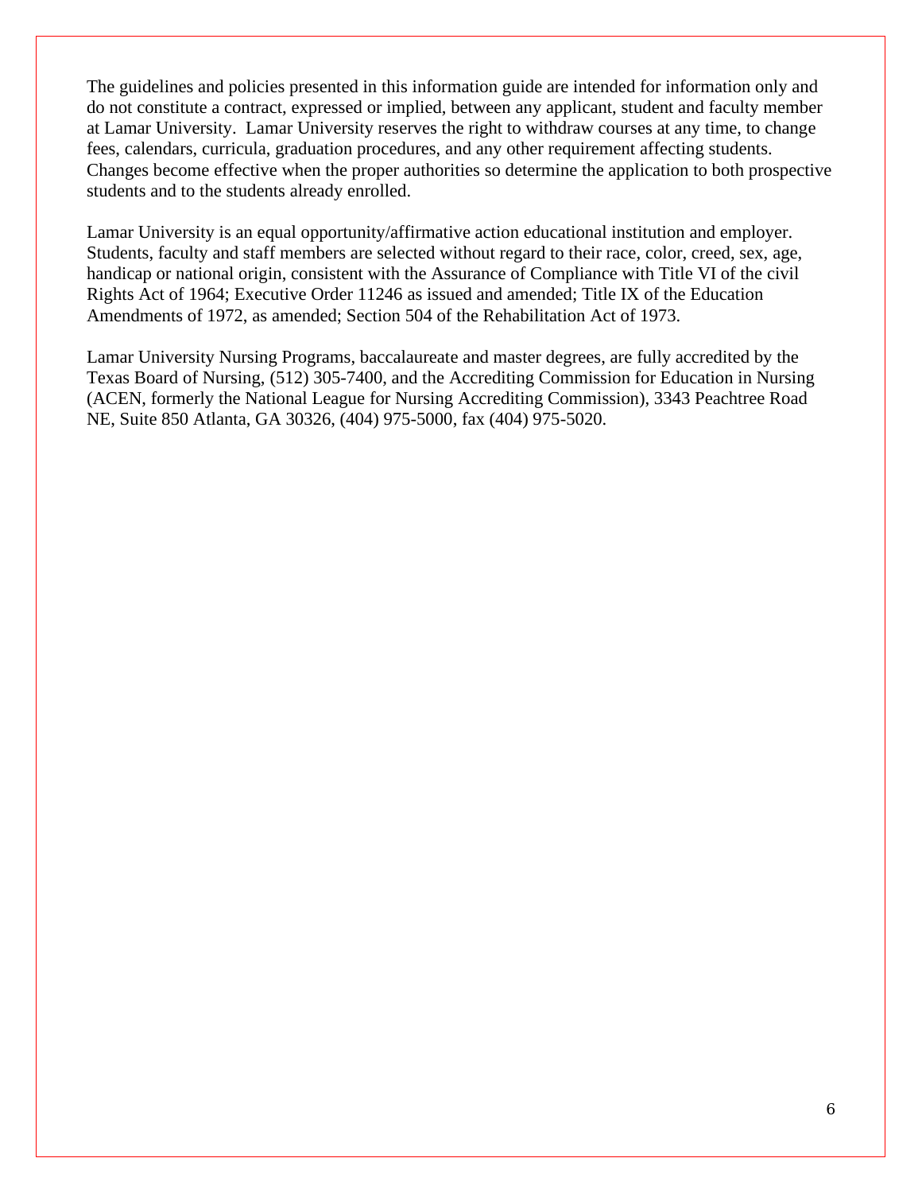The guidelines and policies presented in this information guide are intended for information only and do not constitute a contract, expressed or implied, between any applicant, student and faculty member at Lamar University. Lamar University reserves the right to withdraw courses at any time, to change fees, calendars, curricula, graduation procedures, and any other requirement affecting students. Changes become effective when the proper authorities so determine the application to both prospective students and to the students already enrolled.

Lamar University is an equal opportunity/affirmative action educational institution and employer. Students, faculty and staff members are selected without regard to their race, color, creed, sex, age, handicap or national origin, consistent with the Assurance of Compliance with Title VI of the civil Rights Act of 1964; Executive Order 11246 as issued and amended; Title IX of the Education Amendments of 1972, as amended; Section 504 of the Rehabilitation Act of 1973.

Lamar University Nursing Programs, baccalaureate and master degrees, are fully accredited by the Texas Board of Nursing, (512) 305-7400, and the Accrediting Commission for Education in Nursing (ACEN, formerly the National League for Nursing Accrediting Commission), 3343 Peachtree Road NE, Suite 850 Atlanta, GA 30326, (404) 975-5000, fax (404) 975-5020.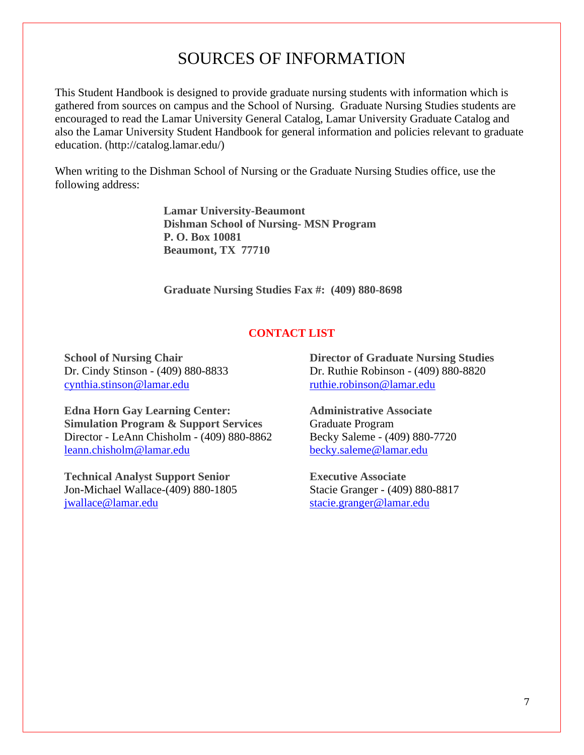# SOURCES OF INFORMATION

This Student Handbook is designed to provide graduate nursing students with information which is gathered from sources on campus and the School of Nursing. Graduate Nursing Studies students are encouraged to read the Lamar University General Catalog, Lamar University Graduate Catalog and also the Lamar University Student Handbook for general information and policies relevant to graduate education. (http://catalog.lamar.edu/)

When writing to the Dishman School of Nursing or the Graduate Nursing Studies office, use the following address:

**Lamar University-Beaumont**
**Dishman School of Nursing- MSN Program**
**P. O. Box 10081**
**Beaumont, TX 77710**

**Graduate Nursing Studies Fax #: (409) 880-8698**

## CONTACT LIST

**School of Nursing Chair**
Dr. Cindy Stinson - (409) 880-8833
cynthia.stinson@lamar.edu

**Edna Horn Gay Learning Center:**
**Simulation Program & Support Services**
Director - LeAnn Chisholm - (409) 880-8862
leann.chisholm@lamar.edu

**Technical Analyst Support Senior**
Jon-Michael Wallace-(409) 880-1805
jwallace@lamar.edu

**Director of Graduate Nursing Studies**
Dr. Ruthie Robinson - (409) 880-8820
ruthie.robinson@lamar.edu

**Administrative Associate**
Graduate Program
Becky Saleme - (409) 880-7720
becky.saleme@lamar.edu

**Executive Associate**
Stacie Granger - (409) 880-8817
stacie.granger@lamar.edu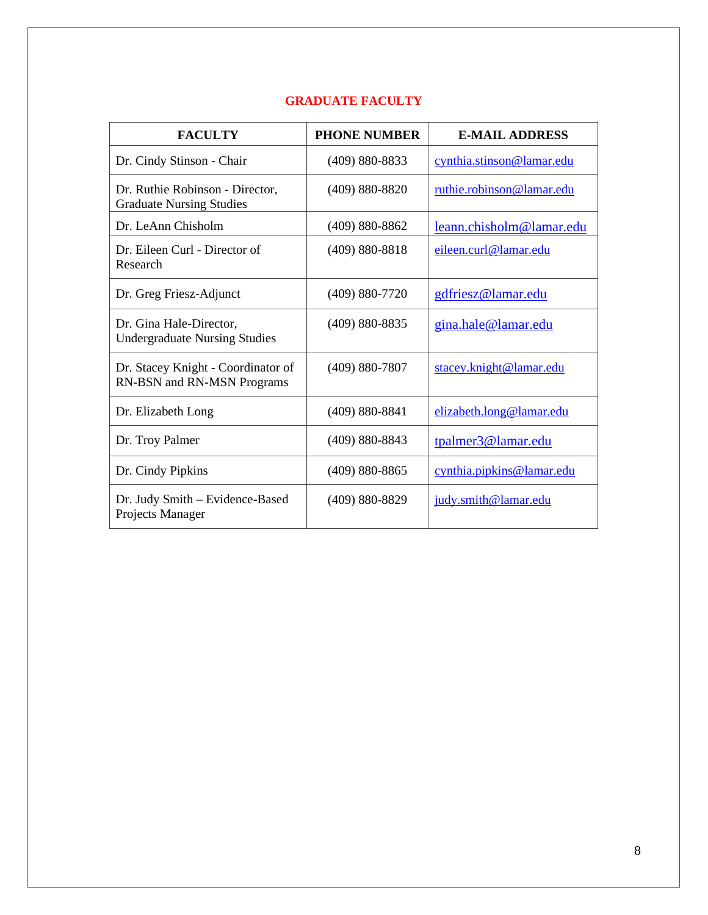## GRADUATE FACULTY

| FACULTY | PHONE NUMBER | E-MAIL ADDRESS |
|---|---|---|
| Dr. Cindy Stinson - Chair | (409) 880-8833 | cynthia.stinson@lamar.edu |
| Dr. Ruthie Robinson - Director, Graduate Nursing Studies | (409) 880-8820 | ruthie.robinson@lamar.edu |
| Dr. LeAnn Chisholm | (409) 880-8862 | leann.chisholm@lamar.edu |
| Dr. Eileen Curl - Director of Research | (409) 880-8818 | eileen.curl@lamar.edu |
| Dr. Greg Friesz-Adjunct | (409) 880-7720 | gdfriesz@lamar.edu |
| Dr. Gina Hale-Director, Undergraduate Nursing Studies | (409) 880-8835 | gina.hale@lamar.edu |
| Dr. Stacey Knight - Coordinator of RN-BSN and RN-MSN Programs | (409) 880-7807 | stacey.knight@lamar.edu |
| Dr. Elizabeth Long | (409) 880-8841 | elizabeth.long@lamar.edu |
| Dr. Troy Palmer | (409) 880-8843 | tpalmer3@lamar.edu |
| Dr. Cindy Pipkins | (409) 880-8865 | cynthia.pipkins@lamar.edu |
| Dr. Judy Smith – Evidence-Based Projects Manager | (409) 880-8829 | judy.smith@lamar.edu |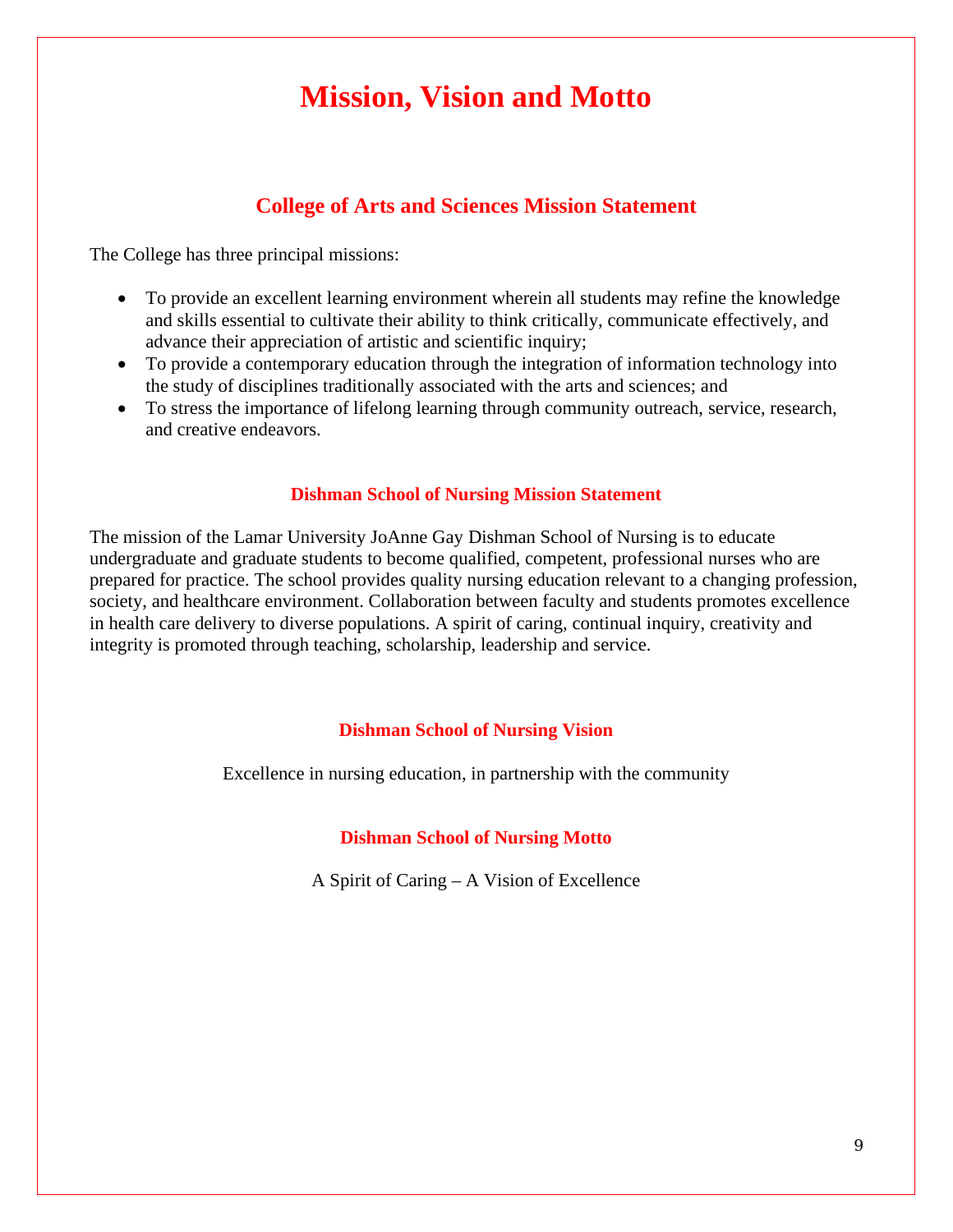# Mission, Vision and Motto

## College of Arts and Sciences Mission Statement

The College has three principal missions:

- To provide an excellent learning environment wherein all students may refine the knowledge and skills essential to cultivate their ability to think critically, communicate effectively, and advance their appreciation of artistic and scientific inquiry;
- To provide a contemporary education through the integration of information technology into the study of disciplines traditionally associated with the arts and sciences; and
- To stress the importance of lifelong learning through community outreach, service, research, and creative endeavors.

### Dishman School of Nursing Mission Statement

The mission of the Lamar University JoAnne Gay Dishman School of Nursing is to educate undergraduate and graduate students to become qualified, competent, professional nurses who are prepared for practice. The school provides quality nursing education relevant to a changing profession, society, and healthcare environment. Collaboration between faculty and students promotes excellence in health care delivery to diverse populations. A spirit of caring, continual inquiry, creativity and integrity is promoted through teaching, scholarship, leadership and service.

### Dishman School of Nursing Vision

Excellence in nursing education, in partnership with the community

### Dishman School of Nursing Motto

A Spirit of Caring – A Vision of Excellence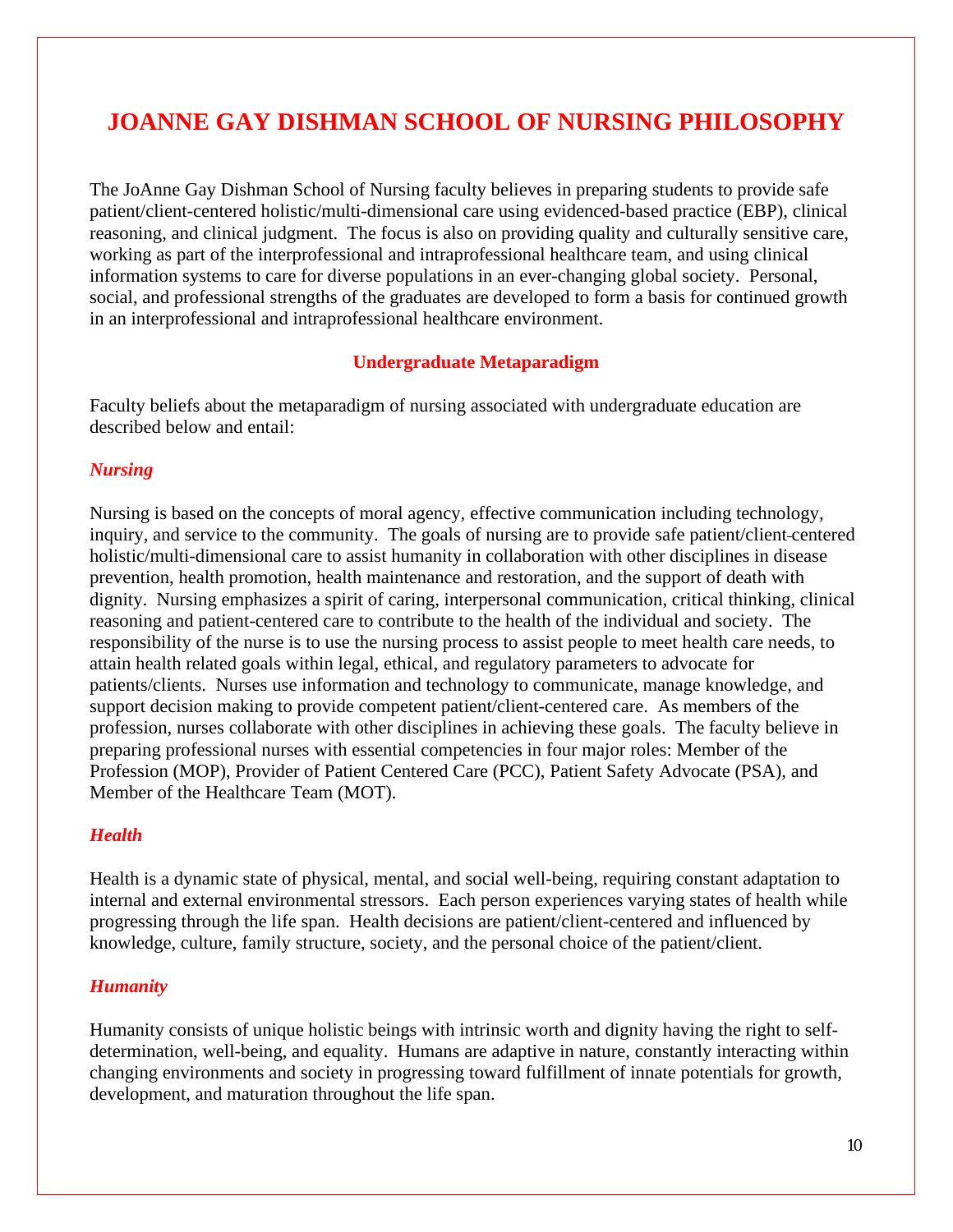# JOANNE GAY DISHMAN SCHOOL OF NURSING PHILOSOPHY

The JoAnne Gay Dishman School of Nursing faculty believes in preparing students to provide safe patient/client-centered holistic/multi-dimensional care using evidenced-based practice (EBP), clinical reasoning, and clinical judgment. The focus is also on providing quality and culturally sensitive care, working as part of the interprofessional and intraprofessional healthcare team, and using clinical information systems to care for diverse populations in an ever-changing global society. Personal, social, and professional strengths of the graduates are developed to form a basis for continued growth in an interprofessional and intraprofessional healthcare environment.

## Undergraduate Metaparadigm

Faculty beliefs about the metaparadigm of nursing associated with undergraduate education are described below and entail:

### *Nursing*

Nursing is based on the concepts of moral agency, effective communication including technology, inquiry, and service to the community. The goals of nursing are to provide safe patient/client-centered holistic/multi-dimensional care to assist humanity in collaboration with other disciplines in disease prevention, health promotion, health maintenance and restoration, and the support of death with dignity. Nursing emphasizes a spirit of caring, interpersonal communication, critical thinking, clinical reasoning and patient-centered care to contribute to the health of the individual and society. The responsibility of the nurse is to use the nursing process to assist people to meet health care needs, to attain health related goals within legal, ethical, and regulatory parameters to advocate for patients/clients. Nurses use information and technology to communicate, manage knowledge, and support decision making to provide competent patient/client-centered care. As members of the profession, nurses collaborate with other disciplines in achieving these goals. The faculty believe in preparing professional nurses with essential competencies in four major roles: Member of the Profession (MOP), Provider of Patient Centered Care (PCC), Patient Safety Advocate (PSA), and Member of the Healthcare Team (MOT).

### *Health*

Health is a dynamic state of physical, mental, and social well-being, requiring constant adaptation to internal and external environmental stressors. Each person experiences varying states of health while progressing through the life span. Health decisions are patient/client-centered and influenced by knowledge, culture, family structure, society, and the personal choice of the patient/client.

### *Humanity*

Humanity consists of unique holistic beings with intrinsic worth and dignity having the right to self-determination, well-being, and equality. Humans are adaptive in nature, constantly interacting within changing environments and society in progressing toward fulfillment of innate potentials for growth, development, and maturation throughout the life span.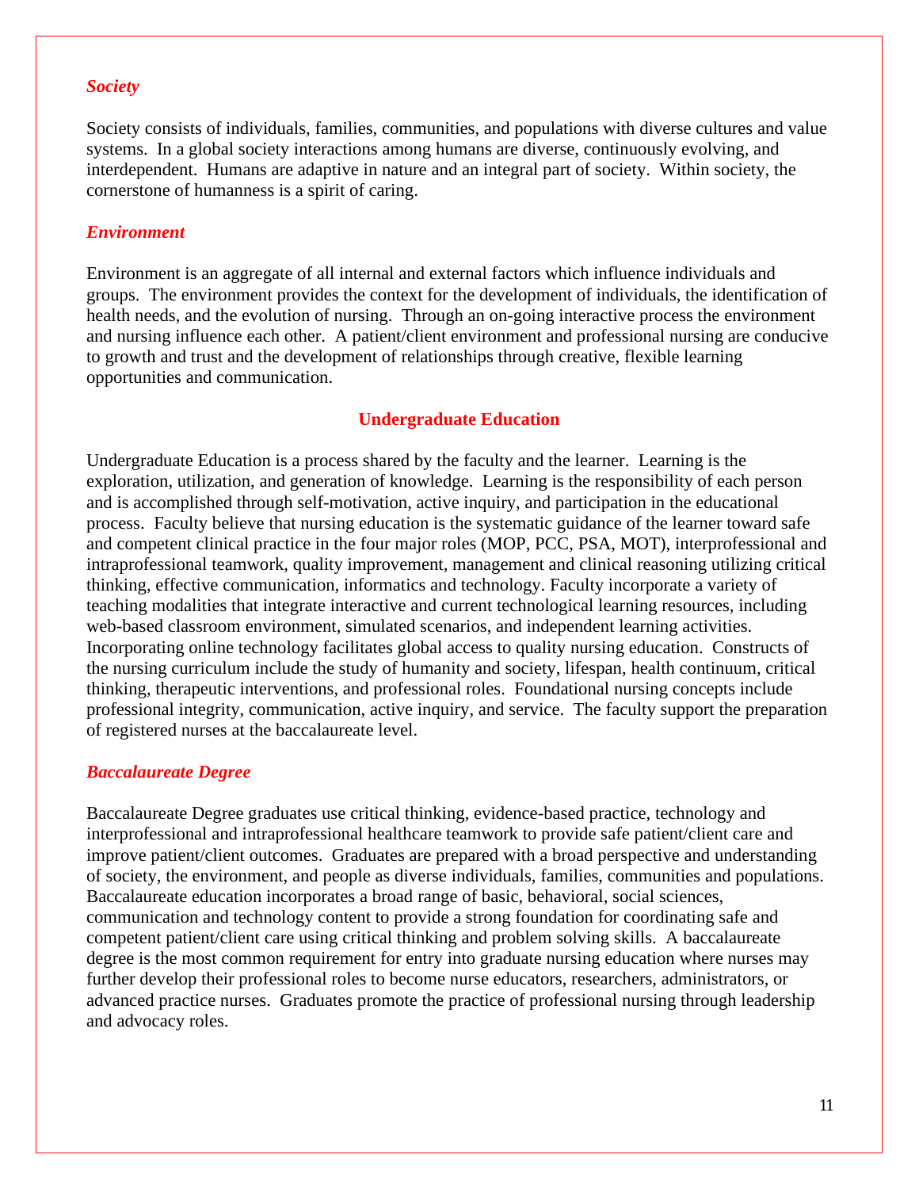### *Society*

Society consists of individuals, families, communities, and populations with diverse cultures and value systems. In a global society interactions among humans are diverse, continuously evolving, and interdependent. Humans are adaptive in nature and an integral part of society. Within society, the cornerstone of humanness is a spirit of caring.

### *Environment*

Environment is an aggregate of all internal and external factors which influence individuals and groups. The environment provides the context for the development of individuals, the identification of health needs, and the evolution of nursing. Through an on-going interactive process the environment and nursing influence each other. A patient/client environment and professional nursing are conducive to growth and trust and the development of relationships through creative, flexible learning opportunities and communication.

## Undergraduate Education

Undergraduate Education is a process shared by the faculty and the learner. Learning is the exploration, utilization, and generation of knowledge. Learning is the responsibility of each person and is accomplished through self-motivation, active inquiry, and participation in the educational process. Faculty believe that nursing education is the systematic guidance of the learner toward safe and competent clinical practice in the four major roles (MOP, PCC, PSA, MOT), interprofessional and intraprofessional teamwork, quality improvement, management and clinical reasoning utilizing critical thinking, effective communication, informatics and technology. Faculty incorporate a variety of teaching modalities that integrate interactive and current technological learning resources, including web-based classroom environment, simulated scenarios, and independent learning activities. Incorporating online technology facilitates global access to quality nursing education. Constructs of the nursing curriculum include the study of humanity and society, lifespan, health continuum, critical thinking, therapeutic interventions, and professional roles. Foundational nursing concepts include professional integrity, communication, active inquiry, and service. The faculty support the preparation of registered nurses at the baccalaureate level.

### *Baccalaureate Degree*

Baccalaureate Degree graduates use critical thinking, evidence-based practice, technology and interprofessional and intraprofessional healthcare teamwork to provide safe patient/client care and improve patient/client outcomes. Graduates are prepared with a broad perspective and understanding of society, the environment, and people as diverse individuals, families, communities and populations. Baccalaureate education incorporates a broad range of basic, behavioral, social sciences, communication and technology content to provide a strong foundation for coordinating safe and competent patient/client care using critical thinking and problem solving skills. A baccalaureate degree is the most common requirement for entry into graduate nursing education where nurses may further develop their professional roles to become nurse educators, researchers, administrators, or advanced practice nurses. Graduates promote the practice of professional nursing through leadership and advocacy roles.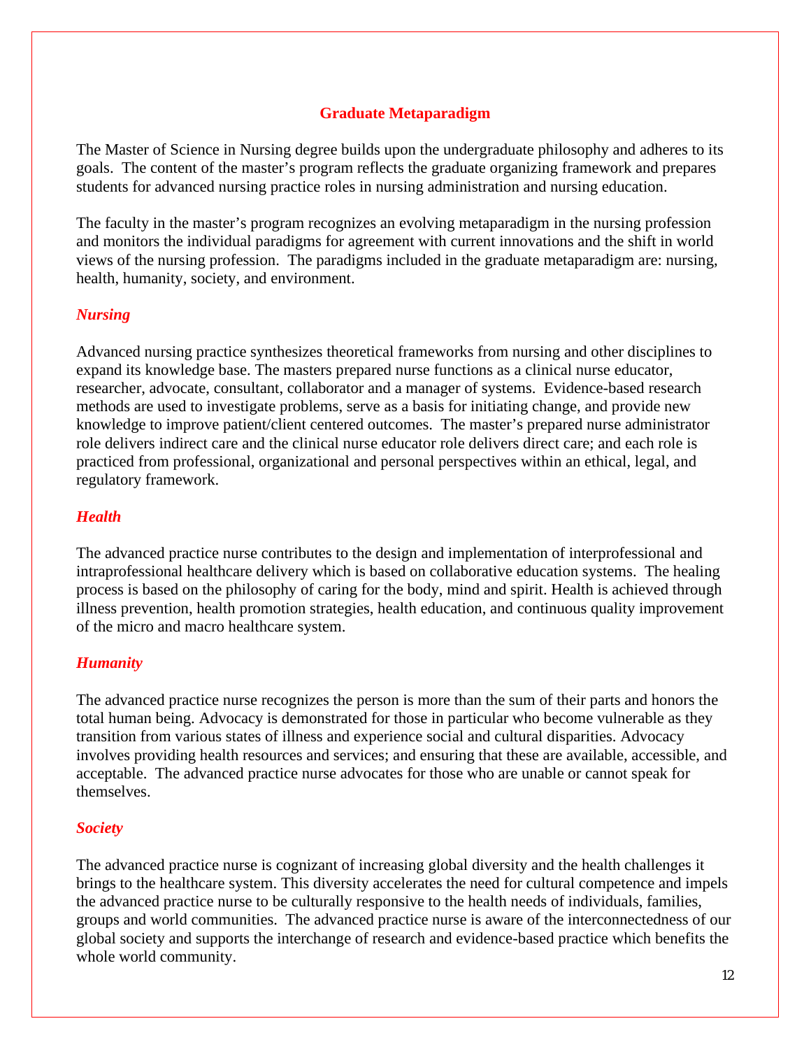## Graduate Metaparadigm

The Master of Science in Nursing degree builds upon the undergraduate philosophy and adheres to its goals. The content of the master's program reflects the graduate organizing framework and prepares students for advanced nursing practice roles in nursing administration and nursing education.

The faculty in the master's program recognizes an evolving metaparadigm in the nursing profession and monitors the individual paradigms for agreement with current innovations and the shift in world views of the nursing profession. The paradigms included in the graduate metaparadigm are: nursing, health, humanity, society, and environment.

### *Nursing*

Advanced nursing practice synthesizes theoretical frameworks from nursing and other disciplines to expand its knowledge base. The masters prepared nurse functions as a clinical nurse educator, researcher, advocate, consultant, collaborator and a manager of systems. Evidence-based research methods are used to investigate problems, serve as a basis for initiating change, and provide new knowledge to improve patient/client centered outcomes. The master's prepared nurse administrator role delivers indirect care and the clinical nurse educator role delivers direct care; and each role is practiced from professional, organizational and personal perspectives within an ethical, legal, and regulatory framework.

### *Health*

The advanced practice nurse contributes to the design and implementation of interprofessional and intraprofessional healthcare delivery which is based on collaborative education systems. The healing process is based on the philosophy of caring for the body, mind and spirit. Health is achieved through illness prevention, health promotion strategies, health education, and continuous quality improvement of the micro and macro healthcare system.

### *Humanity*

The advanced practice nurse recognizes the person is more than the sum of their parts and honors the total human being. Advocacy is demonstrated for those in particular who become vulnerable as they transition from various states of illness and experience social and cultural disparities. Advocacy involves providing health resources and services; and ensuring that these are available, accessible, and acceptable. The advanced practice nurse advocates for those who are unable or cannot speak for themselves.

### *Society*

The advanced practice nurse is cognizant of increasing global diversity and the health challenges it brings to the healthcare system. This diversity accelerates the need for cultural competence and impels the advanced practice nurse to be culturally responsive to the health needs of individuals, families, groups and world communities. The advanced practice nurse is aware of the interconnectedness of our global society and supports the interchange of research and evidence-based practice which benefits the whole world community.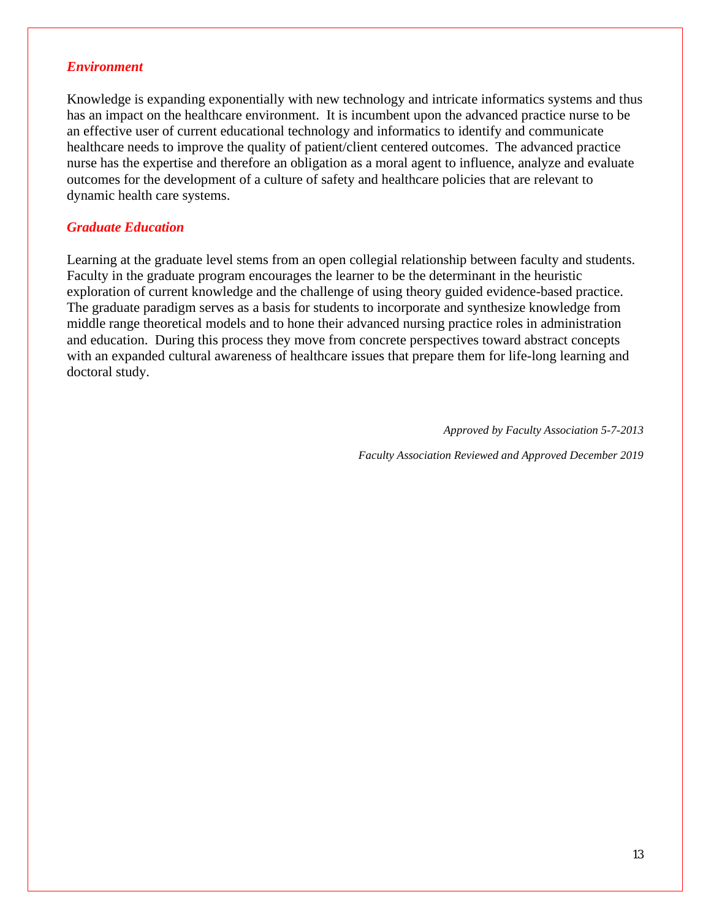### *Environment*

Knowledge is expanding exponentially with new technology and intricate informatics systems and thus has an impact on the healthcare environment. It is incumbent upon the advanced practice nurse to be an effective user of current educational technology and informatics to identify and communicate healthcare needs to improve the quality of patient/client centered outcomes. The advanced practice nurse has the expertise and therefore an obligation as a moral agent to influence, analyze and evaluate outcomes for the development of a culture of safety and healthcare policies that are relevant to dynamic health care systems.

### *Graduate Education*

Learning at the graduate level stems from an open collegial relationship between faculty and students. Faculty in the graduate program encourages the learner to be the determinant in the heuristic exploration of current knowledge and the challenge of using theory guided evidence-based practice. The graduate paradigm serves as a basis for students to incorporate and synthesize knowledge from middle range theoretical models and to hone their advanced nursing practice roles in administration and education. During this process they move from concrete perspectives toward abstract concepts with an expanded cultural awareness of healthcare issues that prepare them for life-long learning and doctoral study.

*Approved by Faculty Association 5-7-2013*

*Faculty Association Reviewed and Approved December 2019*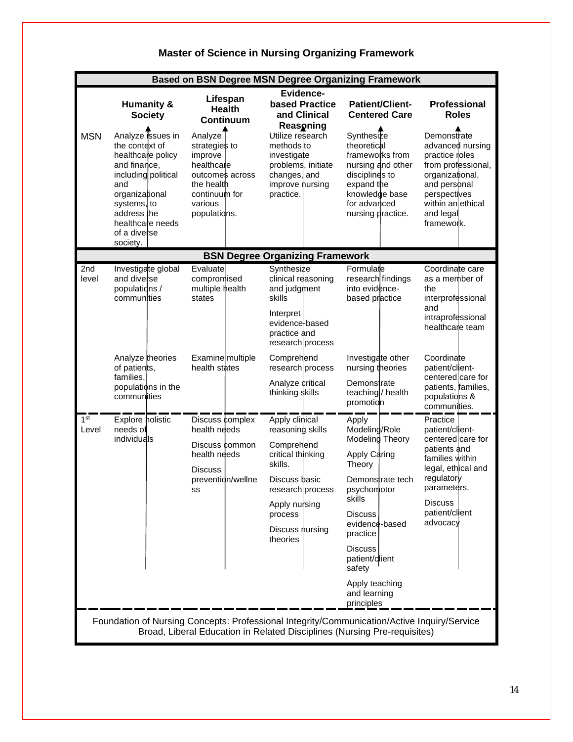## Master of Science in Nursing Organizing Framework

| Based on BSN Degree MSN Degree Organizing Framework | | | | | |
|---|---|---|---|---|---|
| | **Humanity & Society** | **Lifespan Health Continuum** | **Evidence-based Practice and Clinical Reasoning** | **Patient/Client-Centered Care** | **Professional Roles** |
| MSN | Analyze issues in the context of healthcare policy and finance, including political and organizational systems, to address the healthcare needs of a diverse society. | Analyze strategies to improve healthcare outcomes across the health continuum for various populations. | Utilize research methods to investigate problems, initiate changes, and improve nursing practice. | Synthesize theoretical frameworks from nursing and other disciplines to expand the knowledge base for advanced nursing practice. | Demonstrate advanced nursing practice roles from professional, organizational, and personal perspectives within an ethical and legal framework. |
| **BSN Degree Organizing Framework** | | | | | |
| 2nd level | Investigate global and diverse populations / communities | Evaluate compromised multiple health states | Synthesize clinical reasoning and judgment skills<br><br>Interpret evidence-based practice and research process | Formulate research findings into evidence-based practice | Coordinate care as a member of the interprofessional and intraprofessional healthcare team |
| | Analyze theories of patients, families, populations in the communities | Examine multiple health states | Comprehend research process<br><br>Analyze critical thinking skills | Investigate other nursing theories<br><br>Demonstrate teaching / health promotion | Coordinate patient/client-centered care for patients, families, populations & communities. |
| 1st Level | Explore holistic needs of individuals | Discuss complex health needs<br><br>Discuss common health needs<br><br>Discuss prevention/wellness | Apply clinical reasoning skills<br><br>Comprehend critical thinking skills.<br><br>Discuss basic research process<br><br>Apply nursing process<br><br>Discuss nursing theories | Apply Modeling/Role Modeling Theory<br><br>Apply Caring Theory<br><br>Demonstrate tech psychomotor skills<br><br>Discuss evidence-based practice<br><br>Discuss patient/client safety<br><br>Apply teaching and learning principles | Practice patient/client-centered care for patients and families within legal, ethical and regulatory parameters.<br><br>Discuss patient/client advocacy |

Foundation of Nursing Concepts: Professional Integrity/Communication/Active Inquiry/Service
Broad, Liberal Education in Related Disciplines (Nursing Pre-requisites)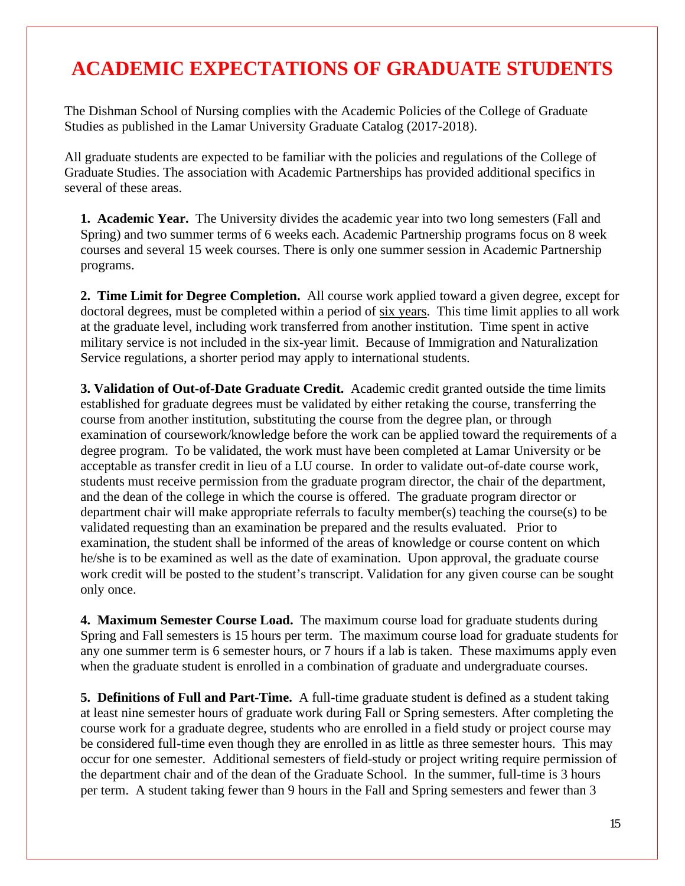# ACADEMIC EXPECTATIONS OF GRADUATE STUDENTS

The Dishman School of Nursing complies with the Academic Policies of the College of Graduate Studies as published in the Lamar University Graduate Catalog (2017-2018).

All graduate students are expected to be familiar with the policies and regulations of the College of Graduate Studies. The association with Academic Partnerships has provided additional specifics in several of these areas.

1. **Academic Year.** The University divides the academic year into two long semesters (Fall and Spring) and two summer terms of 6 weeks each. Academic Partnership programs focus on 8 week courses and several 15 week courses. There is only one summer session in Academic Partnership programs.

2. **Time Limit for Degree Completion.** All course work applied toward a given degree, except for doctoral degrees, must be completed within a period of six years. This time limit applies to all work at the graduate level, including work transferred from another institution. Time spent in active military service is not included in the six-year limit. Because of Immigration and Naturalization Service regulations, a shorter period may apply to international students.

3. **Validation of Out-of-Date Graduate Credit.** Academic credit granted outside the time limits established for graduate degrees must be validated by either retaking the course, transferring the course from another institution, substituting the course from the degree plan, or through examination of coursework/knowledge before the work can be applied toward the requirements of a degree program. To be validated, the work must have been completed at Lamar University or be acceptable as transfer credit in lieu of a LU course. In order to validate out-of-date course work, students must receive permission from the graduate program director, the chair of the department, and the dean of the college in which the course is offered. The graduate program director or department chair will make appropriate referrals to faculty member(s) teaching the course(s) to be validated requesting than an examination be prepared and the results evaluated. Prior to examination, the student shall be informed of the areas of knowledge or course content on which he/she is to be examined as well as the date of examination. Upon approval, the graduate course work credit will be posted to the student's transcript. Validation for any given course can be sought only once.

4. **Maximum Semester Course Load.** The maximum course load for graduate students during Spring and Fall semesters is 15 hours per term. The maximum course load for graduate students for any one summer term is 6 semester hours, or 7 hours if a lab is taken. These maximums apply even when the graduate student is enrolled in a combination of graduate and undergraduate courses.

5. **Definitions of Full and Part-Time.** A full-time graduate student is defined as a student taking at least nine semester hours of graduate work during Fall or Spring semesters. After completing the course work for a graduate degree, students who are enrolled in a field study or project course may be considered full-time even though they are enrolled in as little as three semester hours. This may occur for one semester. Additional semesters of field-study or project writing require permission of the department chair and of the dean of the Graduate School. In the summer, full-time is 3 hours per term. A student taking fewer than 9 hours in the Fall and Spring semesters and fewer than 3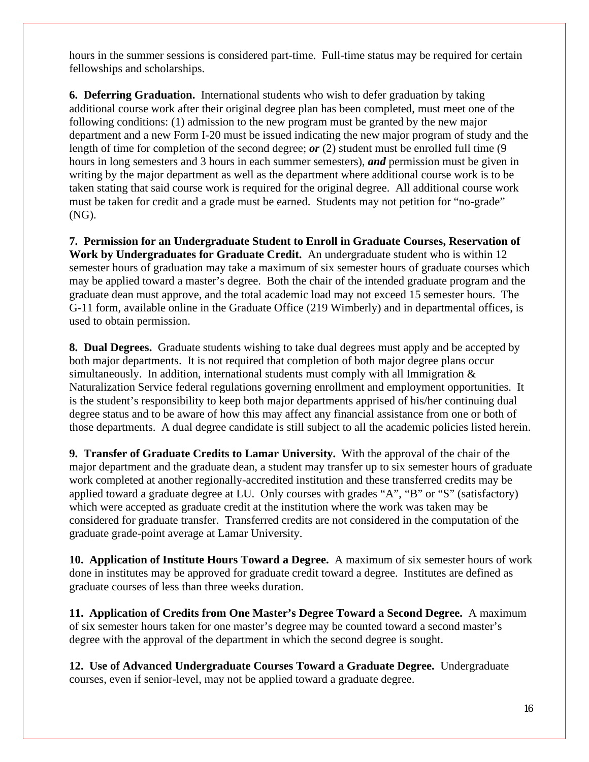hours in the summer sessions is considered part-time. Full-time status may be required for certain fellowships and scholarships.

**6. Deferring Graduation.** International students who wish to defer graduation by taking additional course work after their original degree plan has been completed, must meet one of the following conditions: (1) admission to the new program must be granted by the new major department and a new Form I-20 must be issued indicating the new major program of study and the length of time for completion of the second degree; ***or*** (2) student must be enrolled full time (9 hours in long semesters and 3 hours in each summer semesters), ***and*** permission must be given in writing by the major department as well as the department where additional course work is to be taken stating that said course work is required for the original degree. All additional course work must be taken for credit and a grade must be earned. Students may not petition for "no-grade" (NG).

**7. Permission for an Undergraduate Student to Enroll in Graduate Courses, Reservation of Work by Undergraduates for Graduate Credit.** An undergraduate student who is within 12 semester hours of graduation may take a maximum of six semester hours of graduate courses which may be applied toward a master's degree. Both the chair of the intended graduate program and the graduate dean must approve, and the total academic load may not exceed 15 semester hours. The G-11 form, available online in the Graduate Office (219 Wimberly) and in departmental offices, is used to obtain permission.

**8. Dual Degrees.** Graduate students wishing to take dual degrees must apply and be accepted by both major departments. It is not required that completion of both major degree plans occur simultaneously. In addition, international students must comply with all Immigration & Naturalization Service federal regulations governing enrollment and employment opportunities. It is the student's responsibility to keep both major departments apprised of his/her continuing dual degree status and to be aware of how this may affect any financial assistance from one or both of those departments. A dual degree candidate is still subject to all the academic policies listed herein.

**9. Transfer of Graduate Credits to Lamar University.** With the approval of the chair of the major department and the graduate dean, a student may transfer up to six semester hours of graduate work completed at another regionally-accredited institution and these transferred credits may be applied toward a graduate degree at LU. Only courses with grades "A", "B" or "S" (satisfactory) which were accepted as graduate credit at the institution where the work was taken may be considered for graduate transfer. Transferred credits are not considered in the computation of the graduate grade-point average at Lamar University.

**10. Application of Institute Hours Toward a Degree.** A maximum of six semester hours of work done in institutes may be approved for graduate credit toward a degree. Institutes are defined as graduate courses of less than three weeks duration.

**11. Application of Credits from One Master's Degree Toward a Second Degree.** A maximum of six semester hours taken for one master's degree may be counted toward a second master's degree with the approval of the department in which the second degree is sought.

**12. Use of Advanced Undergraduate Courses Toward a Graduate Degree.** Undergraduate courses, even if senior-level, may not be applied toward a graduate degree.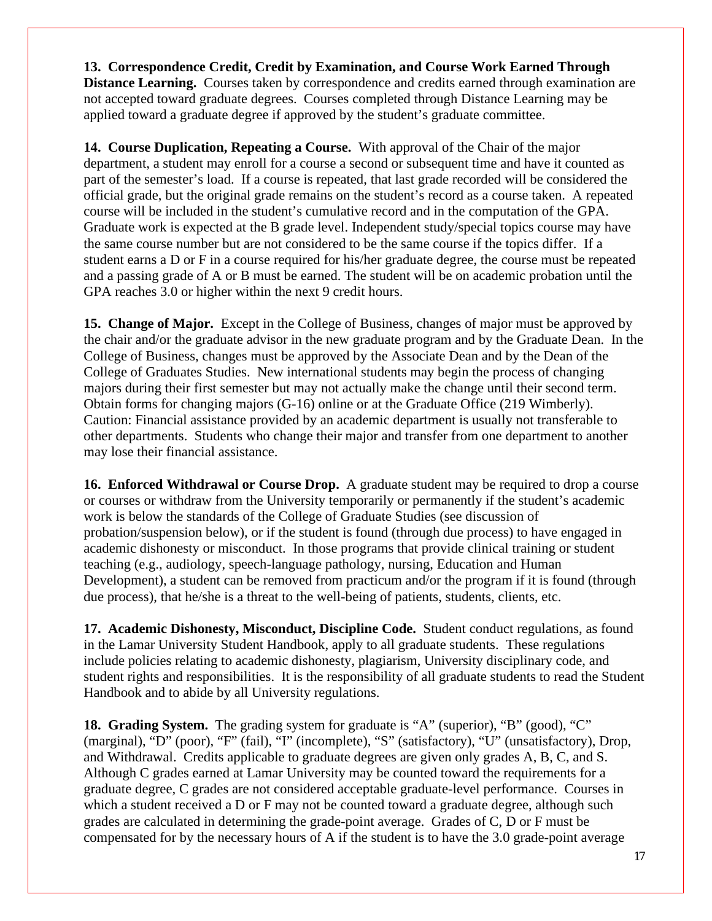**13. Correspondence Credit, Credit by Examination, and Course Work Earned Through Distance Learning.** Courses taken by correspondence and credits earned through examination are not accepted toward graduate degrees. Courses completed through Distance Learning may be applied toward a graduate degree if approved by the student's graduate committee.

**14. Course Duplication, Repeating a Course.** With approval of the Chair of the major department, a student may enroll for a course a second or subsequent time and have it counted as part of the semester's load. If a course is repeated, that last grade recorded will be considered the official grade, but the original grade remains on the student's record as a course taken. A repeated course will be included in the student's cumulative record and in the computation of the GPA. Graduate work is expected at the B grade level. Independent study/special topics course may have the same course number but are not considered to be the same course if the topics differ. If a student earns a D or F in a course required for his/her graduate degree, the course must be repeated and a passing grade of A or B must be earned. The student will be on academic probation until the GPA reaches 3.0 or higher within the next 9 credit hours.

**15. Change of Major.** Except in the College of Business, changes of major must be approved by the chair and/or the graduate advisor in the new graduate program and by the Graduate Dean. In the College of Business, changes must be approved by the Associate Dean and by the Dean of the College of Graduates Studies. New international students may begin the process of changing majors during their first semester but may not actually make the change until their second term. Obtain forms for changing majors (G-16) online or at the Graduate Office (219 Wimberly). Caution: Financial assistance provided by an academic department is usually not transferable to other departments. Students who change their major and transfer from one department to another may lose their financial assistance.

**16. Enforced Withdrawal or Course Drop.** A graduate student may be required to drop a course or courses or withdraw from the University temporarily or permanently if the student's academic work is below the standards of the College of Graduate Studies (see discussion of probation/suspension below), or if the student is found (through due process) to have engaged in academic dishonesty or misconduct. In those programs that provide clinical training or student teaching (e.g., audiology, speech-language pathology, nursing, Education and Human Development), a student can be removed from practicum and/or the program if it is found (through due process), that he/she is a threat to the well-being of patients, students, clients, etc.

**17. Academic Dishonesty, Misconduct, Discipline Code.** Student conduct regulations, as found in the Lamar University Student Handbook, apply to all graduate students. These regulations include policies relating to academic dishonesty, plagiarism, University disciplinary code, and student rights and responsibilities. It is the responsibility of all graduate students to read the Student Handbook and to abide by all University regulations.

**18. Grading System.** The grading system for graduate is "A" (superior), "B" (good), "C" (marginal), "D" (poor), "F" (fail), "I" (incomplete), "S" (satisfactory), "U" (unsatisfactory), Drop, and Withdrawal. Credits applicable to graduate degrees are given only grades A, B, C, and S. Although C grades earned at Lamar University may be counted toward the requirements for a graduate degree, C grades are not considered acceptable graduate-level performance. Courses in which a student received a D or F may not be counted toward a graduate degree, although such grades are calculated in determining the grade-point average. Grades of C, D or F must be compensated for by the necessary hours of A if the student is to have the 3.0 grade-point average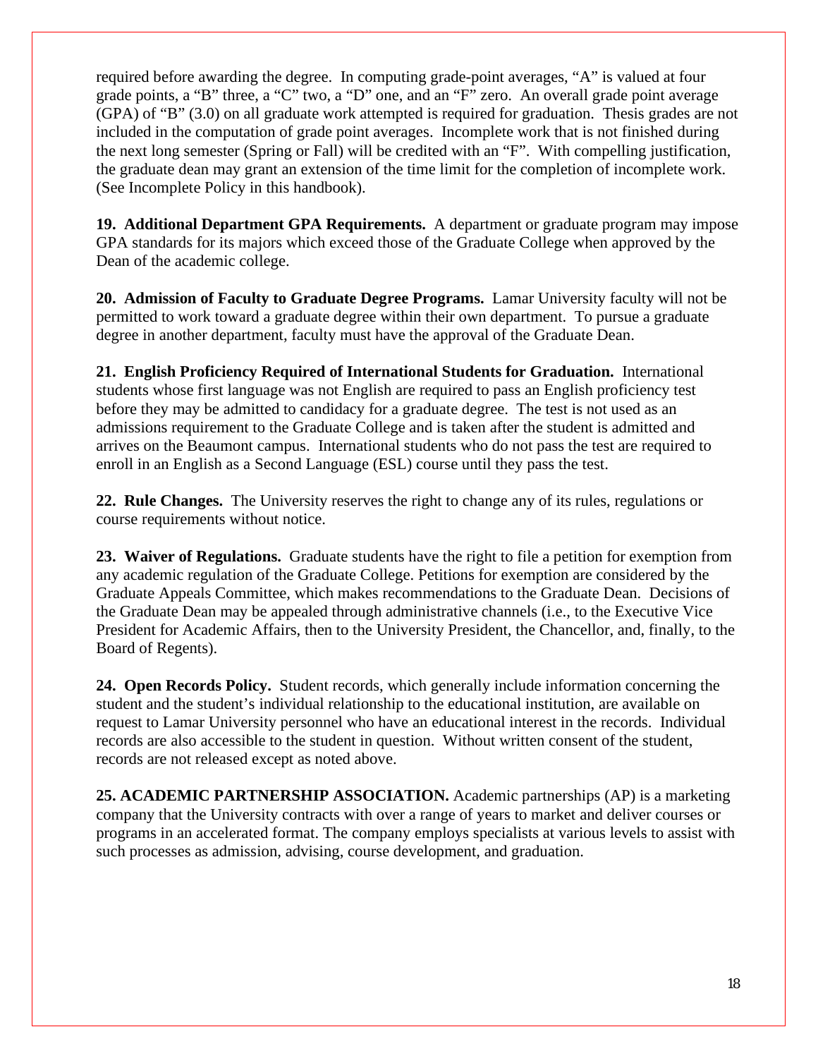required before awarding the degree. In computing grade-point averages, "A" is valued at four grade points, a "B" three, a "C" two, a "D" one, and an "F" zero. An overall grade point average (GPA) of "B" (3.0) on all graduate work attempted is required for graduation. Thesis grades are not included in the computation of grade point averages. Incomplete work that is not finished during the next long semester (Spring or Fall) will be credited with an "F". With compelling justification, the graduate dean may grant an extension of the time limit for the completion of incomplete work. (See Incomplete Policy in this handbook).

**19. Additional Department GPA Requirements.** A department or graduate program may impose GPA standards for its majors which exceed those of the Graduate College when approved by the Dean of the academic college.

**20. Admission of Faculty to Graduate Degree Programs.** Lamar University faculty will not be permitted to work toward a graduate degree within their own department. To pursue a graduate degree in another department, faculty must have the approval of the Graduate Dean.

**21. English Proficiency Required of International Students for Graduation.** International students whose first language was not English are required to pass an English proficiency test before they may be admitted to candidacy for a graduate degree. The test is not used as an admissions requirement to the Graduate College and is taken after the student is admitted and arrives on the Beaumont campus. International students who do not pass the test are required to enroll in an English as a Second Language (ESL) course until they pass the test.

**22. Rule Changes.** The University reserves the right to change any of its rules, regulations or course requirements without notice.

**23. Waiver of Regulations.** Graduate students have the right to file a petition for exemption from any academic regulation of the Graduate College. Petitions for exemption are considered by the Graduate Appeals Committee, which makes recommendations to the Graduate Dean. Decisions of the Graduate Dean may be appealed through administrative channels (i.e., to the Executive Vice President for Academic Affairs, then to the University President, the Chancellor, and, finally, to the Board of Regents).

**24. Open Records Policy.** Student records, which generally include information concerning the student and the student's individual relationship to the educational institution, are available on request to Lamar University personnel who have an educational interest in the records. Individual records are also accessible to the student in question. Without written consent of the student, records are not released except as noted above.

**25. ACADEMIC PARTNERSHIP ASSOCIATION.** Academic partnerships (AP) is a marketing company that the University contracts with over a range of years to market and deliver courses or programs in an accelerated format. The company employs specialists at various levels to assist with such processes as admission, advising, course development, and graduation.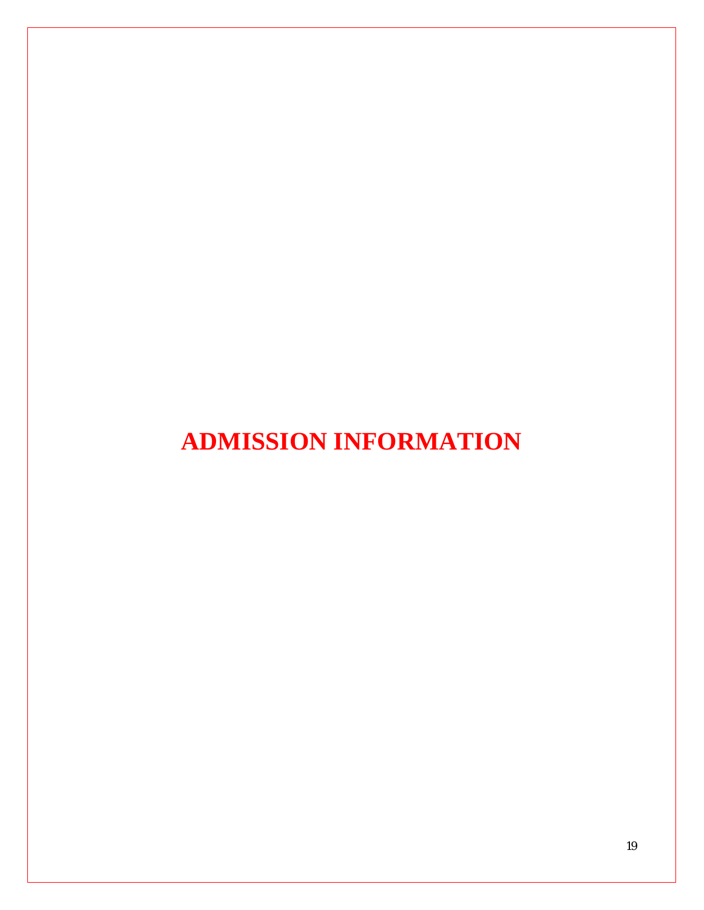# ADMISSION INFORMATION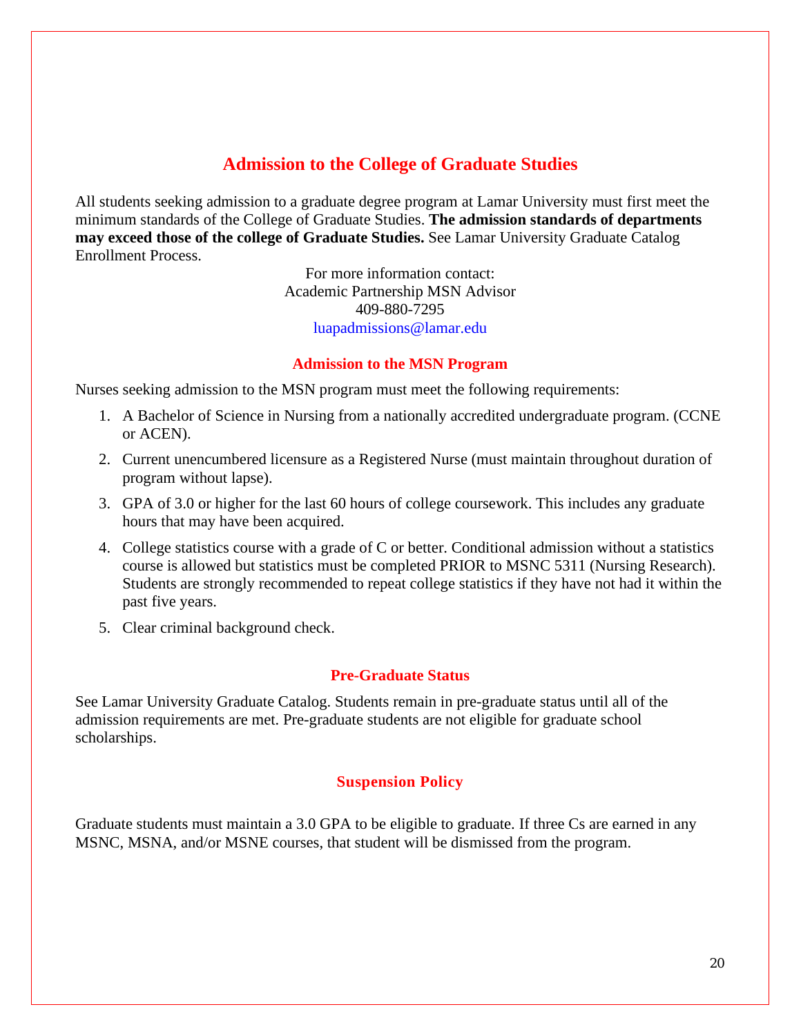## Admission to the College of Graduate Studies

All students seeking admission to a graduate degree program at Lamar University must first meet the minimum standards of the College of Graduate Studies. **The admission standards of departments may exceed those of the college of Graduate Studies.** See Lamar University Graduate Catalog Enrollment Process.

For more information contact:
Academic Partnership MSN Advisor
409-880-7295
luapadmissions@lamar.edu

### Admission to the MSN Program

Nurses seeking admission to the MSN program must meet the following requirements:

1. A Bachelor of Science in Nursing from a nationally accredited undergraduate program. (CCNE or ACEN).
2. Current unencumbered licensure as a Registered Nurse (must maintain throughout duration of program without lapse).
3. GPA of 3.0 or higher for the last 60 hours of college coursework. This includes any graduate hours that may have been acquired.
4. College statistics course with a grade of C or better. Conditional admission without a statistics course is allowed but statistics must be completed PRIOR to MSNC 5311 (Nursing Research). Students are strongly recommended to repeat college statistics if they have not had it within the past five years.
5. Clear criminal background check.

### Pre-Graduate Status

See Lamar University Graduate Catalog. Students remain in pre-graduate status until all of the admission requirements are met. Pre-graduate students are not eligible for graduate school scholarships.

### Suspension Policy

Graduate students must maintain a 3.0 GPA to be eligible to graduate. If three Cs are earned in any MSNC, MSNA, and/or MSNE courses, that student will be dismissed from the program.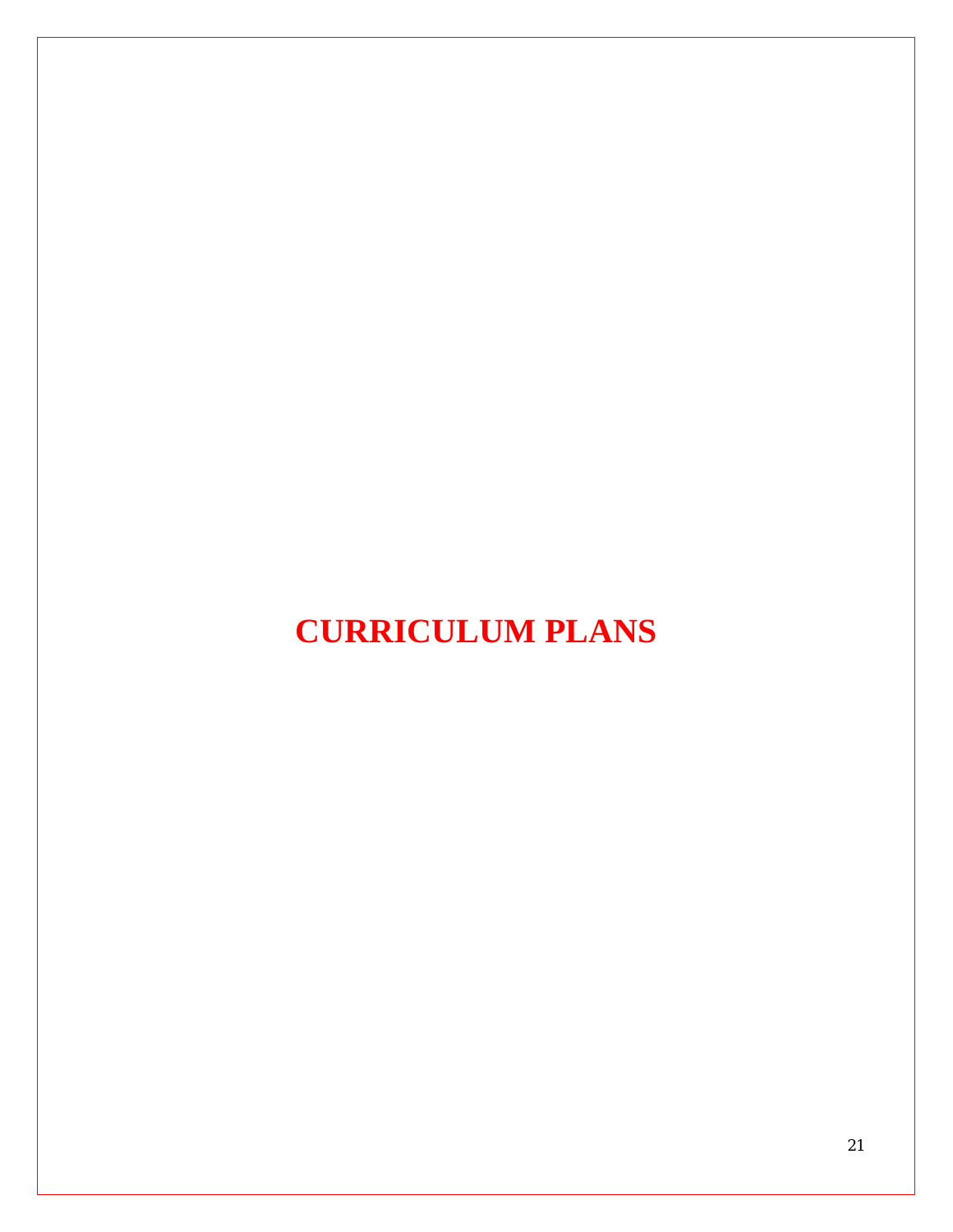# CURRICULUM PLANS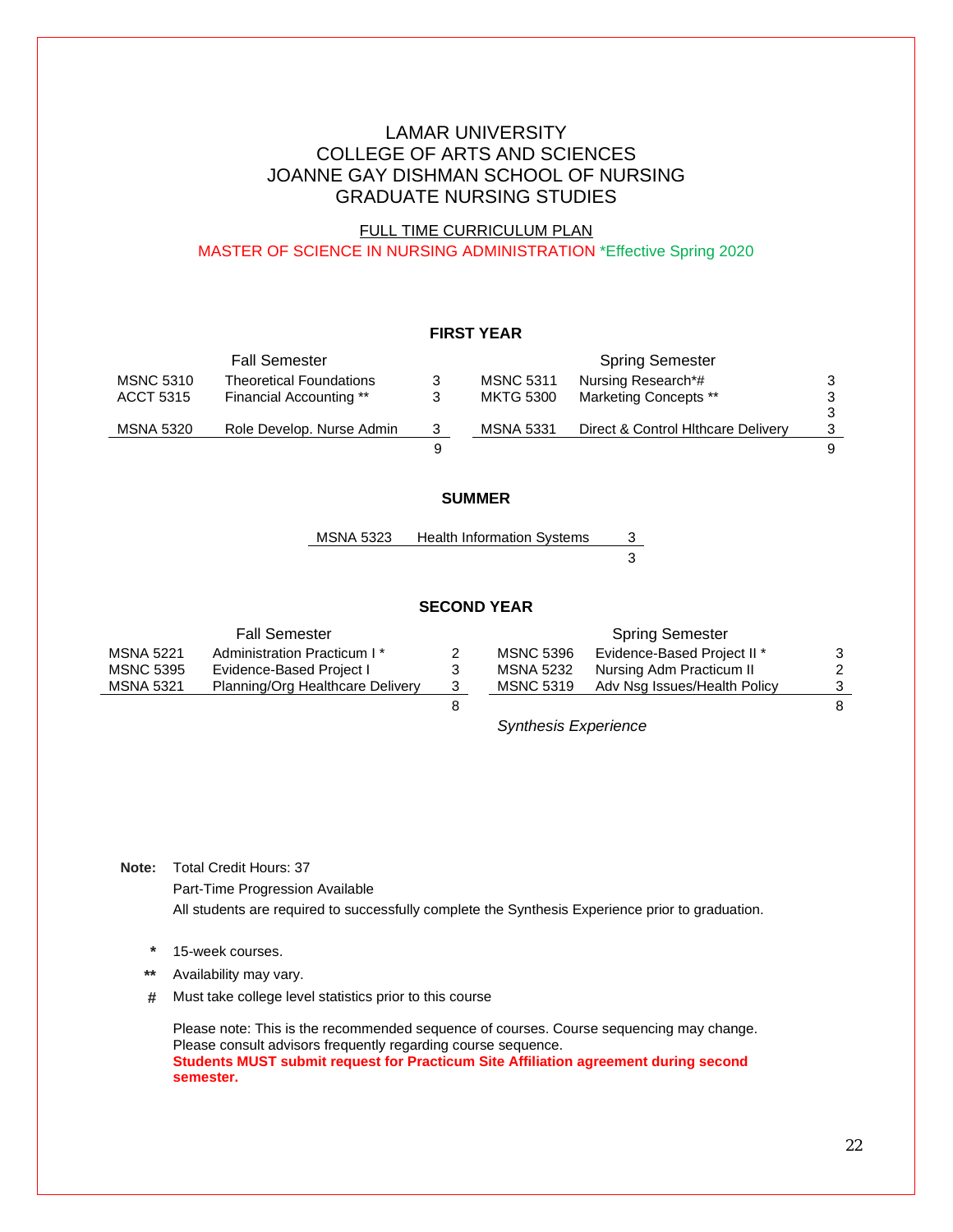# LAMAR UNIVERSITY
# COLLEGE OF ARTS AND SCIENCES
# JOANNE GAY DISHMAN SCHOOL OF NURSING
# GRADUATE NURSING STUDIES

FULL TIME CURRICULUM PLAN

MASTER OF SCIENCE IN NURSING ADMINISTRATION *Effective Spring 2020

## FIRST YEAR

| Fall Semester | | | Spring Semester | | |
|---|---|---|---|---|---|
| MSNC 5310 | Theoretical Foundations | 3 | MSNC 5311 | Nursing Research*# | 3 |
| ACCT 5315 | Financial Accounting ** | 3 | MKTG 5300 | Marketing Concepts ** | 3 |
| | | | | | 3 |
| MSNA 5320 | Role Develop. Nurse Admin | 3 | MSNA 5331 | Direct & Control Hlthcare Delivery | 3 |
| | | 9 | | | 9 |

## SUMMER

| | | |
|---|---|---|
| MSNA 5323 | Health Information Systems | 3 |
| | | 3 |

## SECOND YEAR

| Fall Semester | | | Spring Semester | | |
|---|---|---|---|---|---|
| MSNA 5221 | Administration Practicum I * | 2 | MSNC 5396 | Evidence-Based Project II * | 3 |
| MSNC 5395 | Evidence-Based Project I | 3 | MSNA 5232 | Nursing Adm Practicum II | 2 |
| MSNA 5321 | Planning/Org Healthcare Delivery | 3 | MSNC 5319 | Adv Nsg Issues/Health Policy | 3 |
| | | 8 | | | 8 |

*Synthesis Experience*

**Note:** Total Credit Hours: 37

Part-Time Progression Available

All students are required to successfully complete the Synthesis Experience prior to graduation.

- **\*** 15-week courses.
- **\*\*** Availability may vary.
- **#** Must take college level statistics prior to this course

Please note: This is the recommended sequence of courses. Course sequencing may change. Please consult advisors frequently regarding course sequence.

**Students MUST submit request for Practicum Site Affiliation agreement during second semester.**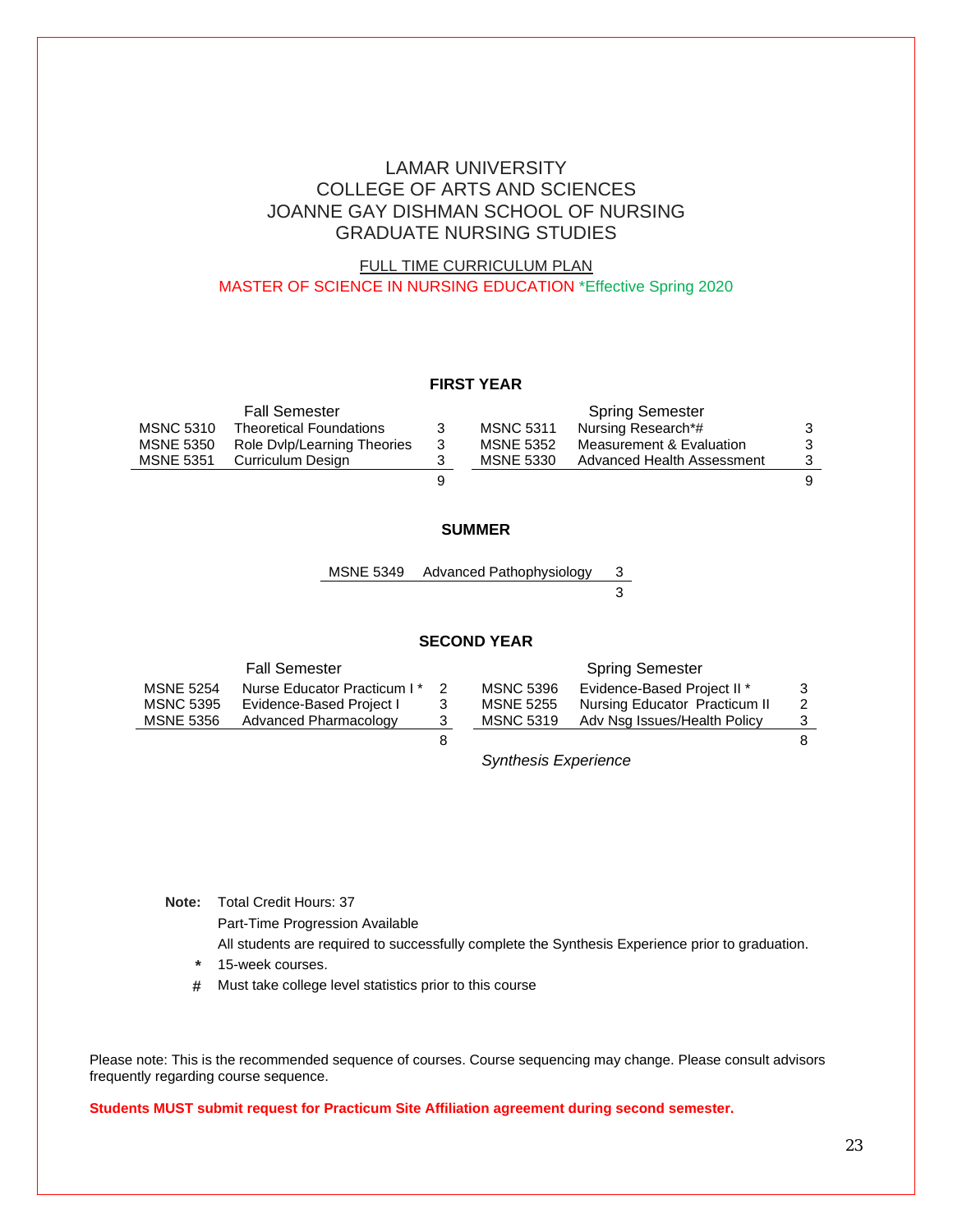# LAMAR UNIVERSITY
# COLLEGE OF ARTS AND SCIENCES
# JOANNE GAY DISHMAN SCHOOL OF NURSING
# GRADUATE NURSING STUDIES

FULL TIME CURRICULUM PLAN

MASTER OF SCIENCE IN NURSING EDUCATION *Effective Spring 2020

## FIRST YEAR

| Fall Semester | | | Spring Semester | | |
|---|---|---|---|---|---|
| MSNC 5310 | Theoretical Foundations | 3 | MSNC 5311 | Nursing Research*# | 3 |
| MSNE 5350 | Role Dvlp/Learning Theories | 3 | MSNE 5352 | Measurement & Evaluation | 3 |
| MSNE 5351 | Curriculum Design | 3 | MSNC 5330 | Advanced Health Assessment | 3 |
| | | 9 | | | 9 |

## SUMMER

| | | |
|---|---|---|
| MSNE 5349 | Advanced Pathophysiology | 3 |
| | | 3 |

## SECOND YEAR

| Fall Semester | | | Spring Semester | | |
|---|---|---|---|---|---|
| MSNE 5254 | Nurse Educator Practicum I * | 2 | MSNC 5396 | Evidence-Based Project II * | 3 |
| MSNC 5395 | Evidence-Based Project I | 3 | MSNE 5255 | Nursing Educator Practicum II | 2 |
| MSNE 5356 | Advanced Pharmacology | 3 | MSNC 5319 | Adv Nsg Issues/Health Policy | 3 |
| | | 8 | | | 8 |

*Synthesis Experience*

**Note:** Total Credit Hours: 37

Part-Time Progression Available

All students are required to successfully complete the Synthesis Experience prior to graduation.

**\*** 15-week courses.

\# Must take college level statistics prior to this course

Please note: This is the recommended sequence of courses. Course sequencing may change. Please consult advisors frequently regarding course sequence.

**Students MUST submit request for Practicum Site Affiliation agreement during second semester.**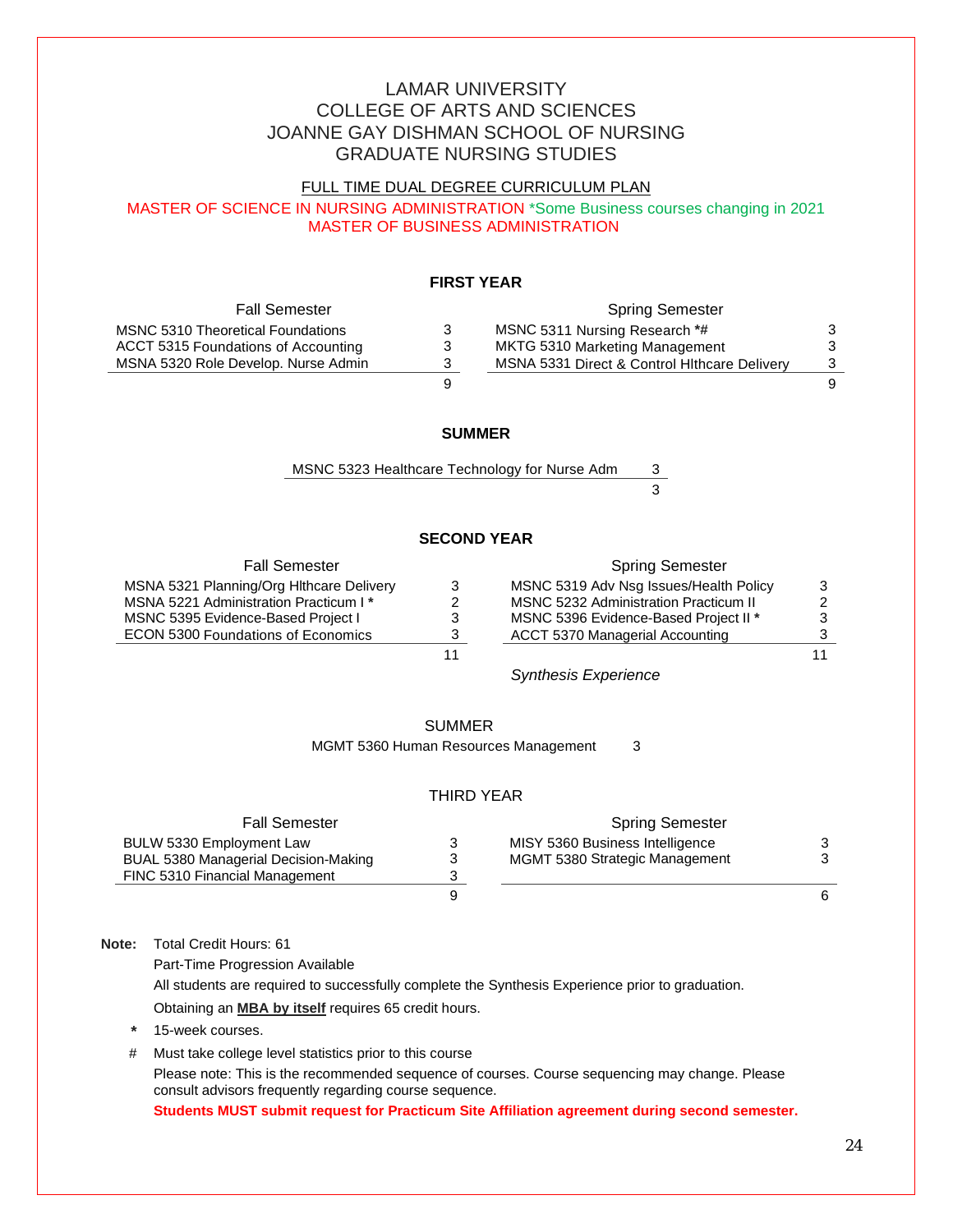# LAMAR UNIVERSITY
# COLLEGE OF ARTS AND SCIENCES
# JOANNE GAY DISHMAN SCHOOL OF NURSING
# GRADUATE NURSING STUDIES

FULL TIME DUAL DEGREE CURRICULUM PLAN

MASTER OF SCIENCE IN NURSING ADMINISTRATION *Some Business courses changing in 2021
MASTER OF BUSINESS ADMINISTRATION

## FIRST YEAR

| Fall Semester | | Spring Semester | |
|---|---|---|---|
| MSNC 5310 Theoretical Foundations | 3 | MSNC 5311 Nursing Research **\*#** | 3 |
| ACCT 5315 Foundations of Accounting | 3 | MKTG 5310 Marketing Management | 3 |
| MSNA 5320 Role Develop. Nurse Admin | 3 | MSNA 5331 Direct & Control Hlthcare Delivery | 3 |
| | 9 | | 9 |

## SUMMER

| | |
|---|---|
| MSNC 5323 Healthcare Technology for Nurse Adm | 3 |
| | 3 |

## SECOND YEAR

| Fall Semester | | Spring Semester | |
|---|---|---|---|
| MSNA 5321 Planning/Org Hlthcare Delivery | 3 | MSNC 5319 Adv Nsg Issues/Health Policy | 3 |
| MSNA 5221 Administration Practicum I * | 2 | MSNC 5232 Administration Practicum II | 2 |
| MSNC 5395 Evidence-Based Project I | 3 | MSNC 5396 Evidence-Based Project II * | 3 |
| ECON 5300 Foundations of Economics | 3 | ACCT 5370 Managerial Accounting | 3 |
| | 11 | | 11 |

*Synthesis Experience*

## SUMMER

| | |
|---|---|
| MGMT 5360 Human Resources Management | 3 |

## THIRD YEAR

| Fall Semester | | Spring Semester | |
|---|---|---|---|
| BULW 5330 Employment Law | 3 | MISY 5360 Business Intelligence | 3 |
| BUAL 5380 Managerial Decision-Making | 3 | MGMT 5380 Strategic Management | 3 |
| FINC 5310 Financial Management | 3 | | |
| | 9 | | 6 |

**Note:** Total Credit Hours: 61

Part-Time Progression Available

All students are required to successfully complete the Synthesis Experience prior to graduation.

Obtaining an **MBA by itself** requires 65 credit hours.

**\*** 15-week courses.

\# Must take college level statistics prior to this course

Please note: This is the recommended sequence of courses. Course sequencing may change. Please consult advisors frequently regarding course sequence.

**Students MUST submit request for Practicum Site Affiliation agreement during second semester.**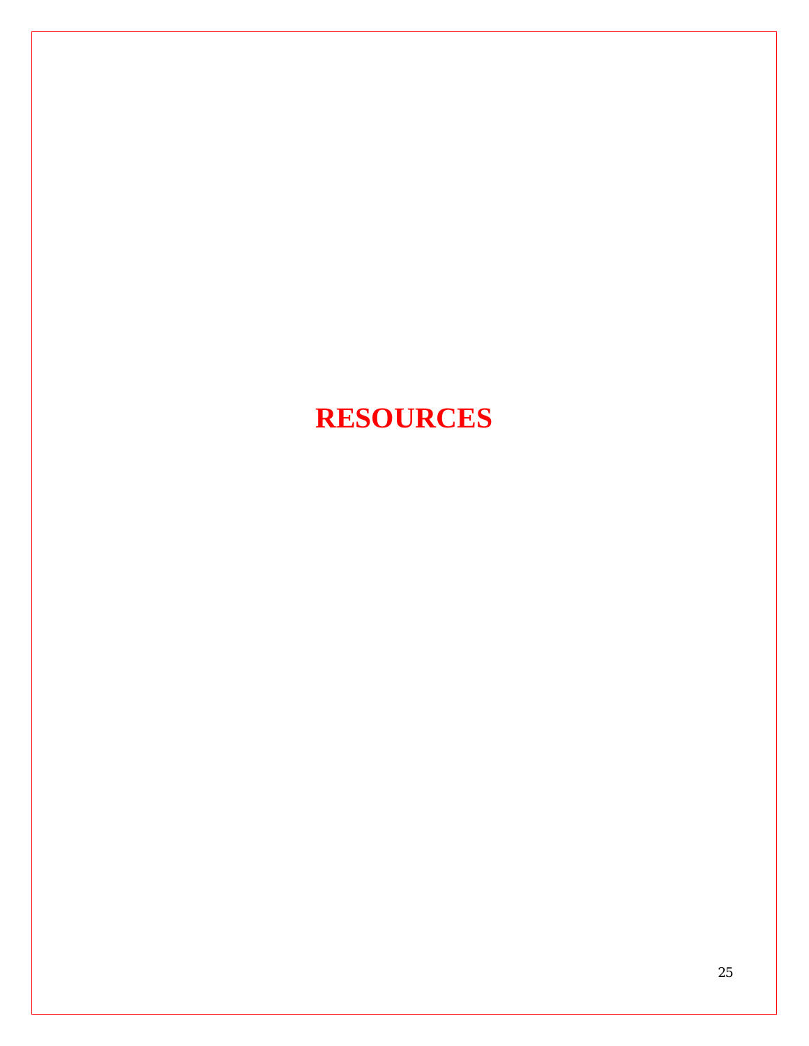# RESOURCES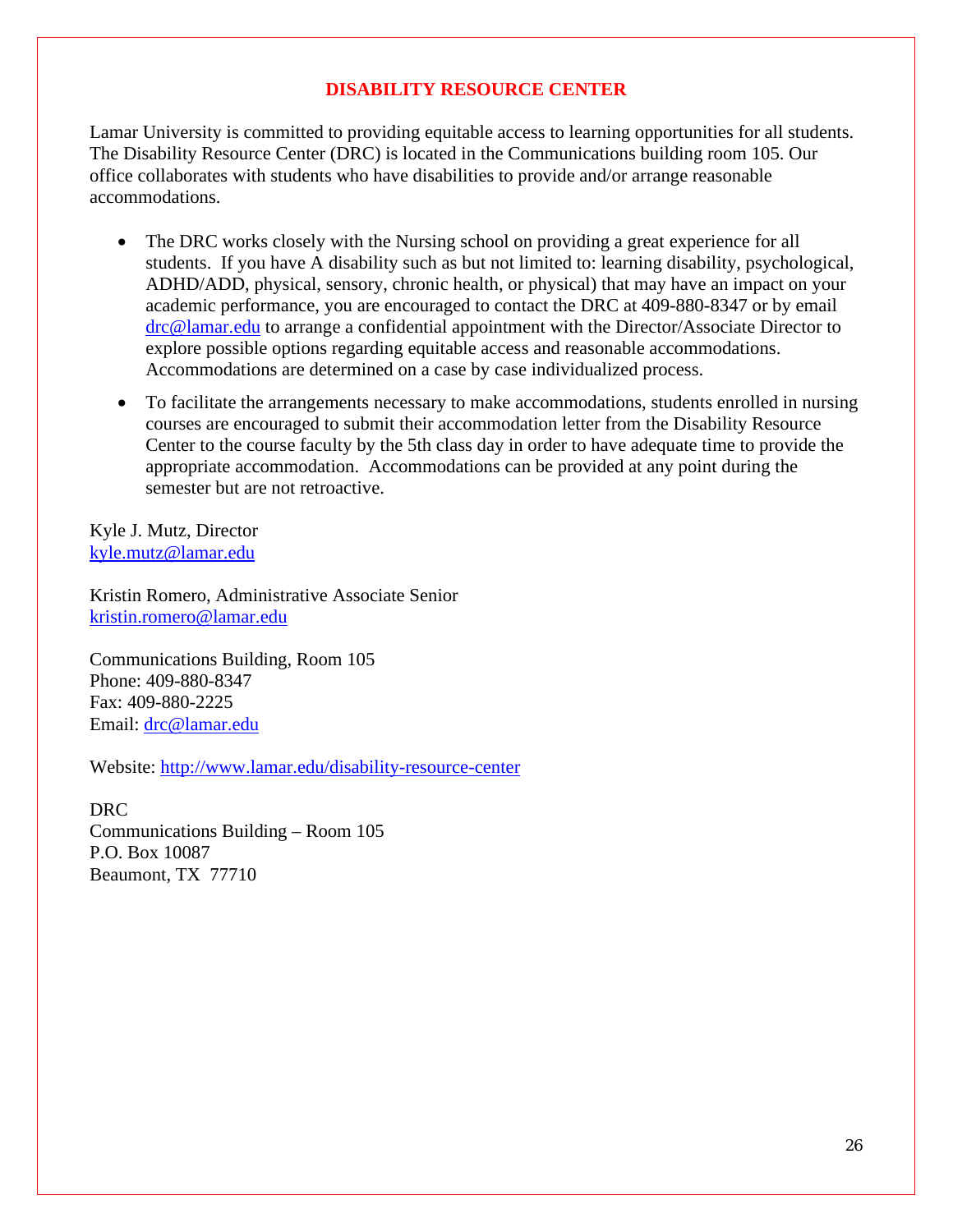# DISABILITY RESOURCE CENTER

Lamar University is committed to providing equitable access to learning opportunities for all students. The Disability Resource Center (DRC) is located in the Communications building room 105. Our office collaborates with students who have disabilities to provide and/or arrange reasonable accommodations.

- The DRC works closely with the Nursing school on providing a great experience for all students. If you have A disability such as but not limited to: learning disability, psychological, ADHD/ADD, physical, sensory, chronic health, or physical) that may have an impact on your academic performance, you are encouraged to contact the DRC at 409-880-8347 or by email drc@lamar.edu to arrange a confidential appointment with the Director/Associate Director to explore possible options regarding equitable access and reasonable accommodations. Accommodations are determined on a case by case individualized process.
- To facilitate the arrangements necessary to make accommodations, students enrolled in nursing courses are encouraged to submit their accommodation letter from the Disability Resource Center to the course faculty by the 5th class day in order to have adequate time to provide the appropriate accommodation. Accommodations can be provided at any point during the semester but are not retroactive.

Kyle J. Mutz, Director
kyle.mutz@lamar.edu

Kristin Romero, Administrative Associate Senior
kristin.romero@lamar.edu

Communications Building, Room 105
Phone: 409-880-8347
Fax: 409-880-2225
Email: drc@lamar.edu

Website: http://www.lamar.edu/disability-resource-center

DRC
Communications Building – Room 105
P.O. Box 10087
Beaumont, TX 77710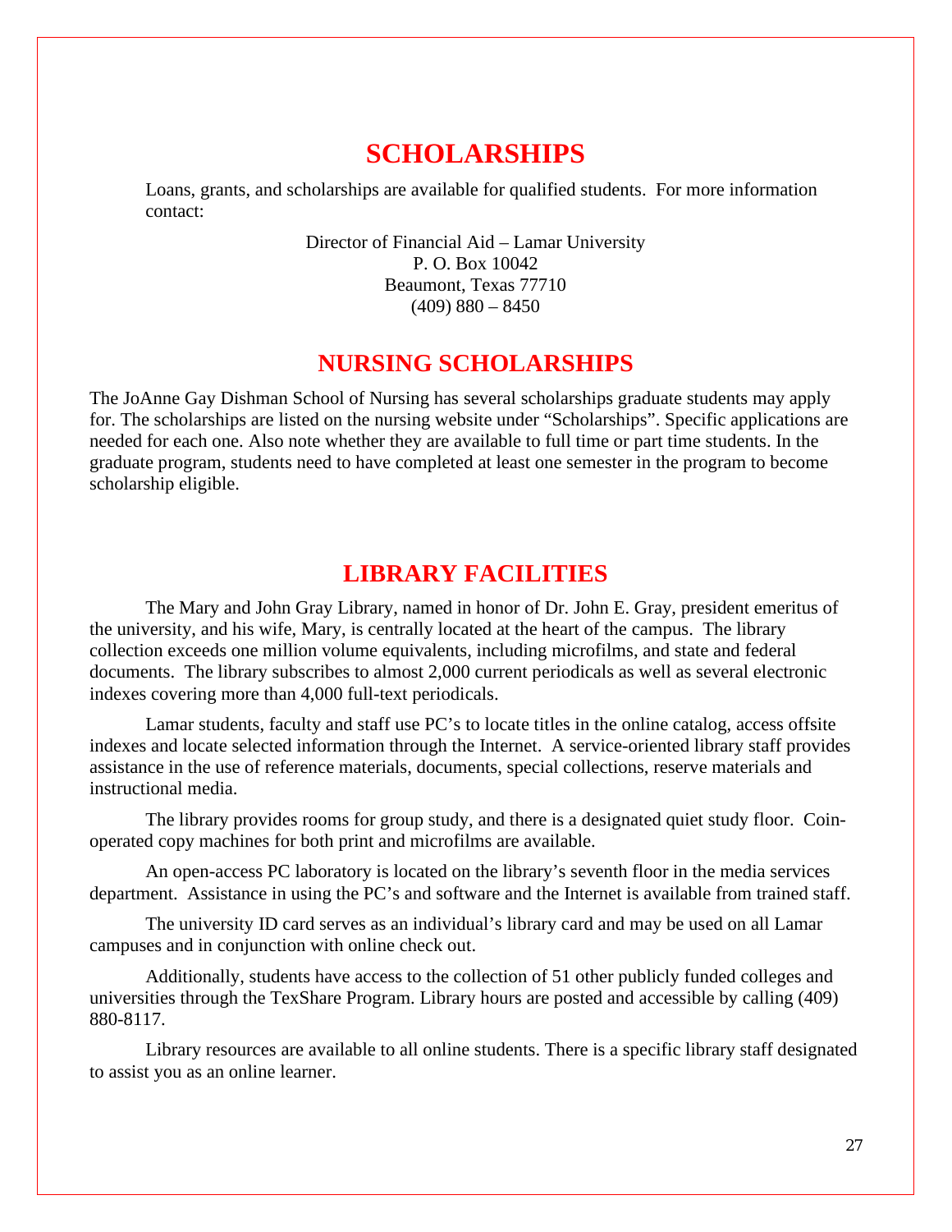# SCHOLARSHIPS

Loans, grants, and scholarships are available for qualified students. For more information contact:

Director of Financial Aid – Lamar University  
P. O. Box 10042  
Beaumont, Texas 77710  
(409) 880 – 8450

# NURSING SCHOLARSHIPS

The JoAnne Gay Dishman School of Nursing has several scholarships graduate students may apply for. The scholarships are listed on the nursing website under "Scholarships". Specific applications are needed for each one. Also note whether they are available to full time or part time students. In the graduate program, students need to have completed at least one semester in the program to become scholarship eligible.

# LIBRARY FACILITIES

The Mary and John Gray Library, named in honor of Dr. John E. Gray, president emeritus of the university, and his wife, Mary, is centrally located at the heart of the campus. The library collection exceeds one million volume equivalents, including microfilms, and state and federal documents. The library subscribes to almost 2,000 current periodicals as well as several electronic indexes covering more than 4,000 full-text periodicals.

Lamar students, faculty and staff use PC's to locate titles in the online catalog, access offsite indexes and locate selected information through the Internet. A service-oriented library staff provides assistance in the use of reference materials, documents, special collections, reserve materials and instructional media.

The library provides rooms for group study, and there is a designated quiet study floor. Coin-operated copy machines for both print and microfilms are available.

An open-access PC laboratory is located on the library's seventh floor in the media services department. Assistance in using the PC's and software and the Internet is available from trained staff.

The university ID card serves as an individual's library card and may be used on all Lamar campuses and in conjunction with online check out.

Additionally, students have access to the collection of 51 other publicly funded colleges and universities through the TexShare Program. Library hours are posted and accessible by calling (409) 880-8117.

Library resources are available to all online students. There is a specific library staff designated to assist you as an online learner.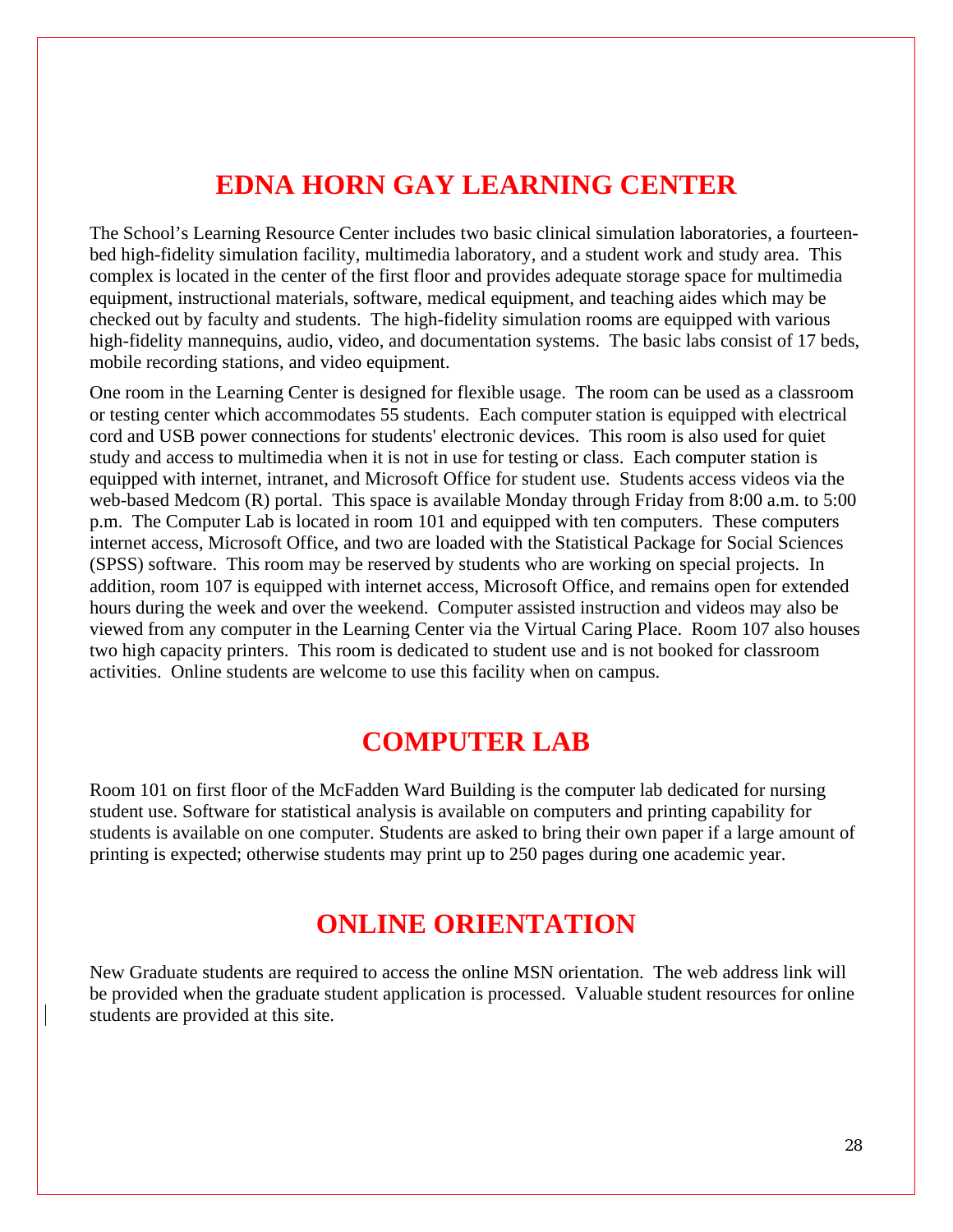# EDNA HORN GAY LEARNING CENTER

The School's Learning Resource Center includes two basic clinical simulation laboratories, a fourteen-bed high-fidelity simulation facility, multimedia laboratory, and a student work and study area. This complex is located in the center of the first floor and provides adequate storage space for multimedia equipment, instructional materials, software, medical equipment, and teaching aides which may be checked out by faculty and students. The high-fidelity simulation rooms are equipped with various high-fidelity mannequins, audio, video, and documentation systems. The basic labs consist of 17 beds, mobile recording stations, and video equipment.

One room in the Learning Center is designed for flexible usage. The room can be used as a classroom or testing center which accommodates 55 students. Each computer station is equipped with electrical cord and USB power connections for students' electronic devices. This room is also used for quiet study and access to multimedia when it is not in use for testing or class. Each computer station is equipped with internet, intranet, and Microsoft Office for student use. Students access videos via the web-based Medcom (R) portal. This space is available Monday through Friday from 8:00 a.m. to 5:00 p.m. The Computer Lab is located in room 101 and equipped with ten computers. These computers internet access, Microsoft Office, and two are loaded with the Statistical Package for Social Sciences (SPSS) software. This room may be reserved by students who are working on special projects. In addition, room 107 is equipped with internet access, Microsoft Office, and remains open for extended hours during the week and over the weekend. Computer assisted instruction and videos may also be viewed from any computer in the Learning Center via the Virtual Caring Place. Room 107 also houses two high capacity printers. This room is dedicated to student use and is not booked for classroom activities. Online students are welcome to use this facility when on campus.

# COMPUTER LAB

Room 101 on first floor of the McFadden Ward Building is the computer lab dedicated for nursing student use. Software for statistical analysis is available on computers and printing capability for students is available on one computer. Students are asked to bring their own paper if a large amount of printing is expected; otherwise students may print up to 250 pages during one academic year.

# ONLINE ORIENTATION

New Graduate students are required to access the online MSN orientation. The web address link will be provided when the graduate student application is processed. Valuable student resources for online students are provided at this site.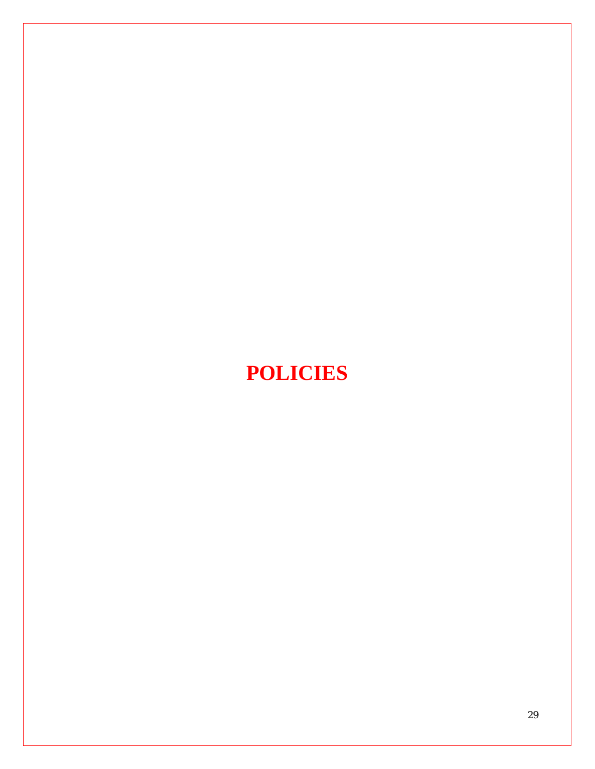# POLICIES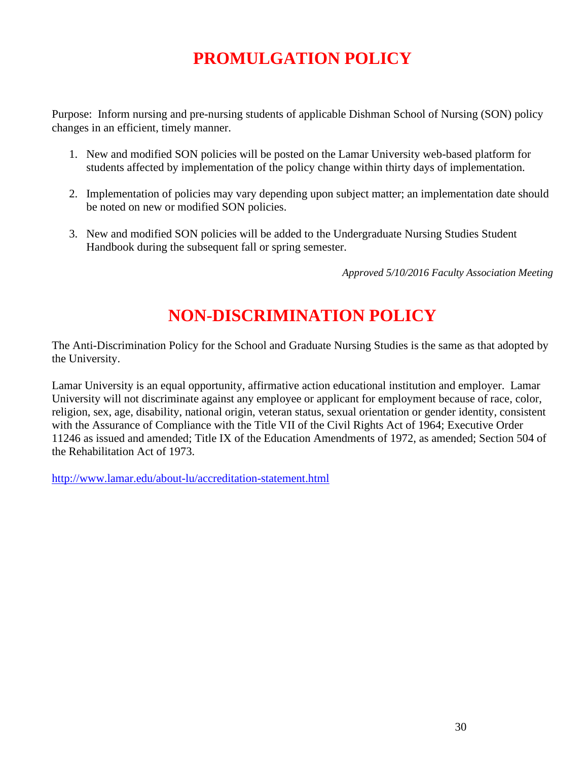# PROMULGATION POLICY

Purpose: Inform nursing and pre-nursing students of applicable Dishman School of Nursing (SON) policy changes in an efficient, timely manner.

1. New and modified SON policies will be posted on the Lamar University web-based platform for students affected by implementation of the policy change within thirty days of implementation.

2. Implementation of policies may vary depending upon subject matter; an implementation date should be noted on new or modified SON policies.

3. New and modified SON policies will be added to the Undergraduate Nursing Studies Student Handbook during the subsequent fall or spring semester.

*Approved 5/10/2016 Faculty Association Meeting*

# NON-DISCRIMINATION POLICY

The Anti-Discrimination Policy for the School and Graduate Nursing Studies is the same as that adopted by the University.

Lamar University is an equal opportunity, affirmative action educational institution and employer. Lamar University will not discriminate against any employee or applicant for employment because of race, color, religion, sex, age, disability, national origin, veteran status, sexual orientation or gender identity, consistent with the Assurance of Compliance with the Title VII of the Civil Rights Act of 1964; Executive Order 11246 as issued and amended; Title IX of the Education Amendments of 1972, as amended; Section 504 of the Rehabilitation Act of 1973.

http://www.lamar.edu/about-lu/accreditation-statement.html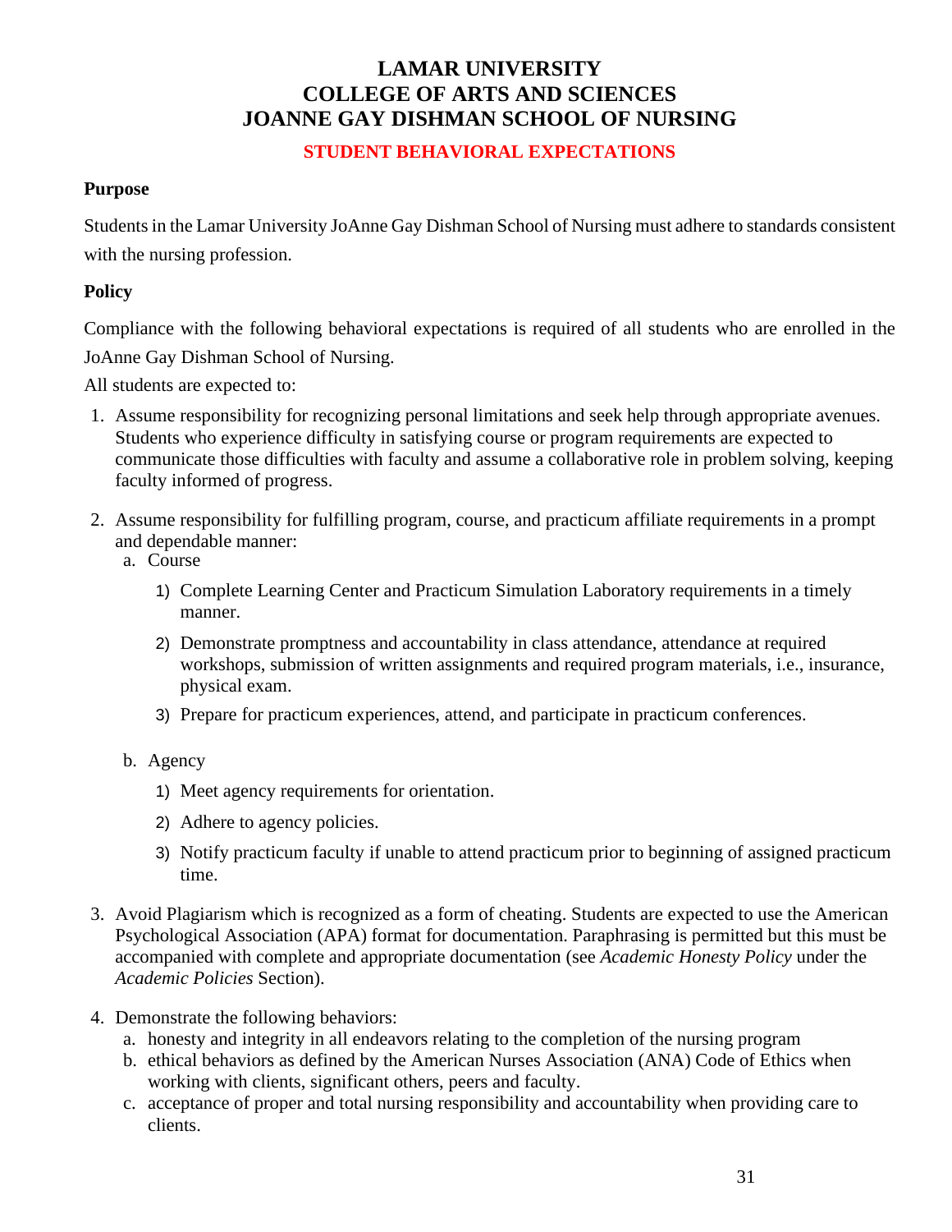# LAMAR UNIVERSITY
# COLLEGE OF ARTS AND SCIENCES
# JOANNE GAY DISHMAN SCHOOL OF NURSING

## STUDENT BEHAVIORAL EXPECTATIONS

**Purpose**

Students in the Lamar University JoAnne Gay Dishman School of Nursing must adhere to standards consistent with the nursing profession.

**Policy**

Compliance with the following behavioral expectations is required of all students who are enrolled in the JoAnne Gay Dishman School of Nursing.

All students are expected to:

1. Assume responsibility for recognizing personal limitations and seek help through appropriate avenues. Students who experience difficulty in satisfying course or program requirements are expected to communicate those difficulties with faculty and assume a collaborative role in problem solving, keeping faculty informed of progress.

2. Assume responsibility for fulfilling program, course, and practicum affiliate requirements in a prompt and dependable manner:
   a. Course
      1) Complete Learning Center and Practicum Simulation Laboratory requirements in a timely manner.
      2) Demonstrate promptness and accountability in class attendance, attendance at required workshops, submission of written assignments and required program materials, i.e., insurance, physical exam.
      3) Prepare for practicum experiences, attend, and participate in practicum conferences.

   b. Agency
      1) Meet agency requirements for orientation.
      2) Adhere to agency policies.
      3) Notify practicum faculty if unable to attend practicum prior to beginning of assigned practicum time.

3. Avoid Plagiarism which is recognized as a form of cheating. Students are expected to use the American Psychological Association (APA) format for documentation. Paraphrasing is permitted but this must be accompanied with complete and appropriate documentation (see *Academic Honesty Policy* under the *Academic Policies* Section).

4. Demonstrate the following behaviors:
   a. honesty and integrity in all endeavors relating to the completion of the nursing program
   b. ethical behaviors as defined by the American Nurses Association (ANA) Code of Ethics when working with clients, significant others, peers and faculty.
   c. acceptance of proper and total nursing responsibility and accountability when providing care to clients.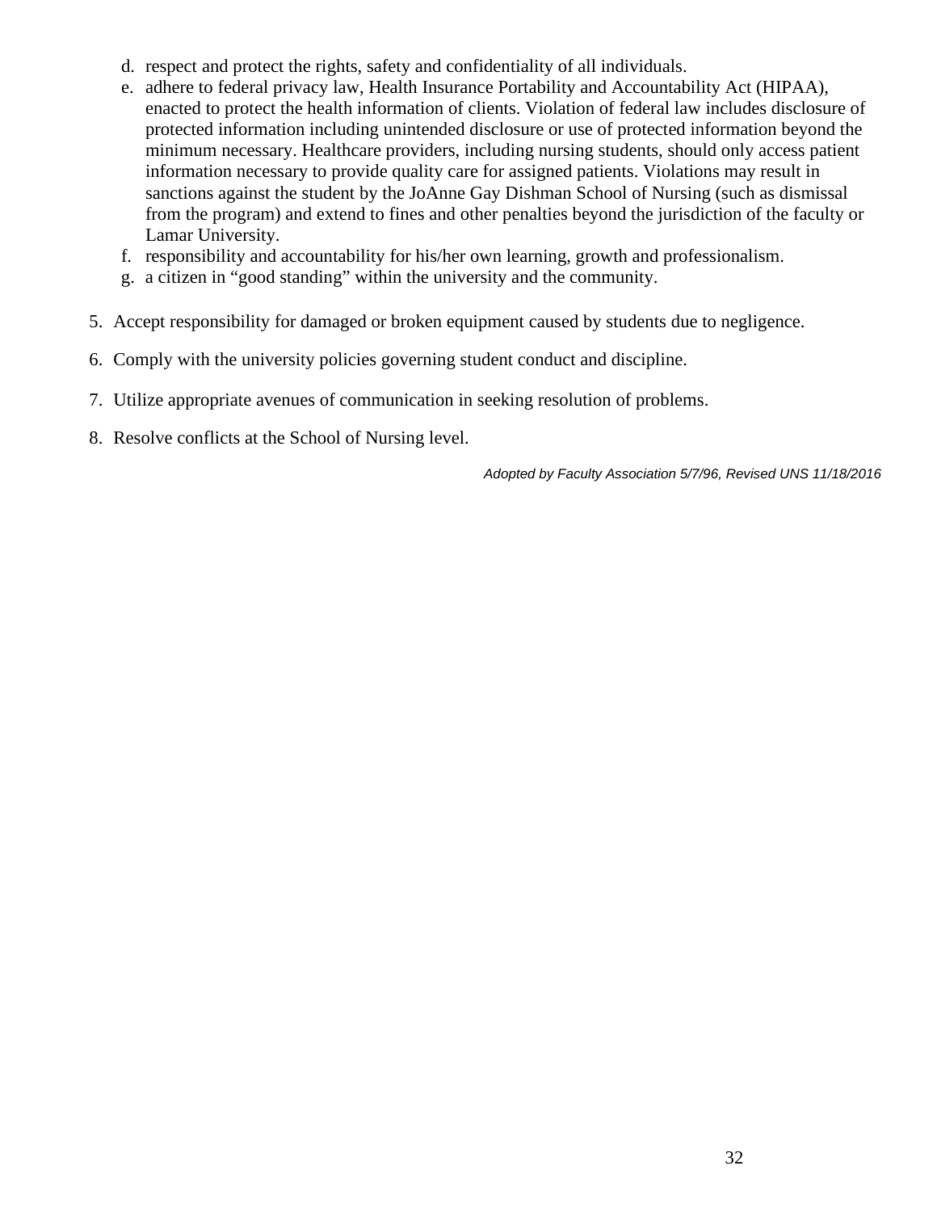d. respect and protect the rights, safety and confidentiality of all individuals.
e. adhere to federal privacy law, Health Insurance Portability and Accountability Act (HIPAA), enacted to protect the health information of clients. Violation of federal law includes disclosure of protected information including unintended disclosure or use of protected information beyond the minimum necessary. Healthcare providers, including nursing students, should only access patient information necessary to provide quality care for assigned patients. Violations may result in sanctions against the student by the JoAnne Gay Dishman School of Nursing (such as dismissal from the program) and extend to fines and other penalties beyond the jurisdiction of the faculty or Lamar University.
f. responsibility and accountability for his/her own learning, growth and professionalism.
g. a citizen in "good standing" within the university and the community.

5. Accept responsibility for damaged or broken equipment caused by students due to negligence.
6. Comply with the university policies governing student conduct and discipline.
7. Utilize appropriate avenues of communication in seeking resolution of problems.
8. Resolve conflicts at the School of Nursing level.

*Adopted by Faculty Association 5/7/96, Revised UNS 11/18/2016*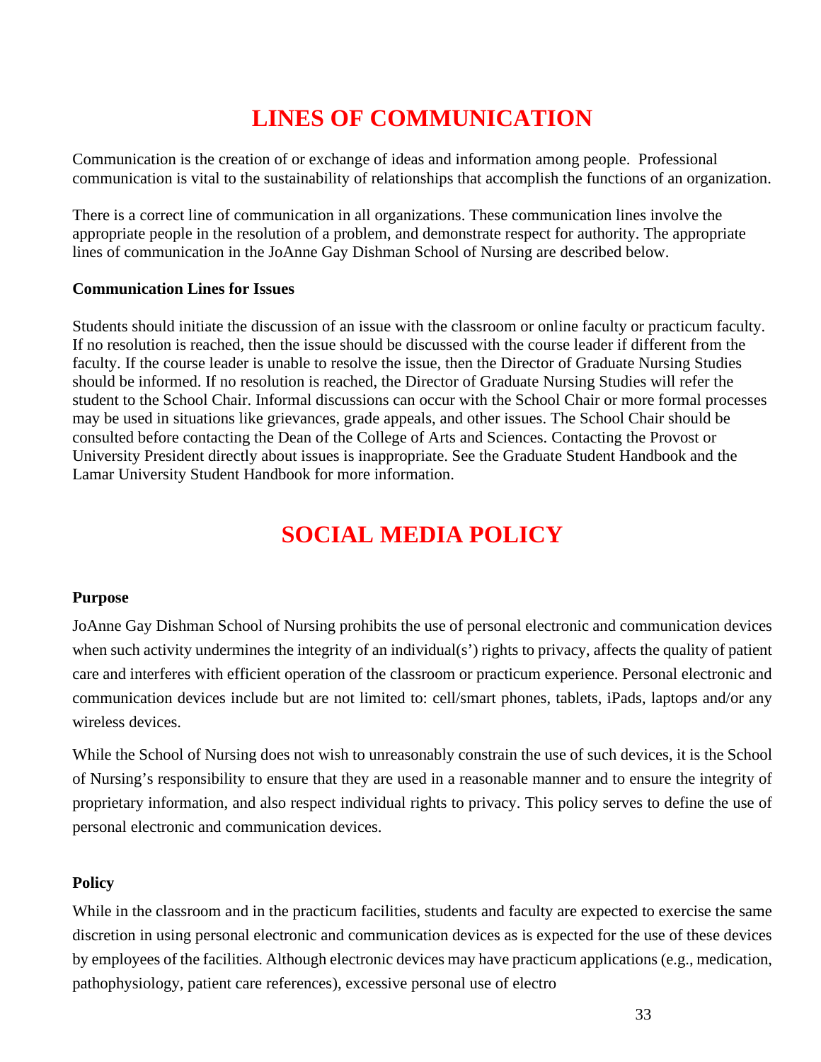# LINES OF COMMUNICATION

Communication is the creation of or exchange of ideas and information among people. Professional communication is vital to the sustainability of relationships that accomplish the functions of an organization.

There is a correct line of communication in all organizations. These communication lines involve the appropriate people in the resolution of a problem, and demonstrate respect for authority. The appropriate lines of communication in the JoAnne Gay Dishman School of Nursing are described below.

**Communication Lines for Issues**

Students should initiate the discussion of an issue with the classroom or online faculty or practicum faculty. If no resolution is reached, then the issue should be discussed with the course leader if different from the faculty. If the course leader is unable to resolve the issue, then the Director of Graduate Nursing Studies should be informed. If no resolution is reached, the Director of Graduate Nursing Studies will refer the student to the School Chair. Informal discussions can occur with the School Chair or more formal processes may be used in situations like grievances, grade appeals, and other issues. The School Chair should be consulted before contacting the Dean of the College of Arts and Sciences. Contacting the Provost or University President directly about issues is inappropriate. See the Graduate Student Handbook and the Lamar University Student Handbook for more information.

# SOCIAL MEDIA POLICY

**Purpose**

JoAnne Gay Dishman School of Nursing prohibits the use of personal electronic and communication devices when such activity undermines the integrity of an individual(s') rights to privacy, affects the quality of patient care and interferes with efficient operation of the classroom or practicum experience. Personal electronic and communication devices include but are not limited to: cell/smart phones, tablets, iPads, laptops and/or any wireless devices.

While the School of Nursing does not wish to unreasonably constrain the use of such devices, it is the School of Nursing's responsibility to ensure that they are used in a reasonable manner and to ensure the integrity of proprietary information, and also respect individual rights to privacy. This policy serves to define the use of personal electronic and communication devices.

**Policy**

While in the classroom and in the practicum facilities, students and faculty are expected to exercise the same discretion in using personal electronic and communication devices as is expected for the use of these devices by employees of the facilities. Although electronic devices may have practicum applications (e.g., medication, pathophysiology, patient care references), excessive personal use of electro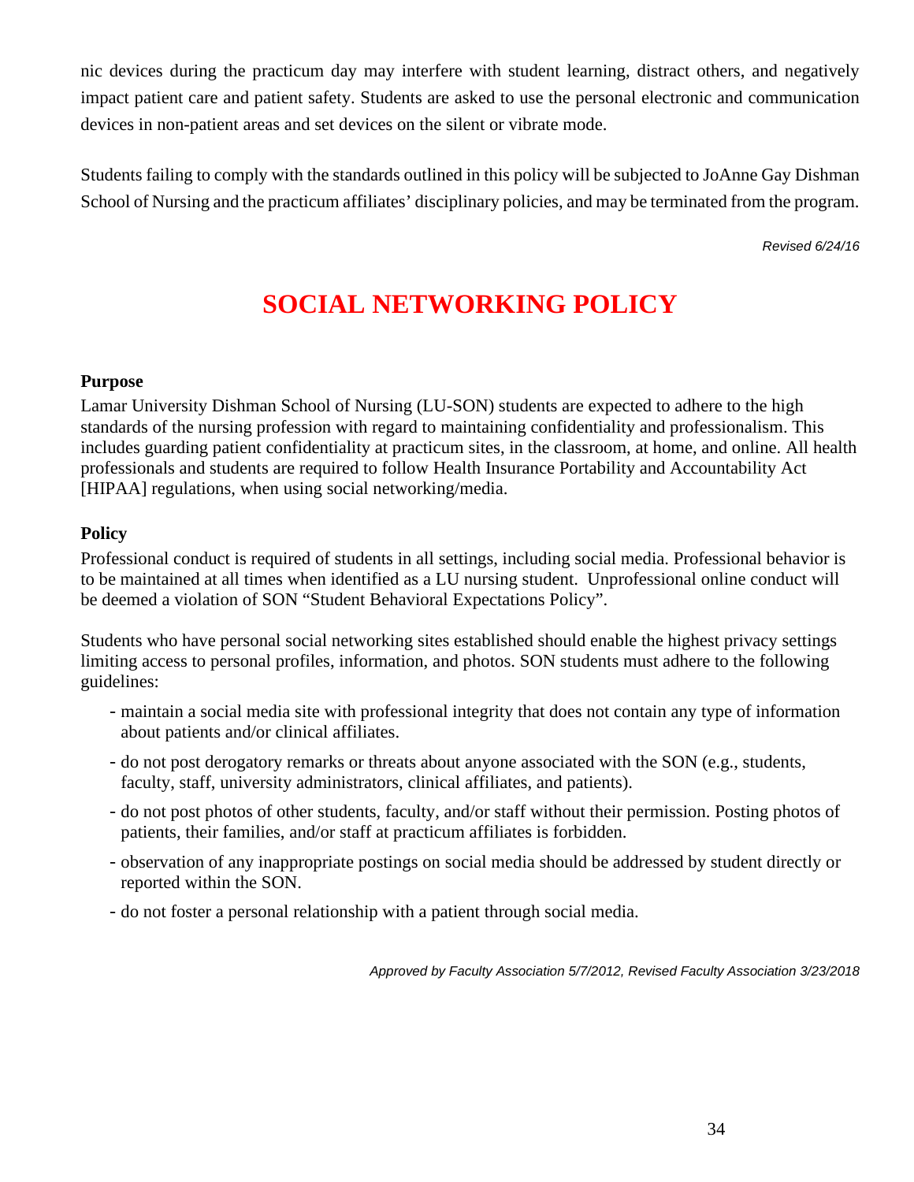nic devices during the practicum day may interfere with student learning, distract others, and negatively impact patient care and patient safety. Students are asked to use the personal electronic and communication devices in non-patient areas and set devices on the silent or vibrate mode.

Students failing to comply with the standards outlined in this policy will be subjected to JoAnne Gay Dishman School of Nursing and the practicum affiliates' disciplinary policies, and may be terminated from the program.

*Revised 6/24/16*

# SOCIAL NETWORKING POLICY

**Purpose**

Lamar University Dishman School of Nursing (LU-SON) students are expected to adhere to the high standards of the nursing profession with regard to maintaining confidentiality and professionalism. This includes guarding patient confidentiality at practicum sites, in the classroom, at home, and online. All health professionals and students are required to follow Health Insurance Portability and Accountability Act [HIPAA] regulations, when using social networking/media.

**Policy**

Professional conduct is required of students in all settings, including social media. Professional behavior is to be maintained at all times when identified as a LU nursing student. Unprofessional online conduct will be deemed a violation of SON "Student Behavioral Expectations Policy".

Students who have personal social networking sites established should enable the highest privacy settings limiting access to personal profiles, information, and photos. SON students must adhere to the following guidelines:

- maintain a social media site with professional integrity that does not contain any type of information about patients and/or clinical affiliates.
- do not post derogatory remarks or threats about anyone associated with the SON (e.g., students, faculty, staff, university administrators, clinical affiliates, and patients).
- do not post photos of other students, faculty, and/or staff without their permission. Posting photos of patients, their families, and/or staff at practicum affiliates is forbidden.
- observation of any inappropriate postings on social media should be addressed by student directly or reported within the SON.
- do not foster a personal relationship with a patient through social media.

*Approved by Faculty Association 5/7/2012, Revised Faculty Association 3/23/2018*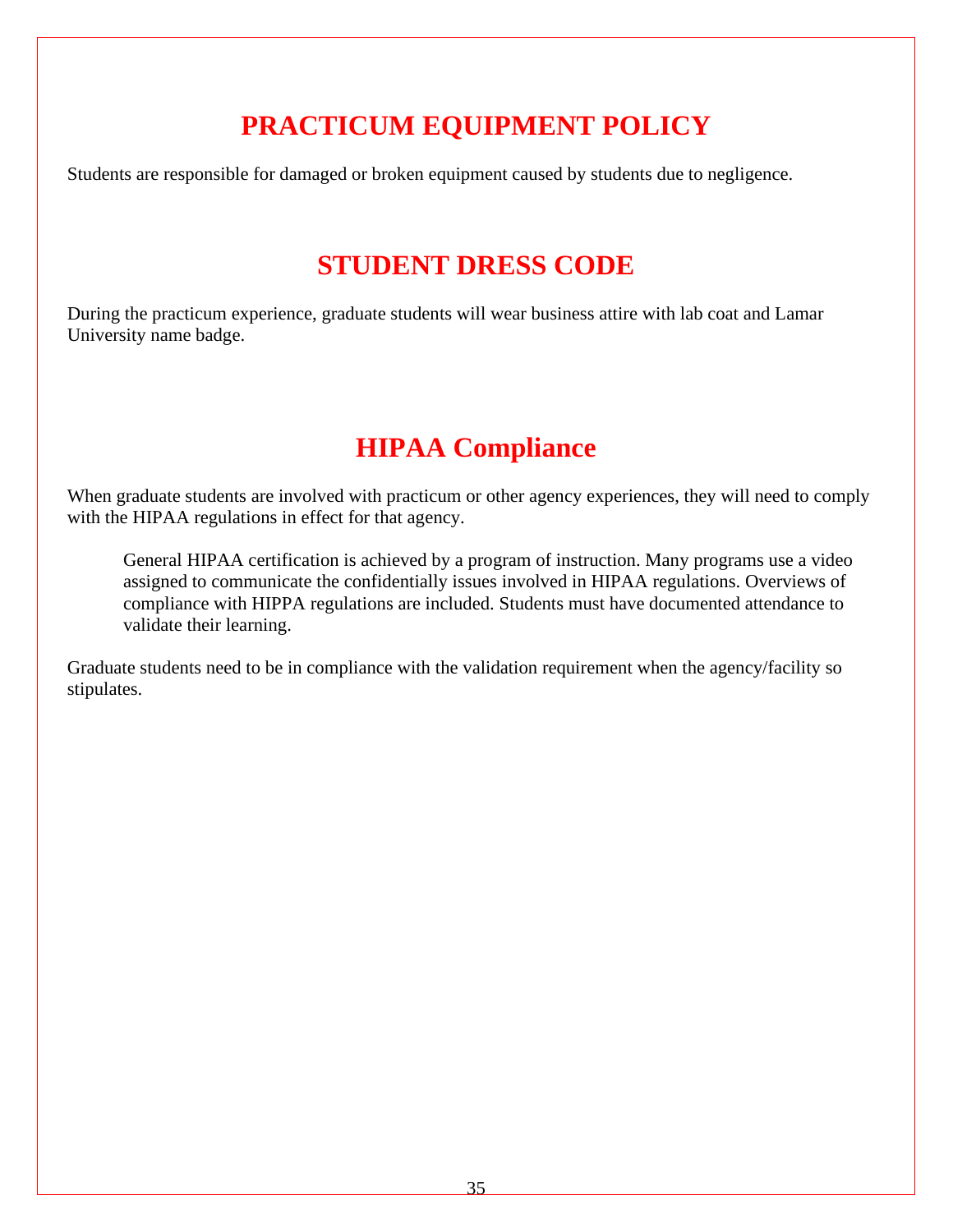## PRACTICUM EQUIPMENT POLICY

Students are responsible for damaged or broken equipment caused by students due to negligence.

## STUDENT DRESS CODE

During the practicum experience, graduate students will wear business attire with lab coat and Lamar University name badge.

## HIPAA Compliance

When graduate students are involved with practicum or other agency experiences, they will need to comply with the HIPAA regulations in effect for that agency.

> General HIPAA certification is achieved by a program of instruction. Many programs use a video assigned to communicate the confidentially issues involved in HIPAA regulations. Overviews of compliance with HIPPA regulations are included. Students must have documented attendance to validate their learning.

Graduate students need to be in compliance with the validation requirement when the agency/facility so stipulates.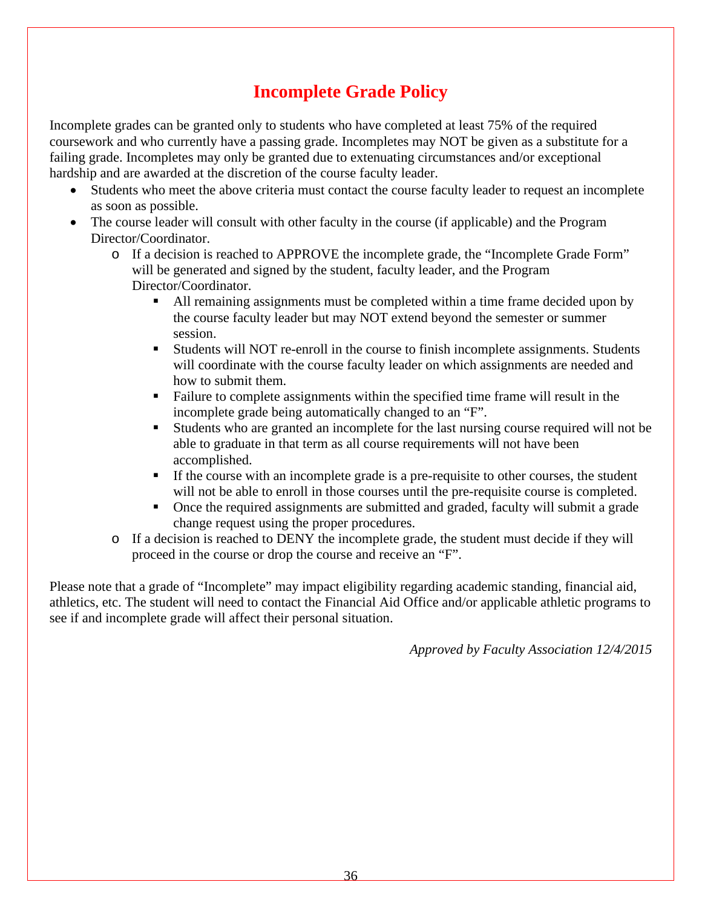# Incomplete Grade Policy

Incomplete grades can be granted only to students who have completed at least 75% of the required coursework and who currently have a passing grade. Incompletes may NOT be given as a substitute for a failing grade. Incompletes may only be granted due to extenuating circumstances and/or exceptional hardship and are awarded at the discretion of the course faculty leader.

- Students who meet the above criteria must contact the course faculty leader to request an incomplete as soon as possible.
- The course leader will consult with other faculty in the course (if applicable) and the Program Director/Coordinator.
  - If a decision is reached to APPROVE the incomplete grade, the "Incomplete Grade Form" will be generated and signed by the student, faculty leader, and the Program Director/Coordinator.
    - All remaining assignments must be completed within a time frame decided upon by the course faculty leader but may NOT extend beyond the semester or summer session.
    - Students will NOT re-enroll in the course to finish incomplete assignments. Students will coordinate with the course faculty leader on which assignments are needed and how to submit them.
    - Failure to complete assignments within the specified time frame will result in the incomplete grade being automatically changed to an "F".
    - Students who are granted an incomplete for the last nursing course required will not be able to graduate in that term as all course requirements will not have been accomplished.
    - If the course with an incomplete grade is a pre-requisite to other courses, the student will not be able to enroll in those courses until the pre-requisite course is completed.
    - Once the required assignments are submitted and graded, faculty will submit a grade change request using the proper procedures.
  - If a decision is reached to DENY the incomplete grade, the student must decide if they will proceed in the course or drop the course and receive an "F".

Please note that a grade of "Incomplete" may impact eligibility regarding academic standing, financial aid, athletics, etc. The student will need to contact the Financial Aid Office and/or applicable athletic programs to see if and incomplete grade will affect their personal situation.

*Approved by Faculty Association 12/4/2015*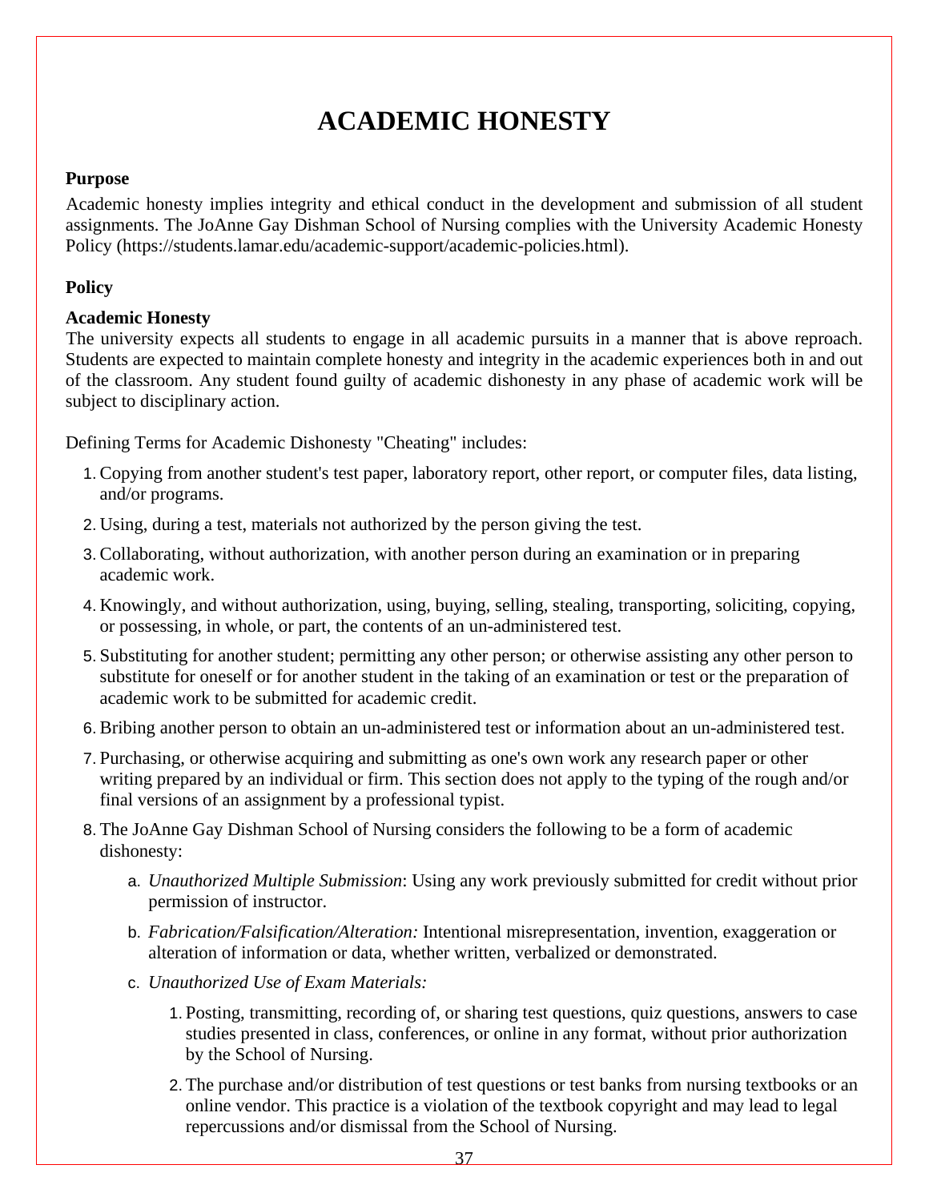# ACADEMIC HONESTY

**Purpose**

Academic honesty implies integrity and ethical conduct in the development and submission of all student assignments. The JoAnne Gay Dishman School of Nursing complies with the University Academic Honesty Policy (https://students.lamar.edu/academic-support/academic-policies.html).

**Policy**

**Academic Honesty**

The university expects all students to engage in all academic pursuits in a manner that is above reproach. Students are expected to maintain complete honesty and integrity in the academic experiences both in and out of the classroom. Any student found guilty of academic dishonesty in any phase of academic work will be subject to disciplinary action.

Defining Terms for Academic Dishonesty "Cheating" includes:

1. Copying from another student's test paper, laboratory report, other report, or computer files, data listing, and/or programs.
2. Using, during a test, materials not authorized by the person giving the test.
3. Collaborating, without authorization, with another person during an examination or in preparing academic work.
4. Knowingly, and without authorization, using, buying, selling, stealing, transporting, soliciting, copying, or possessing, in whole, or part, the contents of an un-administered test.
5. Substituting for another student; permitting any other person; or otherwise assisting any other person to substitute for oneself or for another student in the taking of an examination or test or the preparation of academic work to be submitted for academic credit.
6. Bribing another person to obtain an un-administered test or information about an un-administered test.
7. Purchasing, or otherwise acquiring and submitting as one's own work any research paper or other writing prepared by an individual or firm. This section does not apply to the typing of the rough and/or final versions of an assignment by a professional typist.
8. The JoAnne Gay Dishman School of Nursing considers the following to be a form of academic dishonesty:
   a. *Unauthorized Multiple Submission*: Using any work previously submitted for credit without prior permission of instructor.
   b. *Fabrication/Falsification/Alteration:* Intentional misrepresentation, invention, exaggeration or alteration of information or data, whether written, verbalized or demonstrated.
   c. *Unauthorized Use of Exam Materials:*
      1. Posting, transmitting, recording of, or sharing test questions, quiz questions, answers to case studies presented in class, conferences, or online in any format, without prior authorization by the School of Nursing.
      2. The purchase and/or distribution of test questions or test banks from nursing textbooks or an online vendor. This practice is a violation of the textbook copyright and may lead to legal repercussions and/or dismissal from the School of Nursing.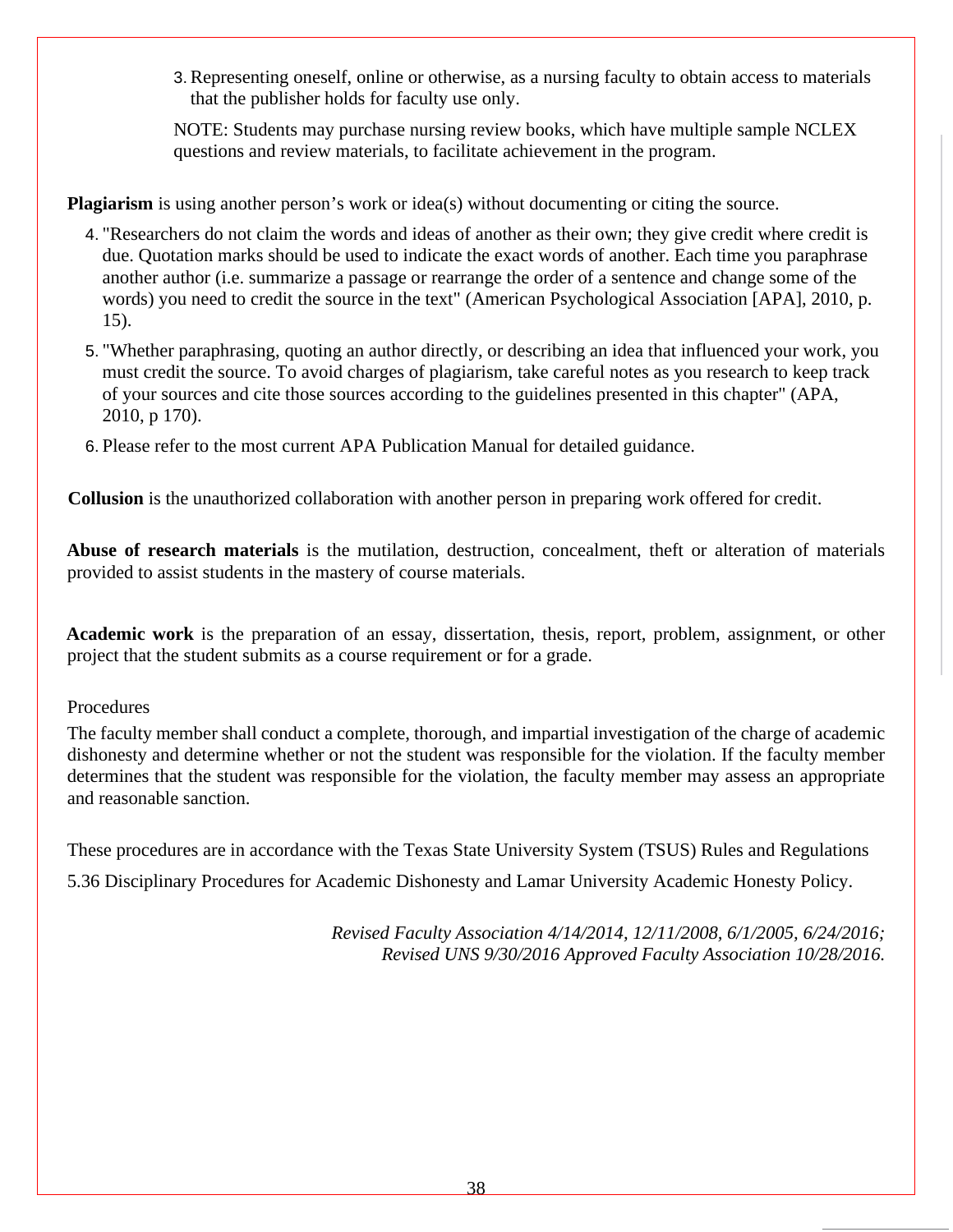3. Representing oneself, online or otherwise, as a nursing faculty to obtain access to materials that the publisher holds for faculty use only.

   NOTE: Students may purchase nursing review books, which have multiple sample NCLEX questions and review materials, to facilitate achievement in the program.

**Plagiarism** is using another person's work or idea(s) without documenting or citing the source.

4. "Researchers do not claim the words and ideas of another as their own; they give credit where credit is due. Quotation marks should be used to indicate the exact words of another. Each time you paraphrase another author (i.e. summarize a passage or rearrange the order of a sentence and change some of the words) you need to credit the source in the text" (American Psychological Association [APA], 2010, p. 15).
5. "Whether paraphrasing, quoting an author directly, or describing an idea that influenced your work, you must credit the source. To avoid charges of plagiarism, take careful notes as you research to keep track of your sources and cite those sources according to the guidelines presented in this chapter" (APA, 2010, p 170).
6. Please refer to the most current APA Publication Manual for detailed guidance.

**Collusion** is the unauthorized collaboration with another person in preparing work offered for credit.

**Abuse of research materials** is the mutilation, destruction, concealment, theft or alteration of materials provided to assist students in the mastery of course materials.

**Academic work** is the preparation of an essay, dissertation, thesis, report, problem, assignment, or other project that the student submits as a course requirement or for a grade.

Procedures

The faculty member shall conduct a complete, thorough, and impartial investigation of the charge of academic dishonesty and determine whether or not the student was responsible for the violation. If the faculty member determines that the student was responsible for the violation, the faculty member may assess an appropriate and reasonable sanction.

These procedures are in accordance with the Texas State University System (TSUS) Rules and Regulations 5.36 Disciplinary Procedures for Academic Dishonesty and Lamar University Academic Honesty Policy.

*Revised Faculty Association 4/14/2014, 12/11/2008, 6/1/2005, 6/24/2016; Revised UNS 9/30/2016 Approved Faculty Association 10/28/2016.*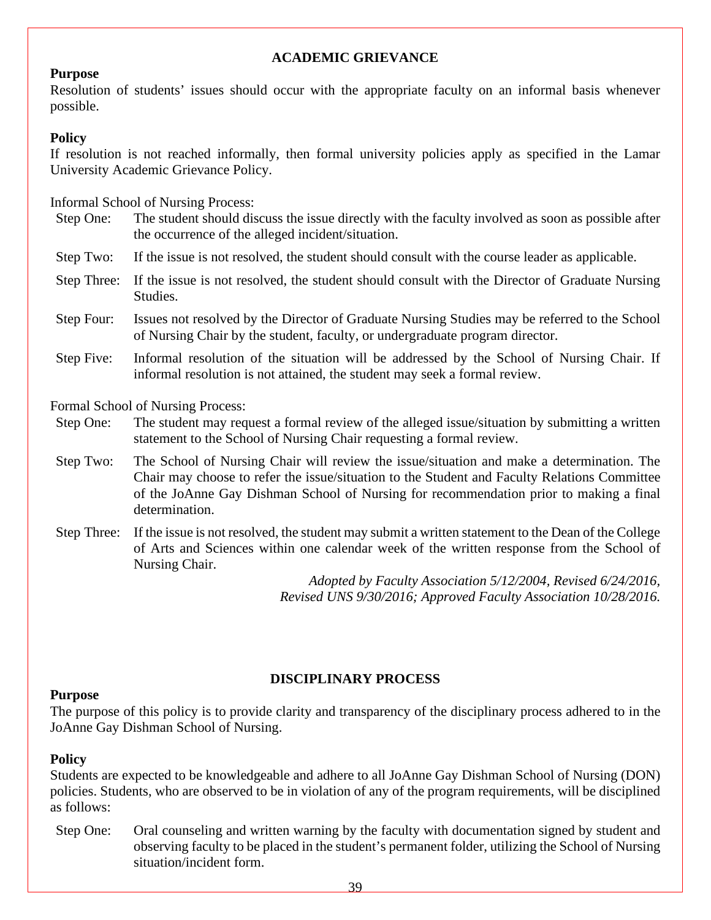## ACADEMIC GRIEVANCE

**Purpose**

Resolution of students' issues should occur with the appropriate faculty on an informal basis whenever possible.

**Policy**

If resolution is not reached informally, then formal university policies apply as specified in the Lamar University Academic Grievance Policy.

Informal School of Nursing Process:

- Step One: The student should discuss the issue directly with the faculty involved as soon as possible after the occurrence of the alleged incident/situation.
- Step Two: If the issue is not resolved, the student should consult with the course leader as applicable.
- Step Three: If the issue is not resolved, the student should consult with the Director of Graduate Nursing Studies.
- Step Four: Issues not resolved by the Director of Graduate Nursing Studies may be referred to the School of Nursing Chair by the student, faculty, or undergraduate program director.
- Step Five: Informal resolution of the situation will be addressed by the School of Nursing Chair. If informal resolution is not attained, the student may seek a formal review.

Formal School of Nursing Process:

- Step One: The student may request a formal review of the alleged issue/situation by submitting a written statement to the School of Nursing Chair requesting a formal review.
- Step Two: The School of Nursing Chair will review the issue/situation and make a determination. The Chair may choose to refer the issue/situation to the Student and Faculty Relations Committee of the JoAnne Gay Dishman School of Nursing for recommendation prior to making a final determination.
- Step Three: If the issue is not resolved, the student may submit a written statement to the Dean of the College of Arts and Sciences within one calendar week of the written response from the School of Nursing Chair.

*Adopted by Faculty Association 5/12/2004, Revised 6/24/2016, Revised UNS 9/30/2016; Approved Faculty Association 10/28/2016.*

## DISCIPLINARY PROCESS

**Purpose**

The purpose of this policy is to provide clarity and transparency of the disciplinary process adhered to in the JoAnne Gay Dishman School of Nursing.

**Policy**

Students are expected to be knowledgeable and adhere to all JoAnne Gay Dishman School of Nursing (DON) policies. Students, who are observed to be in violation of any of the program requirements, will be disciplined as follows:

- Step One: Oral counseling and written warning by the faculty with documentation signed by student and observing faculty to be placed in the student's permanent folder, utilizing the School of Nursing situation/incident form.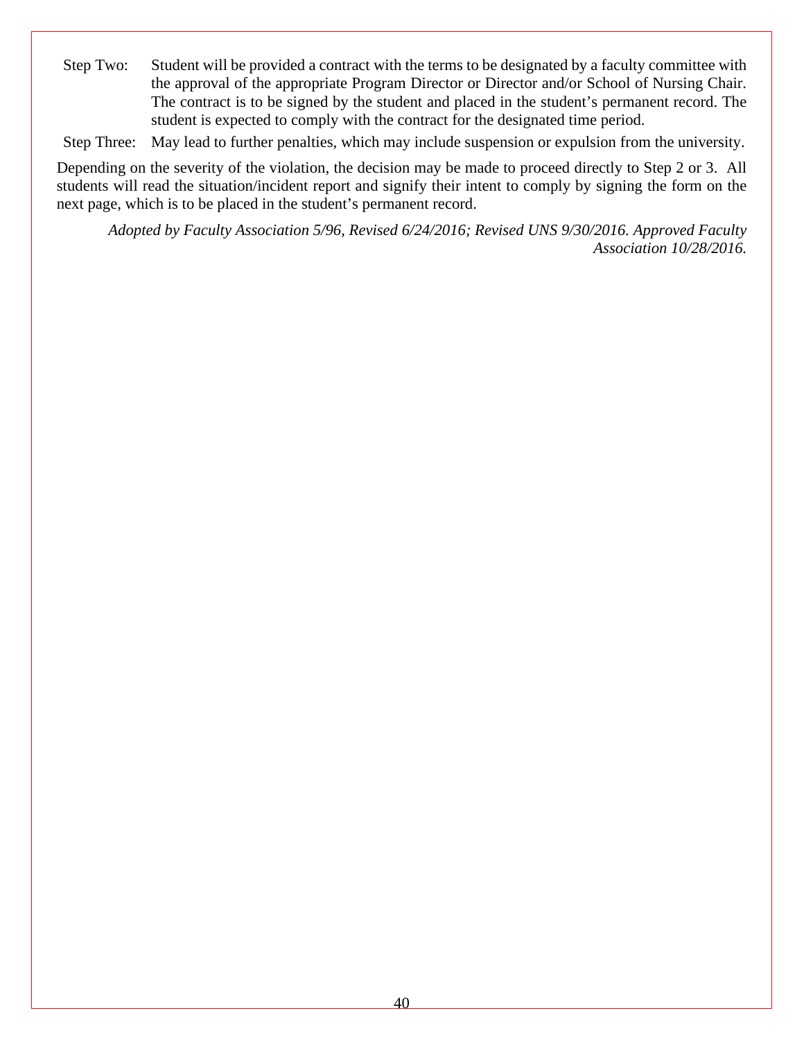Step Two: Student will be provided a contract with the terms to be designated by a faculty committee with the approval of the appropriate Program Director or Director and/or School of Nursing Chair. The contract is to be signed by the student and placed in the student's permanent record. The student is expected to comply with the contract for the designated time period.

Step Three: May lead to further penalties, which may include suspension or expulsion from the university.

Depending on the severity of the violation, the decision may be made to proceed directly to Step 2 or 3. All students will read the situation/incident report and signify their intent to comply by signing the form on the next page, which is to be placed in the student's permanent record.

*Adopted by Faculty Association 5/96, Revised 6/24/2016; Revised UNS 9/30/2016. Approved Faculty Association 10/28/2016.*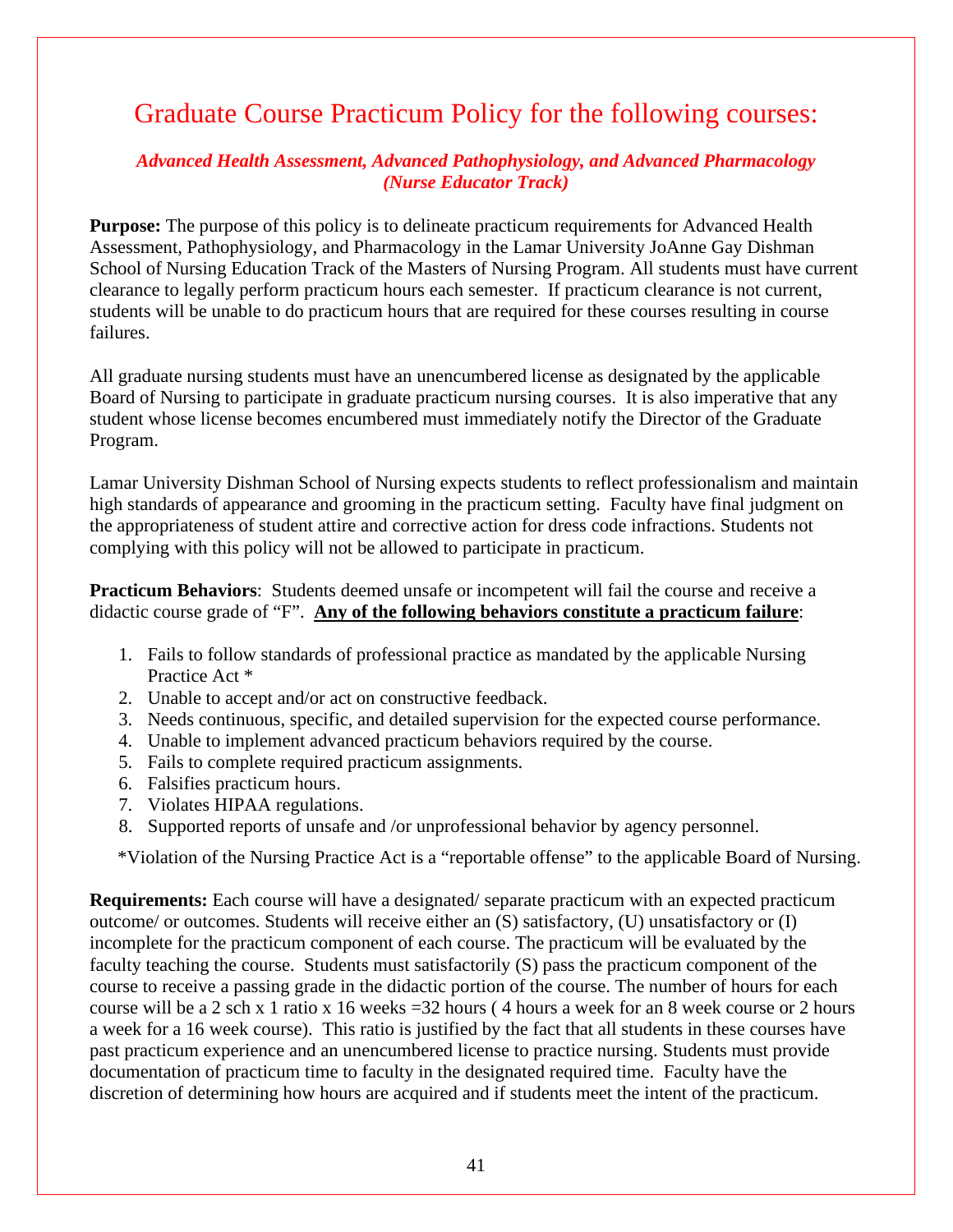# Graduate Course Practicum Policy for the following courses:

***Advanced Health Assessment, Advanced Pathophysiology, and Advanced Pharmacology (Nurse Educator Track)***

**Purpose:** The purpose of this policy is to delineate practicum requirements for Advanced Health Assessment, Pathophysiology, and Pharmacology in the Lamar University JoAnne Gay Dishman School of Nursing Education Track of the Masters of Nursing Program. All students must have current clearance to legally perform practicum hours each semester. If practicum clearance is not current, students will be unable to do practicum hours that are required for these courses resulting in course failures.

All graduate nursing students must have an unencumbered license as designated by the applicable Board of Nursing to participate in graduate practicum nursing courses. It is also imperative that any student whose license becomes encumbered must immediately notify the Director of the Graduate Program.

Lamar University Dishman School of Nursing expects students to reflect professionalism and maintain high standards of appearance and grooming in the practicum setting. Faculty have final judgment on the appropriateness of student attire and corrective action for dress code infractions. Students not complying with this policy will not be allowed to participate in practicum.

**Practicum Behaviors**: Students deemed unsafe or incompetent will fail the course and receive a didactic course grade of "F". **Any of the following behaviors constitute a practicum failure**:

1. Fails to follow standards of professional practice as mandated by the applicable Nursing Practice Act *
2. Unable to accept and/or act on constructive feedback.
3. Needs continuous, specific, and detailed supervision for the expected course performance.
4. Unable to implement advanced practicum behaviors required by the course.
5. Fails to complete required practicum assignments.
6. Falsifies practicum hours.
7. Violates HIPAA regulations.
8. Supported reports of unsafe and /or unprofessional behavior by agency personnel.

*Violation of the Nursing Practice Act is a "reportable offense" to the applicable Board of Nursing.

**Requirements:** Each course will have a designated/ separate practicum with an expected practicum outcome/ or outcomes. Students will receive either an (S) satisfactory, (U) unsatisfactory or (I) incomplete for the practicum component of each course. The practicum will be evaluated by the faculty teaching the course. Students must satisfactorily (S) pass the practicum component of the course to receive a passing grade in the didactic portion of the course. The number of hours for each course will be a 2 sch x 1 ratio x 16 weeks =32 hours ( 4 hours a week for an 8 week course or 2 hours a week for a 16 week course). This ratio is justified by the fact that all students in these courses have past practicum experience and an unencumbered license to practice nursing. Students must provide documentation of practicum time to faculty in the designated required time. Faculty have the discretion of determining how hours are acquired and if students meet the intent of the practicum.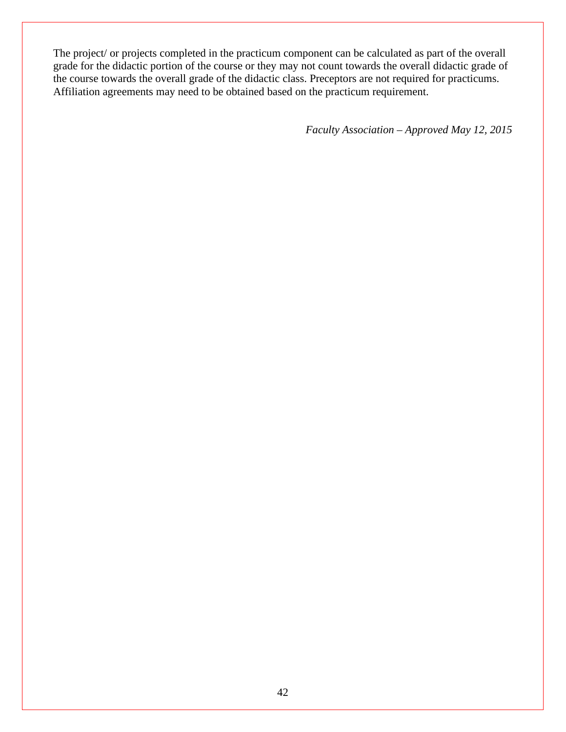The project/ or projects completed in the practicum component can be calculated as part of the overall grade for the didactic portion of the course or they may not count towards the overall didactic grade of the course towards the overall grade of the didactic class. Preceptors are not required for practicums. Affiliation agreements may need to be obtained based on the practicum requirement.

*Faculty Association – Approved May 12, 2015*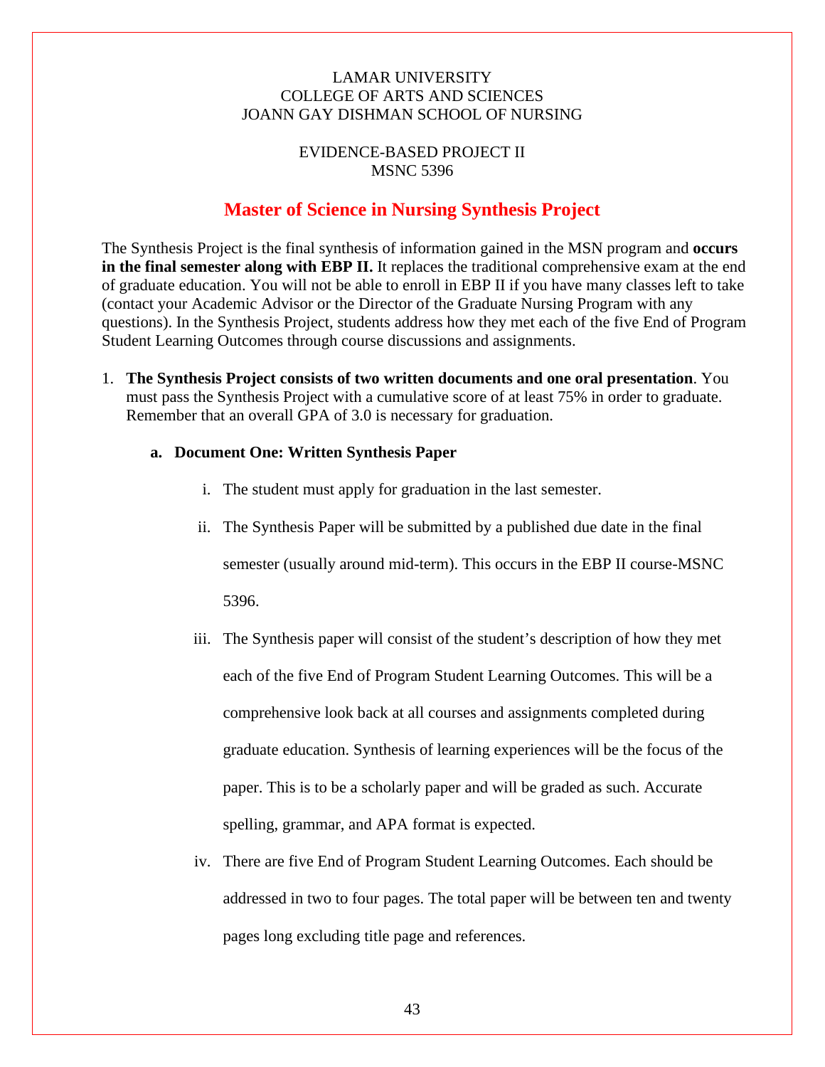LAMAR UNIVERSITY
COLLEGE OF ARTS AND SCIENCES
JOANN GAY DISHMAN SCHOOL OF NURSING

EVIDENCE-BASED PROJECT II
MSNC 5396

## Master of Science in Nursing Synthesis Project

The Synthesis Project is the final synthesis of information gained in the MSN program and **occurs in the final semester along with EBP II.** It replaces the traditional comprehensive exam at the end of graduate education. You will not be able to enroll in EBP II if you have many classes left to take (contact your Academic Advisor or the Director of the Graduate Nursing Program with any questions). In the Synthesis Project, students address how they met each of the five End of Program Student Learning Outcomes through course discussions and assignments.

1. **The Synthesis Project consists of two written documents and one oral presentation**. You must pass the Synthesis Project with a cumulative score of at least 75% in order to graduate. Remember that an overall GPA of 3.0 is necessary for graduation.

   a. **Document One: Written Synthesis Paper**

      i. The student must apply for graduation in the last semester.

      ii. The Synthesis Paper will be submitted by a published due date in the final semester (usually around mid-term). This occurs in the EBP II course-MSNC 5396.

      iii. The Synthesis paper will consist of the student's description of how they met each of the five End of Program Student Learning Outcomes. This will be a comprehensive look back at all courses and assignments completed during graduate education. Synthesis of learning experiences will be the focus of the paper. This is to be a scholarly paper and will be graded as such. Accurate spelling, grammar, and APA format is expected.

      iv. There are five End of Program Student Learning Outcomes. Each should be addressed in two to four pages. The total paper will be between ten and twenty pages long excluding title page and references.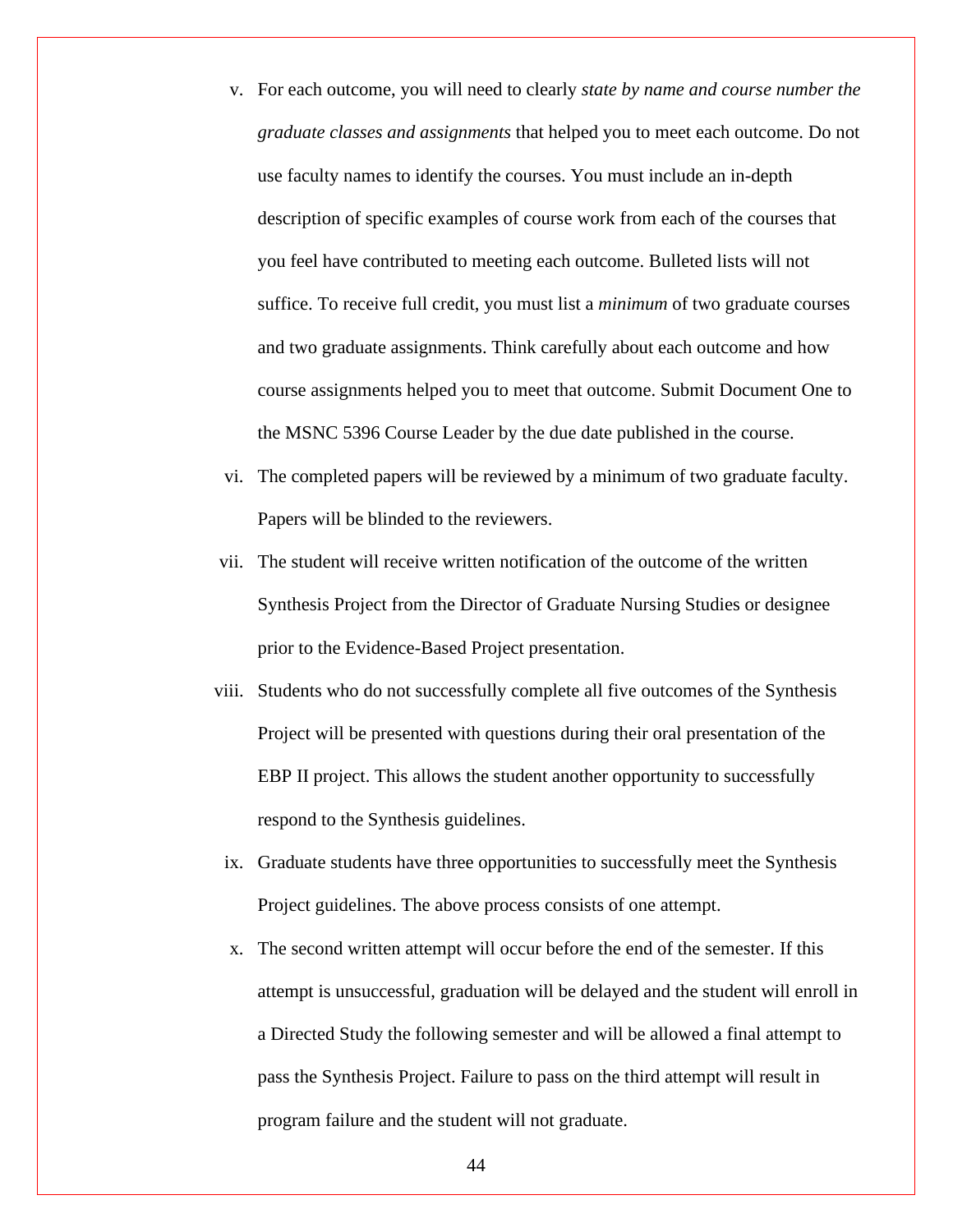v. For each outcome, you will need to clearly *state by name and course number the graduate classes and assignments* that helped you to meet each outcome. Do not use faculty names to identify the courses. You must include an in-depth description of specific examples of course work from each of the courses that you feel have contributed to meeting each outcome. Bulleted lists will not suffice. To receive full credit, you must list a *minimum* of two graduate courses and two graduate assignments. Think carefully about each outcome and how course assignments helped you to meet that outcome. Submit Document One to the MSNC 5396 Course Leader by the due date published in the course.

vi. The completed papers will be reviewed by a minimum of two graduate faculty. Papers will be blinded to the reviewers.

vii. The student will receive written notification of the outcome of the written Synthesis Project from the Director of Graduate Nursing Studies or designee prior to the Evidence-Based Project presentation.

viii. Students who do not successfully complete all five outcomes of the Synthesis Project will be presented with questions during their oral presentation of the EBP II project. This allows the student another opportunity to successfully respond to the Synthesis guidelines.

ix. Graduate students have three opportunities to successfully meet the Synthesis Project guidelines. The above process consists of one attempt.

x. The second written attempt will occur before the end of the semester. If this attempt is unsuccessful, graduation will be delayed and the student will enroll in a Directed Study the following semester and will be allowed a final attempt to pass the Synthesis Project. Failure to pass on the third attempt will result in program failure and the student will not graduate.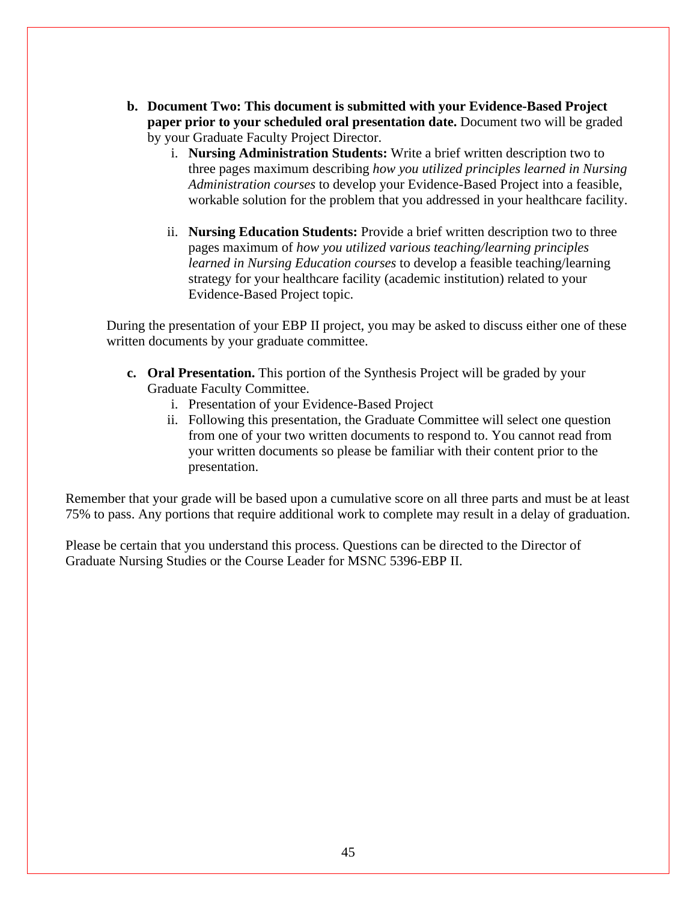b. **Document Two: This document is submitted with your Evidence-Based Project paper prior to your scheduled oral presentation date.** Document two will be graded by your Graduate Faculty Project Director.

   i. **Nursing Administration Students:** Write a brief written description two to three pages maximum describing *how you utilized principles learned in Nursing Administration courses* to develop your Evidence-Based Project into a feasible, workable solution for the problem that you addressed in your healthcare facility.

   ii. **Nursing Education Students:** Provide a brief written description two to three pages maximum of *how you utilized various teaching/learning principles learned in Nursing Education courses* to develop a feasible teaching/learning strategy for your healthcare facility (academic institution) related to your Evidence-Based Project topic.

During the presentation of your EBP II project, you may be asked to discuss either one of these written documents by your graduate committee.

c. **Oral Presentation.** This portion of the Synthesis Project will be graded by your Graduate Faculty Committee.

   i. Presentation of your Evidence-Based Project
   ii. Following this presentation, the Graduate Committee will select one question from one of your two written documents to respond to. You cannot read from your written documents so please be familiar with their content prior to the presentation.

Remember that your grade will be based upon a cumulative score on all three parts and must be at least 75% to pass. Any portions that require additional work to complete may result in a delay of graduation.

Please be certain that you understand this process. Questions can be directed to the Director of Graduate Nursing Studies or the Course Leader for MSNC 5396-EBP II.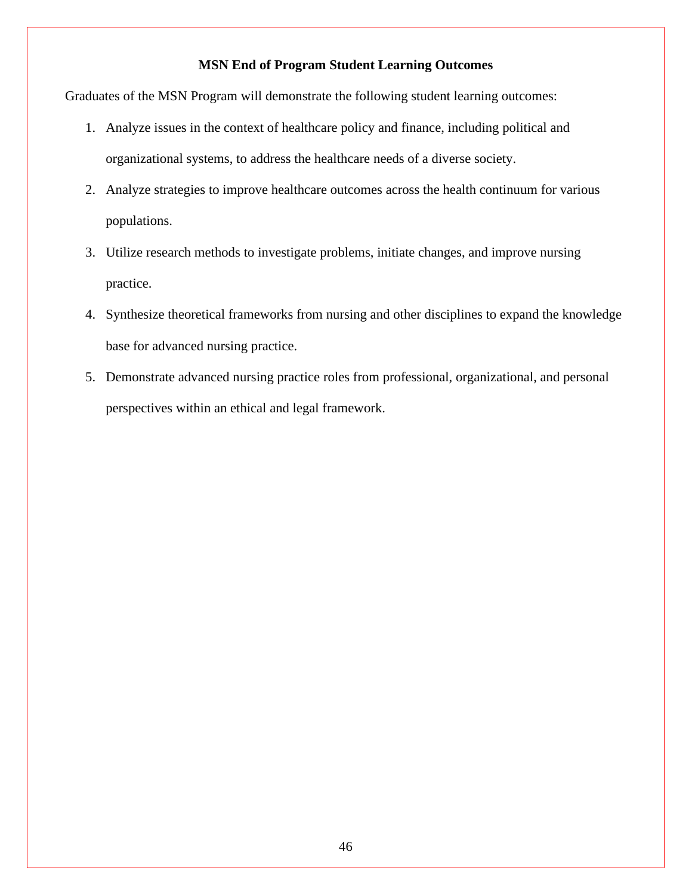## MSN End of Program Student Learning Outcomes

Graduates of the MSN Program will demonstrate the following student learning outcomes:

1. Analyze issues in the context of healthcare policy and finance, including political and organizational systems, to address the healthcare needs of a diverse society.
2. Analyze strategies to improve healthcare outcomes across the health continuum for various populations.
3. Utilize research methods to investigate problems, initiate changes, and improve nursing practice.
4. Synthesize theoretical frameworks from nursing and other disciplines to expand the knowledge base for advanced nursing practice.
5. Demonstrate advanced nursing practice roles from professional, organizational, and personal perspectives within an ethical and legal framework.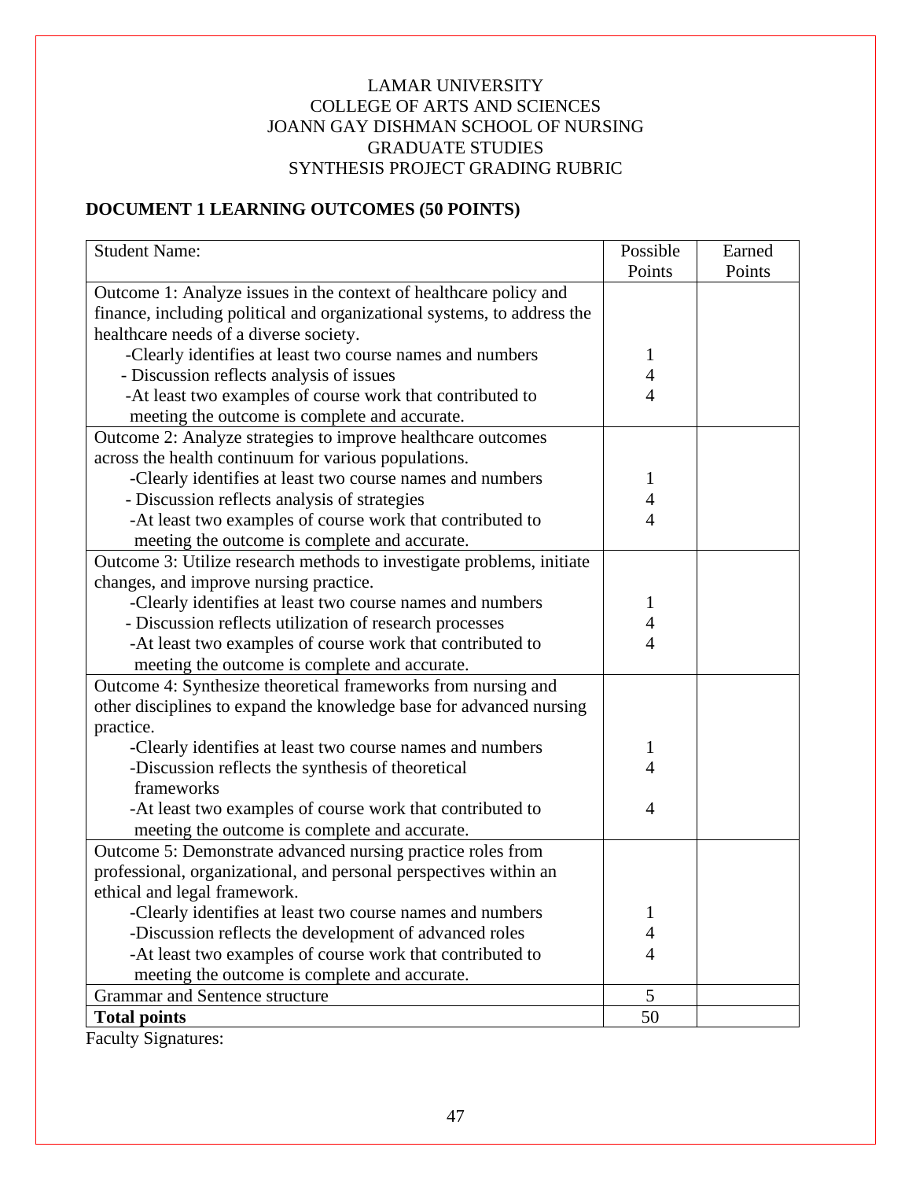LAMAR UNIVERSITY
COLLEGE OF ARTS AND SCIENCES
JOANN GAY DISHMAN SCHOOL OF NURSING
GRADUATE STUDIES
SYNTHESIS PROJECT GRADING RUBRIC

## DOCUMENT 1 LEARNING OUTCOMES (50 POINTS)

| Student Name: | Possible Points | Earned Points |
|---|---|---|
| Outcome 1: Analyze issues in the context of healthcare policy and finance, including political and organizational systems, to address the healthcare needs of a diverse society. | | |
| -Clearly identifies at least two course names and numbers | 1 | |
| - Discussion reflects analysis of issues | 4 | |
| -At least two examples of course work that contributed to meeting the outcome is complete and accurate. | 4 | |
| Outcome 2: Analyze strategies to improve healthcare outcomes across the health continuum for various populations. | | |
| -Clearly identifies at least two course names and numbers | 1 | |
| - Discussion reflects analysis of strategies | 4 | |
| -At least two examples of course work that contributed to meeting the outcome is complete and accurate. | 4 | |
| Outcome 3: Utilize research methods to investigate problems, initiate changes, and improve nursing practice. | | |
| -Clearly identifies at least two course names and numbers | 1 | |
| - Discussion reflects utilization of research processes | 4 | |
| -At least two examples of course work that contributed to meeting the outcome is complete and accurate. | 4 | |
| Outcome 4: Synthesize theoretical frameworks from nursing and other disciplines to expand the knowledge base for advanced nursing practice. | | |
| -Clearly identifies at least two course names and numbers | 1 | |
| -Discussion reflects the synthesis of theoretical frameworks | 4 | |
| -At least two examples of course work that contributed to meeting the outcome is complete and accurate. | 4 | |
| Outcome 5: Demonstrate advanced nursing practice roles from professional, organizational, and personal perspectives within an ethical and legal framework. | | |
| -Clearly identifies at least two course names and numbers | 1 | |
| -Discussion reflects the development of advanced roles | 4 | |
| -At least two examples of course work that contributed to meeting the outcome is complete and accurate. | 4 | |
| Grammar and Sentence structure | 5 | |
| **Total points** | 50 | |

Faculty Signatures: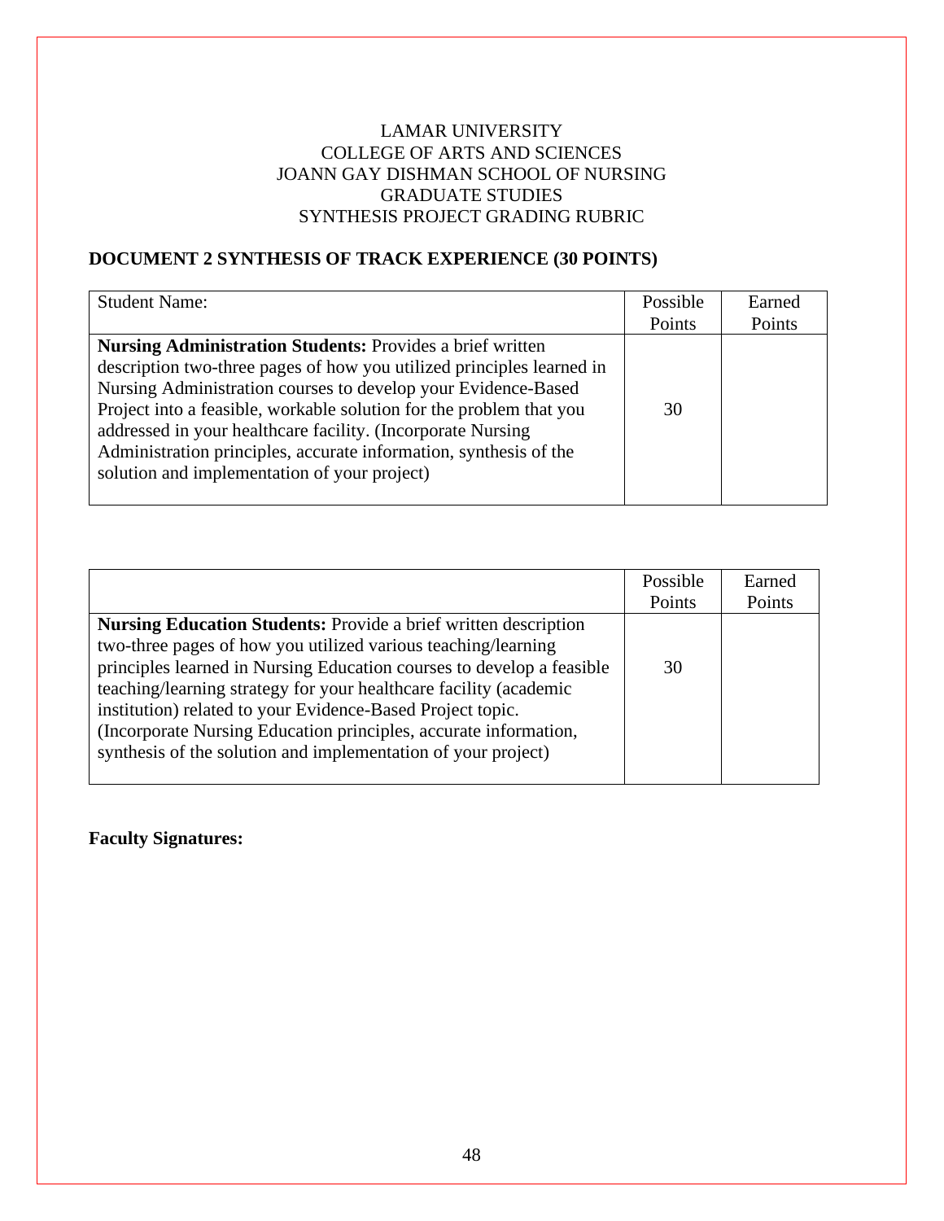LAMAR UNIVERSITY
COLLEGE OF ARTS AND SCIENCES
JOANN GAY DISHMAN SCHOOL OF NURSING
GRADUATE STUDIES
SYNTHESIS PROJECT GRADING RUBRIC

## DOCUMENT 2 SYNTHESIS OF TRACK EXPERIENCE (30 POINTS)

| Student Name: | Possible Points | Earned Points |
|---|---|---|
| **Nursing Administration Students:** Provides a brief written description two-three pages of how you utilized principles learned in Nursing Administration courses to develop your Evidence-Based Project into a feasible, workable solution for the problem that you addressed in your healthcare facility. (Incorporate Nursing Administration principles, accurate information, synthesis of the solution and implementation of your project) | 30 | |

| | Possible Points | Earned Points |
|---|---|---|
| **Nursing Education Students:** Provide a brief written description two-three pages of how you utilized various teaching/learning principles learned in Nursing Education courses to develop a feasible teaching/learning strategy for your healthcare facility (academic institution) related to your Evidence-Based Project topic. (Incorporate Nursing Education principles, accurate information, synthesis of the solution and implementation of your project) | 30 | |

**Faculty Signatures:**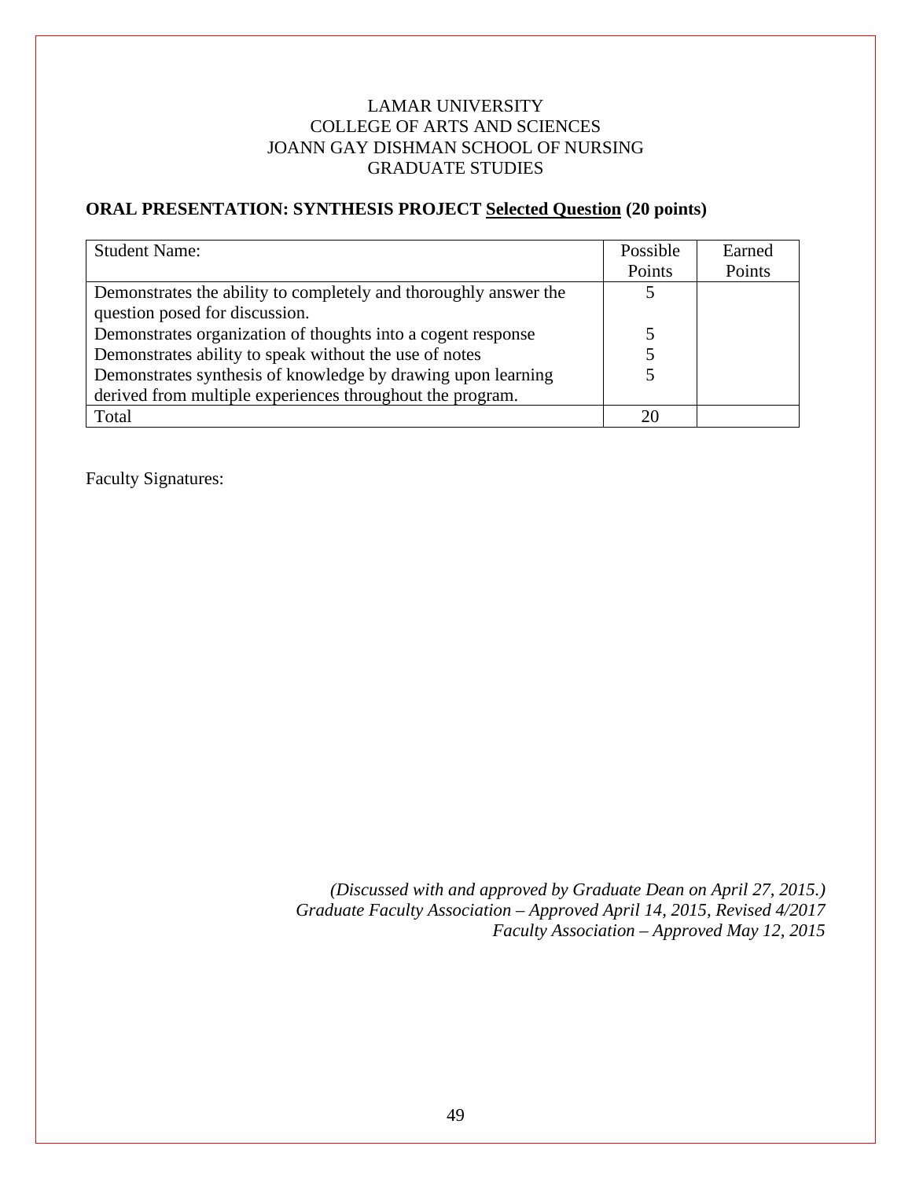LAMAR UNIVERSITY
COLLEGE OF ARTS AND SCIENCES
JOANN GAY DISHMAN SCHOOL OF NURSING
GRADUATE STUDIES

## ORAL PRESENTATION: SYNTHESIS PROJECT Selected Question (20 points)

| Student Name: | Possible Points | Earned Points |
|---|---|---|
| Demonstrates the ability to completely and thoroughly answer the question posed for discussion. | 5 | |
| Demonstrates organization of thoughts into a cogent response | 5 | |
| Demonstrates ability to speak without the use of notes | 5 | |
| Demonstrates synthesis of knowledge by drawing upon learning derived from multiple experiences throughout the program. | 5 | |
| Total | 20 | |

Faculty Signatures:

*(Discussed with and approved by Graduate Dean on April 27, 2015.)*
*Graduate Faculty Association – Approved April 14, 2015, Revised 4/2017*
*Faculty Association – Approved May 12, 2015*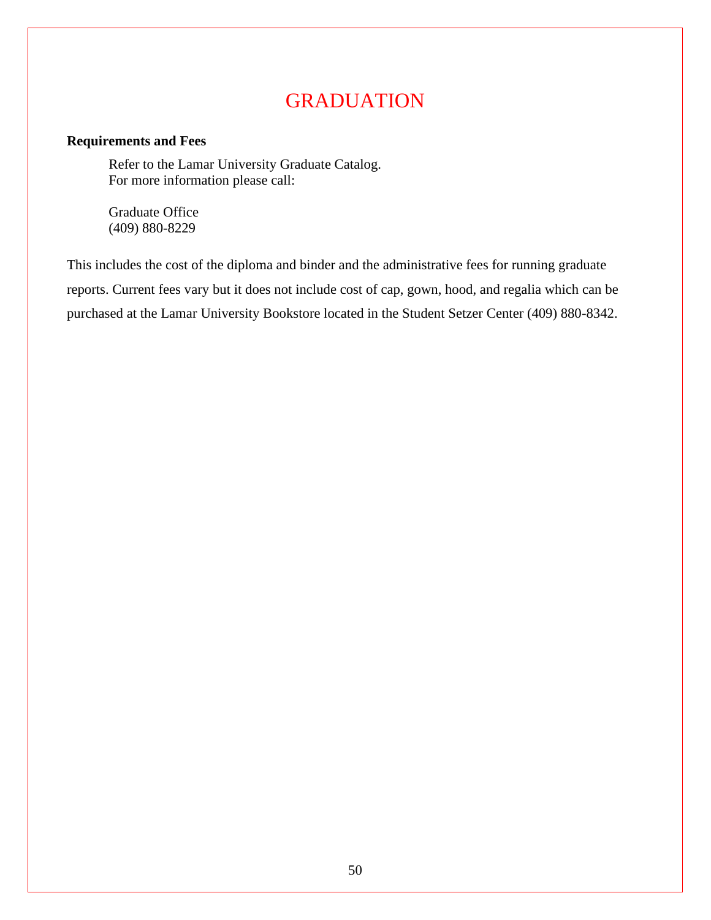# GRADUATION

**Requirements and Fees**

Refer to the Lamar University Graduate Catalog.
For more information please call:

Graduate Office
(409) 880-8229

This includes the cost of the diploma and binder and the administrative fees for running graduate reports. Current fees vary but it does not include cost of cap, gown, hood, and regalia which can be purchased at the Lamar University Bookstore located in the Student Setzer Center (409) 880-8342.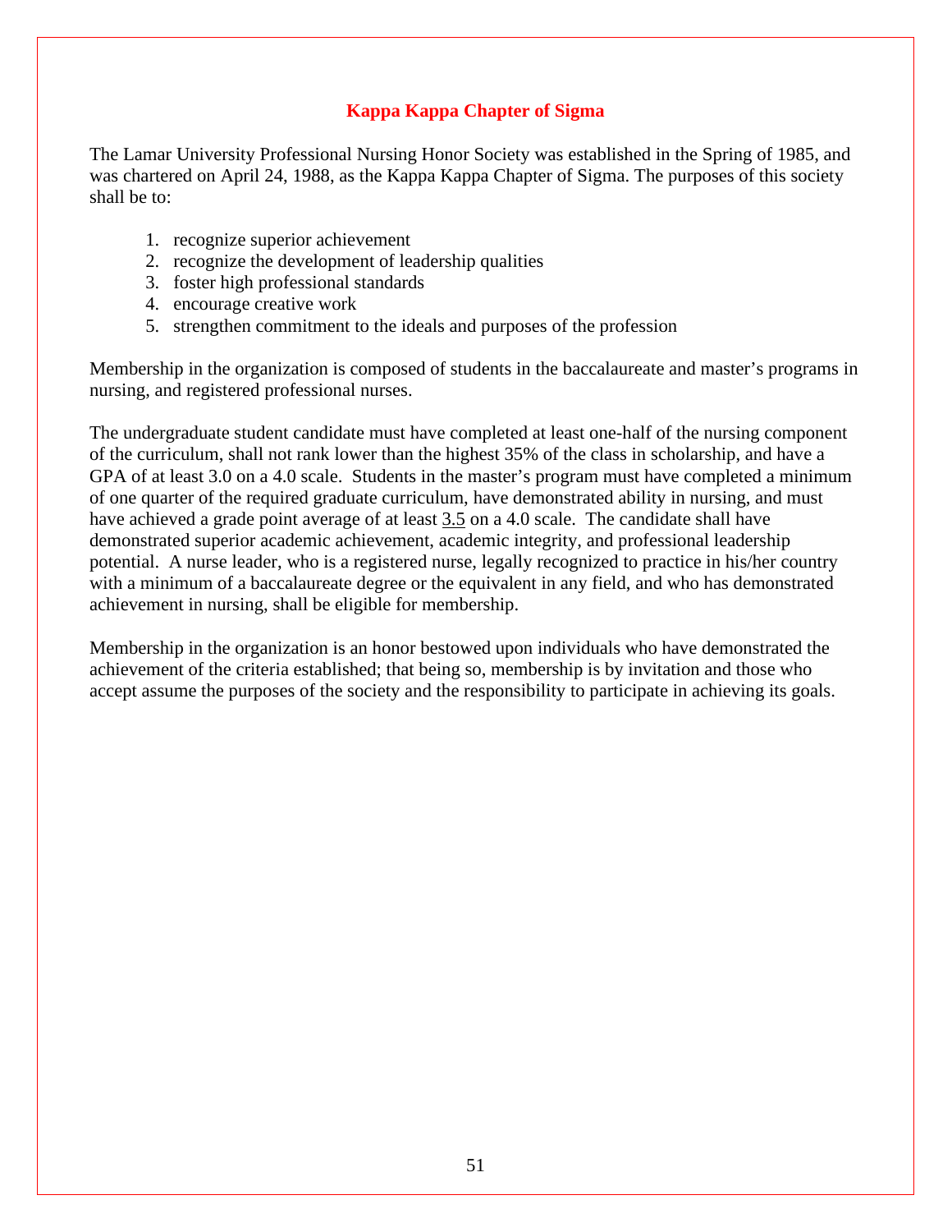## Kappa Kappa Chapter of Sigma

The Lamar University Professional Nursing Honor Society was established in the Spring of 1985, and was chartered on April 24, 1988, as the Kappa Kappa Chapter of Sigma. The purposes of this society shall be to:

1. recognize superior achievement
2. recognize the development of leadership qualities
3. foster high professional standards
4. encourage creative work
5. strengthen commitment to the ideals and purposes of the profession

Membership in the organization is composed of students in the baccalaureate and master's programs in nursing, and registered professional nurses.

The undergraduate student candidate must have completed at least one-half of the nursing component of the curriculum, shall not rank lower than the highest 35% of the class in scholarship, and have a GPA of at least 3.0 on a 4.0 scale. Students in the master's program must have completed a minimum of one quarter of the required graduate curriculum, have demonstrated ability in nursing, and must have achieved a grade point average of at least 3.5 on a 4.0 scale. The candidate shall have demonstrated superior academic achievement, academic integrity, and professional leadership potential. A nurse leader, who is a registered nurse, legally recognized to practice in his/her country with a minimum of a baccalaureate degree or the equivalent in any field, and who has demonstrated achievement in nursing, shall be eligible for membership.

Membership in the organization is an honor bestowed upon individuals who have demonstrated the achievement of the criteria established; that being so, membership is by invitation and those who accept assume the purposes of the society and the responsibility to participate in achieving its goals.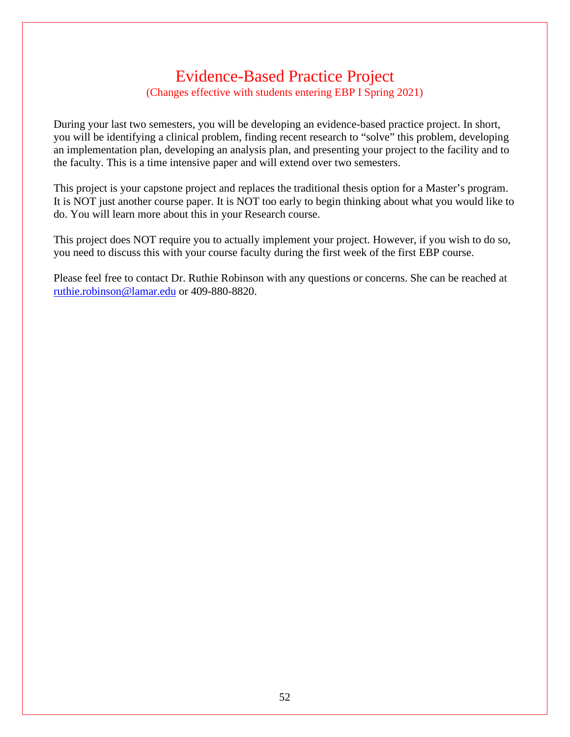# Evidence-Based Practice Project

(Changes effective with students entering EBP I Spring 2021)

During your last two semesters, you will be developing an evidence-based practice project. In short, you will be identifying a clinical problem, finding recent research to “solve” this problem, developing an implementation plan, developing an analysis plan, and presenting your project to the facility and to the faculty. This is a time intensive paper and will extend over two semesters.

This project is your capstone project and replaces the traditional thesis option for a Master’s program. It is NOT just another course paper. It is NOT too early to begin thinking about what you would like to do. You will learn more about this in your Research course.

This project does NOT require you to actually implement your project. However, if you wish to do so, you need to discuss this with your course faculty during the first week of the first EBP course.

Please feel free to contact Dr. Ruthie Robinson with any questions or concerns. She can be reached at ruthie.robinson@lamar.edu or 409-880-8820.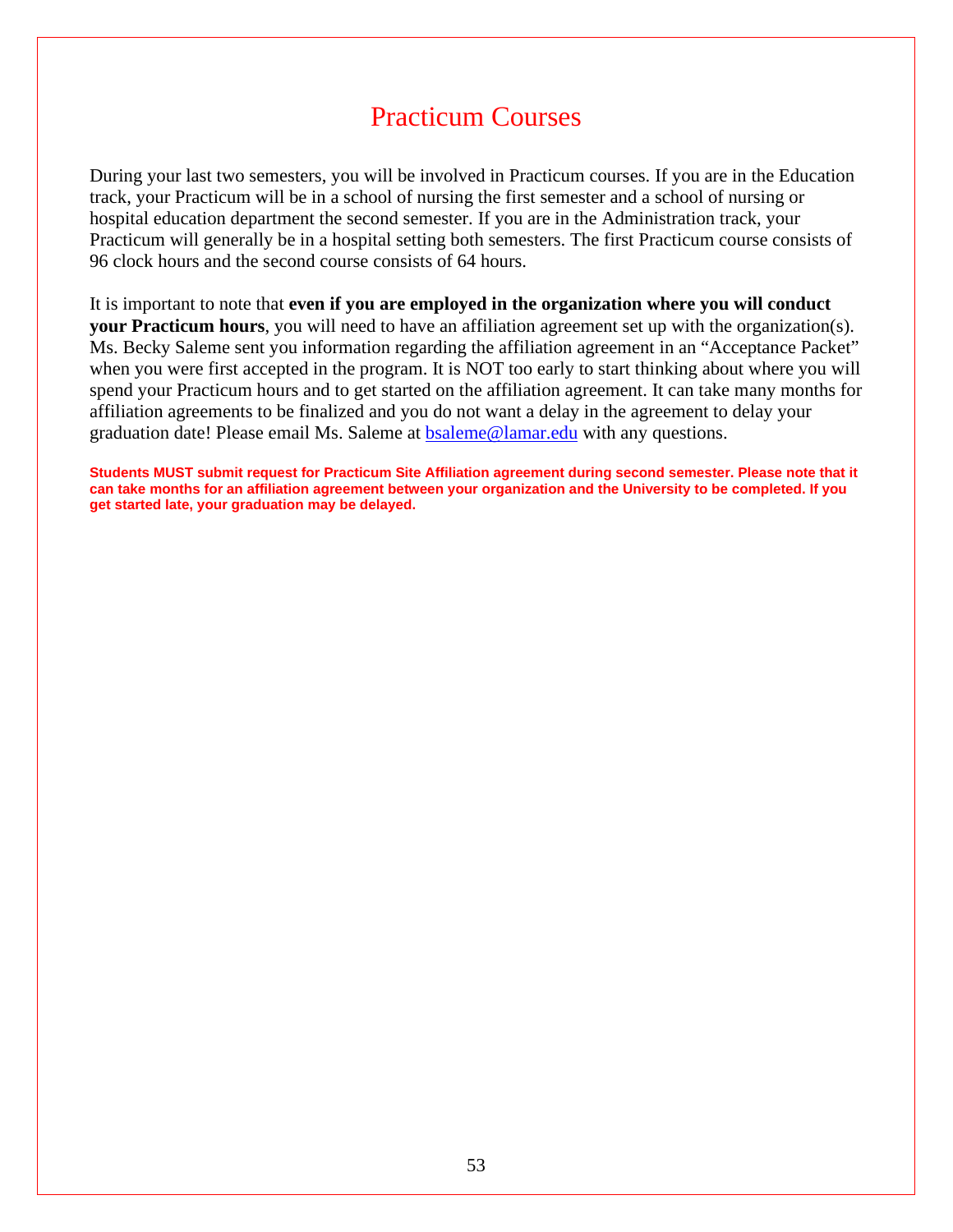# Practicum Courses

During your last two semesters, you will be involved in Practicum courses. If you are in the Education track, your Practicum will be in a school of nursing the first semester and a school of nursing or hospital education department the second semester. If you are in the Administration track, your Practicum will generally be in a hospital setting both semesters. The first Practicum course consists of 96 clock hours and the second course consists of 64 hours.

It is important to note that **even if you are employed in the organization where you will conduct your Practicum hours**, you will need to have an affiliation agreement set up with the organization(s). Ms. Becky Saleme sent you information regarding the affiliation agreement in an "Acceptance Packet" when you were first accepted in the program. It is NOT too early to start thinking about where you will spend your Practicum hours and to get started on the affiliation agreement. It can take many months for affiliation agreements to be finalized and you do not want a delay in the agreement to delay your graduation date! Please email Ms. Saleme at bsaleme@lamar.edu with any questions.

**Students MUST submit request for Practicum Site Affiliation agreement during second semester. Please note that it can take months for an affiliation agreement between your organization and the University to be completed. If you get started late, your graduation may be delayed.**